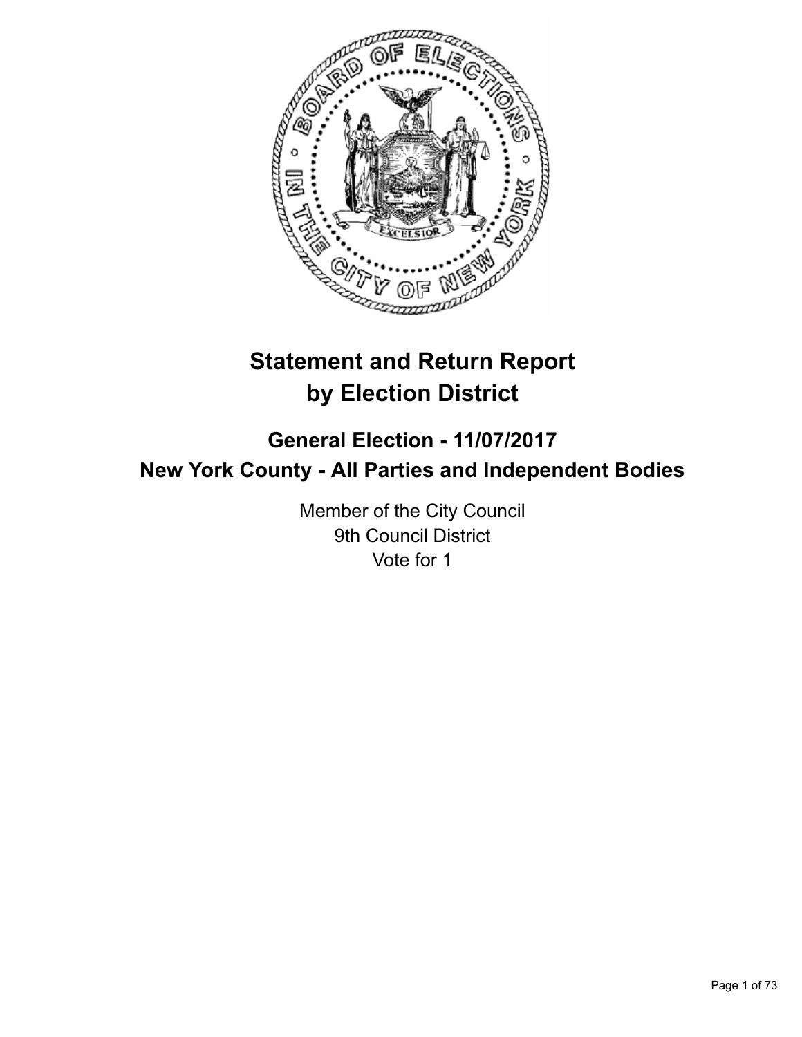# Statement and Return Report by Election District

## General Election - 11/07/2017
## New York County - All Parties and Independent Bodies

Member of the City Council
9th Council District
Vote for 1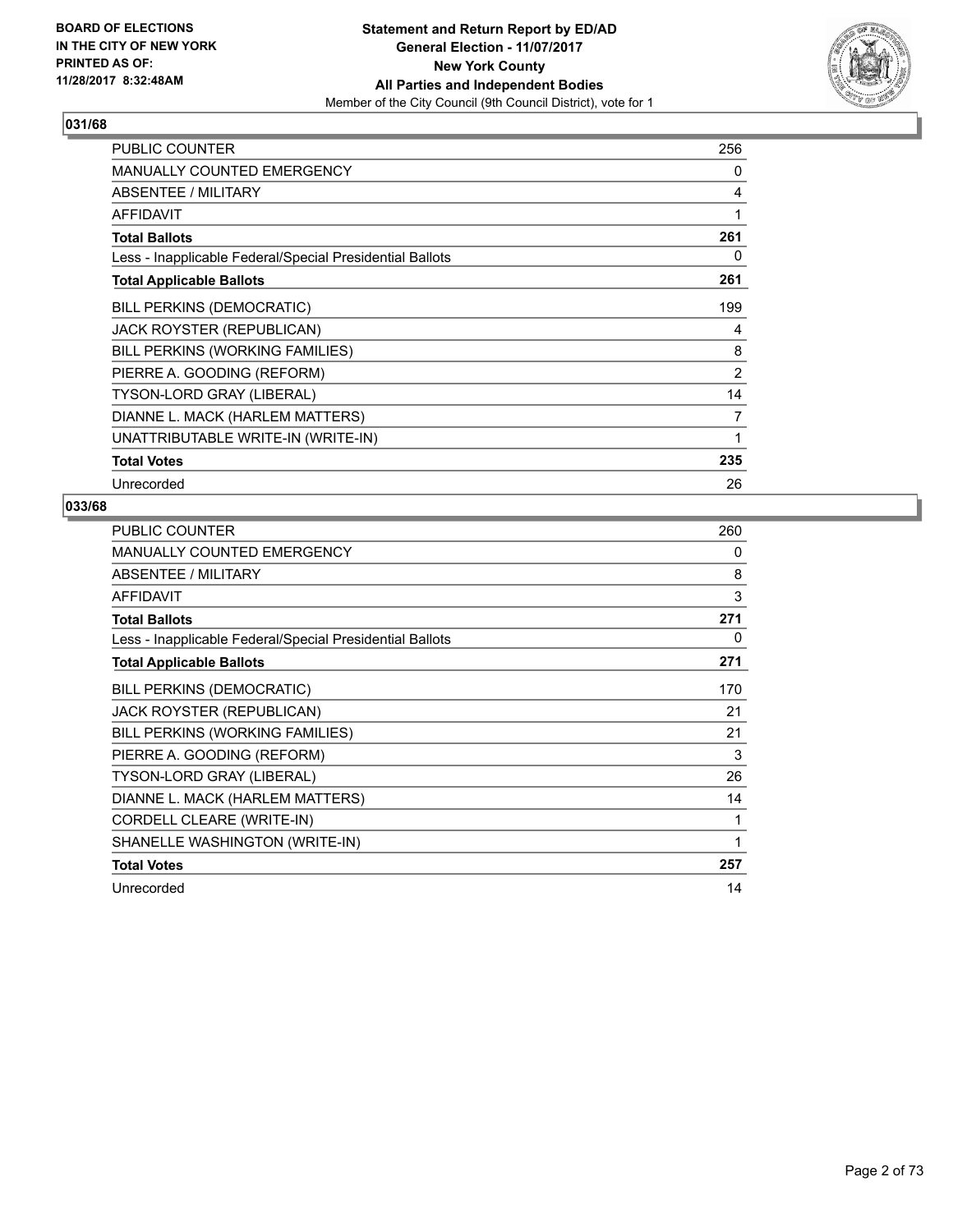BOARD OF ELECTIONS
IN THE CITY OF NEW YORK
PRINTED AS OF:
11/28/2017 8:32:48AM

**Statement and Return Report by ED/AD**
**General Election - 11/07/2017**
**New York County**
**All Parties and Independent Bodies**
Member of the City Council (9th Council District), vote for 1

### 031/68

| | |
|---|---|
| PUBLIC COUNTER | 256 |
| MANUALLY COUNTED EMERGENCY | 0 |
| ABSENTEE / MILITARY | 4 |
| AFFIDAVIT | 1 |
| **Total Ballots** | **261** |
| Less - Inapplicable Federal/Special Presidential Ballots | 0 |
| **Total Applicable Ballots** | **261** |
| BILL PERKINS (DEMOCRATIC) | 199 |
| JACK ROYSTER (REPUBLICAN) | 4 |
| BILL PERKINS (WORKING FAMILIES) | 8 |
| PIERRE A. GOODING (REFORM) | 2 |
| TYSON-LORD GRAY (LIBERAL) | 14 |
| DIANNE L. MACK (HARLEM MATTERS) | 7 |
| UNATTRIBUTABLE WRITE-IN (WRITE-IN) | 1 |
| **Total Votes** | **235** |
| Unrecorded | 26 |

### 033/68

| | |
|---|---|
| PUBLIC COUNTER | 260 |
| MANUALLY COUNTED EMERGENCY | 0 |
| ABSENTEE / MILITARY | 8 |
| AFFIDAVIT | 3 |
| **Total Ballots** | **271** |
| Less - Inapplicable Federal/Special Presidential Ballots | 0 |
| **Total Applicable Ballots** | **271** |
| BILL PERKINS (DEMOCRATIC) | 170 |
| JACK ROYSTER (REPUBLICAN) | 21 |
| BILL PERKINS (WORKING FAMILIES) | 21 |
| PIERRE A. GOODING (REFORM) | 3 |
| TYSON-LORD GRAY (LIBERAL) | 26 |
| DIANNE L. MACK (HARLEM MATTERS) | 14 |
| CORDELL CLEARE (WRITE-IN) | 1 |
| SHANELLE WASHINGTON (WRITE-IN) | 1 |
| **Total Votes** | **257** |
| Unrecorded | 14 |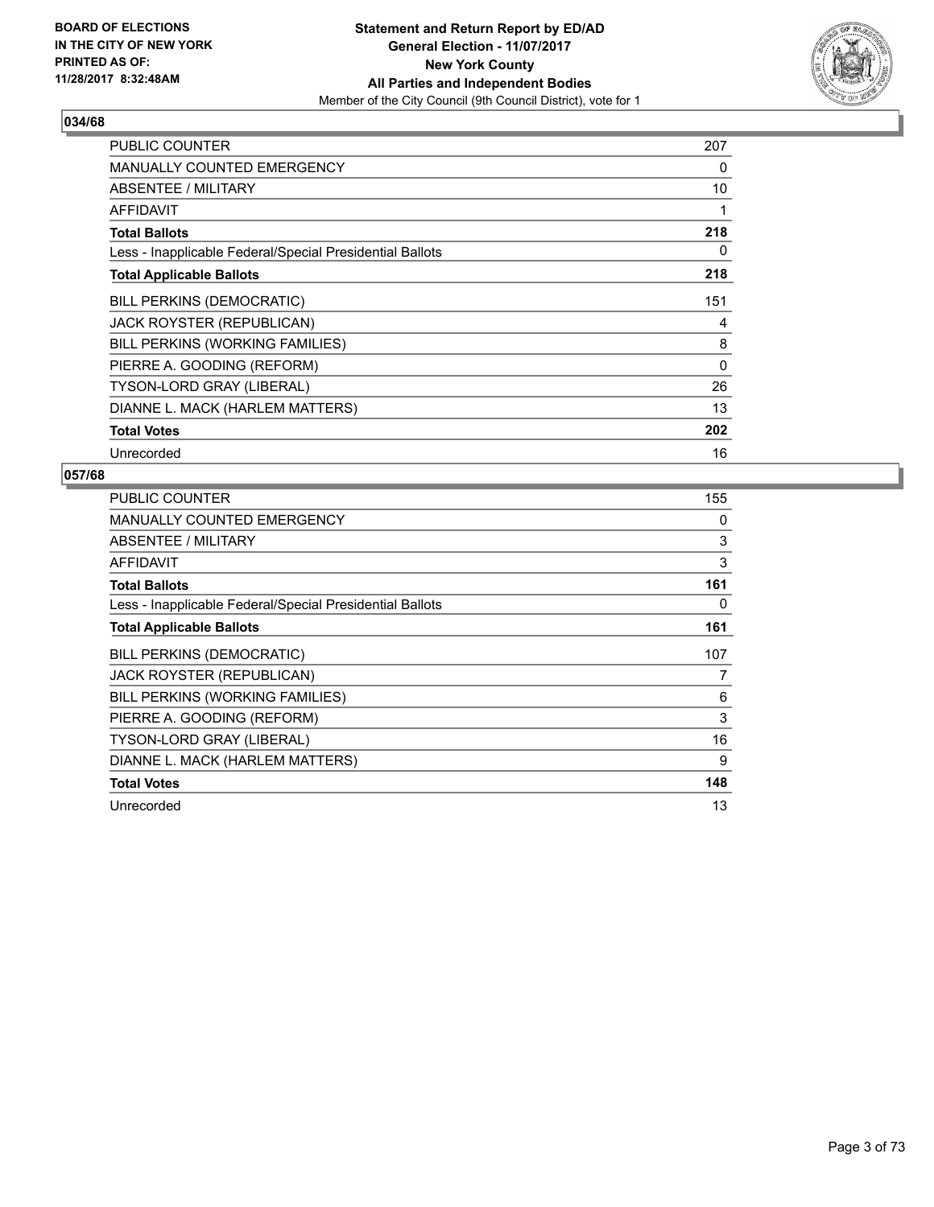**BOARD OF ELECTIONS IN THE CITY OF NEW YORK PRINTED AS OF: 11/28/2017 8:32:48AM**

**Statement and Return Report by ED/AD**
**General Election - 11/07/2017**
**New York County**
**All Parties and Independent Bodies**
Member of the City Council (9th Council District), vote for 1

## 034/68

| | |
|---|---|
| PUBLIC COUNTER | 207 |
| MANUALLY COUNTED EMERGENCY | 0 |
| ABSENTEE / MILITARY | 10 |
| AFFIDAVIT | 1 |
| **Total Ballots** | **218** |
| Less - Inapplicable Federal/Special Presidential Ballots | 0 |
| **Total Applicable Ballots** | **218** |
| BILL PERKINS (DEMOCRATIC) | 151 |
| JACK ROYSTER (REPUBLICAN) | 4 |
| BILL PERKINS (WORKING FAMILIES) | 8 |
| PIERRE A. GOODING (REFORM) | 0 |
| TYSON-LORD GRAY (LIBERAL) | 26 |
| DIANNE L. MACK (HARLEM MATTERS) | 13 |
| **Total Votes** | **202** |
| Unrecorded | 16 |

## 057/68

| | |
|---|---|
| PUBLIC COUNTER | 155 |
| MANUALLY COUNTED EMERGENCY | 0 |
| ABSENTEE / MILITARY | 3 |
| AFFIDAVIT | 3 |
| **Total Ballots** | **161** |
| Less - Inapplicable Federal/Special Presidential Ballots | 0 |
| **Total Applicable Ballots** | **161** |
| BILL PERKINS (DEMOCRATIC) | 107 |
| JACK ROYSTER (REPUBLICAN) | 7 |
| BILL PERKINS (WORKING FAMILIES) | 6 |
| PIERRE A. GOODING (REFORM) | 3 |
| TYSON-LORD GRAY (LIBERAL) | 16 |
| DIANNE L. MACK (HARLEM MATTERS) | 9 |
| **Total Votes** | **148** |
| Unrecorded | 13 |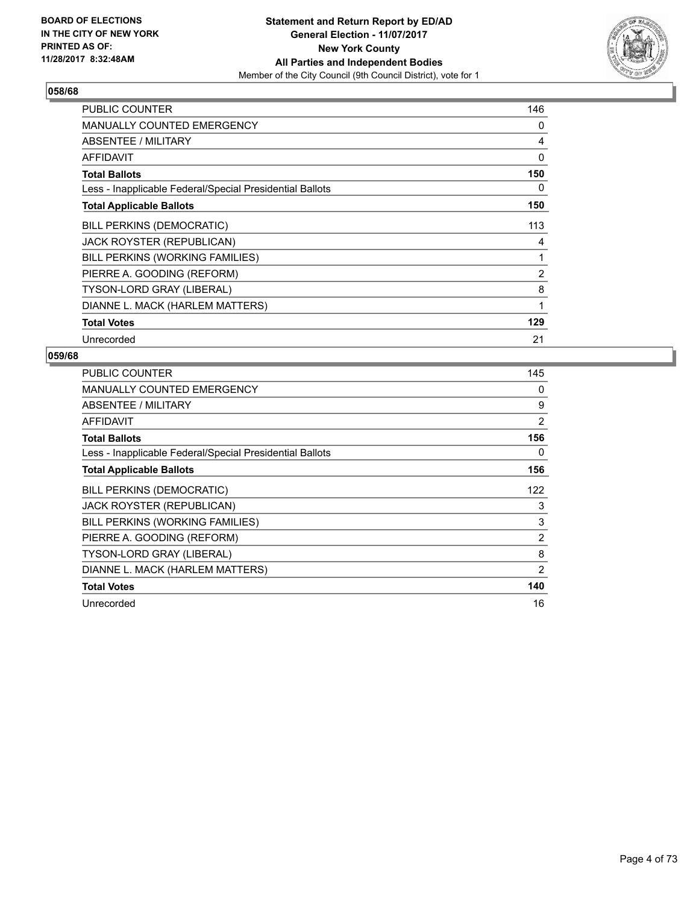BOARD OF ELECTIONS
IN THE CITY OF NEW YORK
PRINTED AS OF:
11/28/2017 8:32:48AM

**Statement and Return Report by ED/AD**
**General Election - 11/07/2017**
**New York County**
**All Parties and Independent Bodies**
Member of the City Council (9th Council District), vote for 1

## 058/68

| | |
|---|---|
| PUBLIC COUNTER | 146 |
| MANUALLY COUNTED EMERGENCY | 0 |
| ABSENTEE / MILITARY | 4 |
| AFFIDAVIT | 0 |
| **Total Ballots** | **150** |
| Less - Inapplicable Federal/Special Presidential Ballots | 0 |
| **Total Applicable Ballots** | **150** |
| BILL PERKINS (DEMOCRATIC) | 113 |
| JACK ROYSTER (REPUBLICAN) | 4 |
| BILL PERKINS (WORKING FAMILIES) | 1 |
| PIERRE A. GOODING (REFORM) | 2 |
| TYSON-LORD GRAY (LIBERAL) | 8 |
| DIANNE L. MACK (HARLEM MATTERS) | 1 |
| **Total Votes** | **129** |
| Unrecorded | 21 |

## 059/68

| | |
|---|---|
| PUBLIC COUNTER | 145 |
| MANUALLY COUNTED EMERGENCY | 0 |
| ABSENTEE / MILITARY | 9 |
| AFFIDAVIT | 2 |
| **Total Ballots** | **156** |
| Less - Inapplicable Federal/Special Presidential Ballots | 0 |
| **Total Applicable Ballots** | **156** |
| BILL PERKINS (DEMOCRATIC) | 122 |
| JACK ROYSTER (REPUBLICAN) | 3 |
| BILL PERKINS (WORKING FAMILIES) | 3 |
| PIERRE A. GOODING (REFORM) | 2 |
| TYSON-LORD GRAY (LIBERAL) | 8 |
| DIANNE L. MACK (HARLEM MATTERS) | 2 |
| **Total Votes** | **140** |
| Unrecorded | 16 |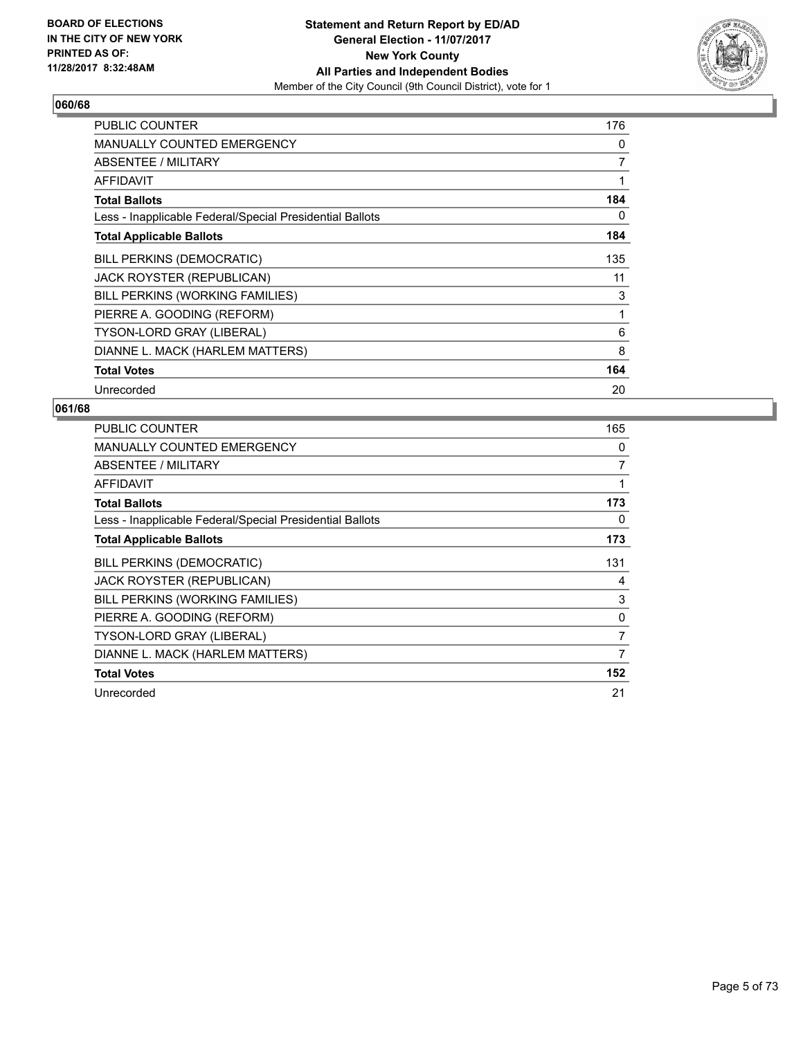**BOARD OF ELECTIONS IN THE CITY OF NEW YORK PRINTED AS OF: 11/28/2017 8:32:48AM**

**Statement and Return Report by ED/AD**
**General Election - 11/07/2017**
**New York County**
**All Parties and Independent Bodies**
Member of the City Council (9th Council District), vote for 1

## 060/68

| | |
|---|---|
| PUBLIC COUNTER | 176 |
| MANUALLY COUNTED EMERGENCY | 0 |
| ABSENTEE / MILITARY | 7 |
| AFFIDAVIT | 1 |
| **Total Ballots** | **184** |
| Less - Inapplicable Federal/Special Presidential Ballots | 0 |
| **Total Applicable Ballots** | **184** |
| BILL PERKINS (DEMOCRATIC) | 135 |
| JACK ROYSTER (REPUBLICAN) | 11 |
| BILL PERKINS (WORKING FAMILIES) | 3 |
| PIERRE A. GOODING (REFORM) | 1 |
| TYSON-LORD GRAY (LIBERAL) | 6 |
| DIANNE L. MACK (HARLEM MATTERS) | 8 |
| **Total Votes** | **164** |
| Unrecorded | 20 |

## 061/68

| | |
|---|---|
| PUBLIC COUNTER | 165 |
| MANUALLY COUNTED EMERGENCY | 0 |
| ABSENTEE / MILITARY | 7 |
| AFFIDAVIT | 1 |
| **Total Ballots** | **173** |
| Less - Inapplicable Federal/Special Presidential Ballots | 0 |
| **Total Applicable Ballots** | **173** |
| BILL PERKINS (DEMOCRATIC) | 131 |
| JACK ROYSTER (REPUBLICAN) | 4 |
| BILL PERKINS (WORKING FAMILIES) | 3 |
| PIERRE A. GOODING (REFORM) | 0 |
| TYSON-LORD GRAY (LIBERAL) | 7 |
| DIANNE L. MACK (HARLEM MATTERS) | 7 |
| **Total Votes** | **152** |
| Unrecorded | 21 |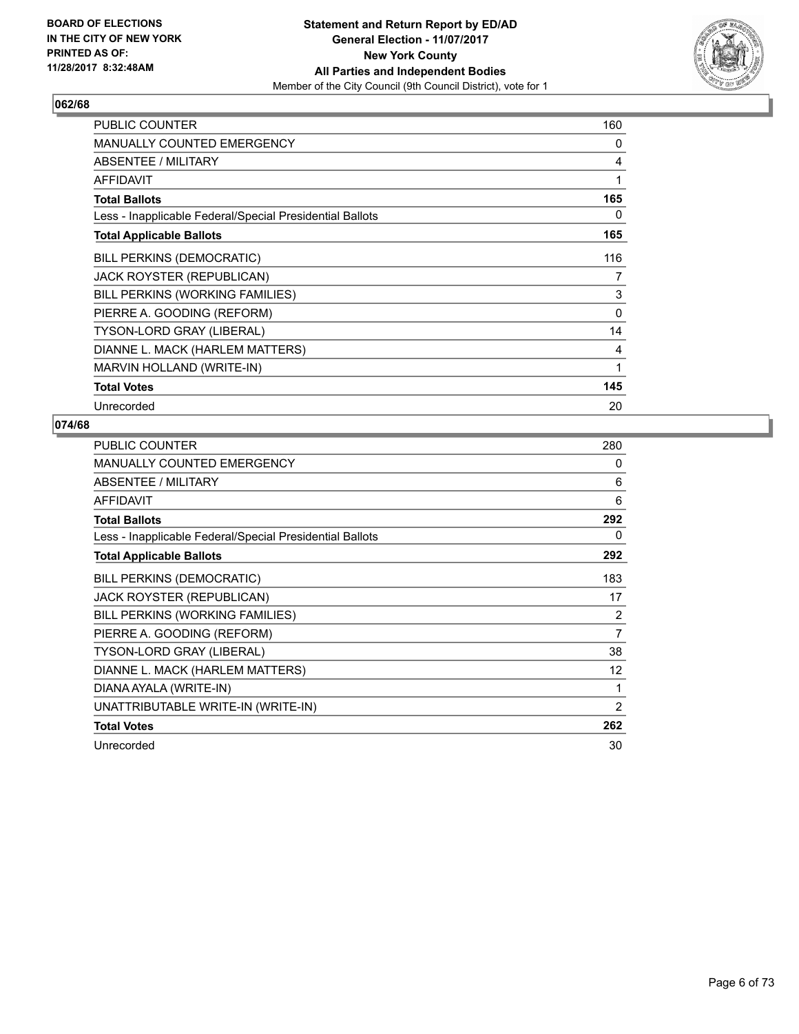**BOARD OF ELECTIONS IN THE CITY OF NEW YORK PRINTED AS OF: 11/28/2017 8:32:48AM**

**Statement and Return Report by ED/AD**
**General Election - 11/07/2017**
**New York County**
**All Parties and Independent Bodies**
Member of the City Council (9th Council District), vote for 1

## 062/68

| | |
|---|---|
| PUBLIC COUNTER | 160 |
| MANUALLY COUNTED EMERGENCY | 0 |
| ABSENTEE / MILITARY | 4 |
| AFFIDAVIT | 1 |
| **Total Ballots** | **165** |
| Less - Inapplicable Federal/Special Presidential Ballots | 0 |
| **Total Applicable Ballots** | **165** |
| BILL PERKINS (DEMOCRATIC) | 116 |
| JACK ROYSTER (REPUBLICAN) | 7 |
| BILL PERKINS (WORKING FAMILIES) | 3 |
| PIERRE A. GOODING (REFORM) | 0 |
| TYSON-LORD GRAY (LIBERAL) | 14 |
| DIANNE L. MACK (HARLEM MATTERS) | 4 |
| MARVIN HOLLAND (WRITE-IN) | 1 |
| **Total Votes** | **145** |
| Unrecorded | 20 |

## 074/68

| | |
|---|---|
| PUBLIC COUNTER | 280 |
| MANUALLY COUNTED EMERGENCY | 0 |
| ABSENTEE / MILITARY | 6 |
| AFFIDAVIT | 6 |
| **Total Ballots** | **292** |
| Less - Inapplicable Federal/Special Presidential Ballots | 0 |
| **Total Applicable Ballots** | **292** |
| BILL PERKINS (DEMOCRATIC) | 183 |
| JACK ROYSTER (REPUBLICAN) | 17 |
| BILL PERKINS (WORKING FAMILIES) | 2 |
| PIERRE A. GOODING (REFORM) | 7 |
| TYSON-LORD GRAY (LIBERAL) | 38 |
| DIANNE L. MACK (HARLEM MATTERS) | 12 |
| DIANA AYALA (WRITE-IN) | 1 |
| UNATTRIBUTABLE WRITE-IN (WRITE-IN) | 2 |
| **Total Votes** | **262** |
| Unrecorded | 30 |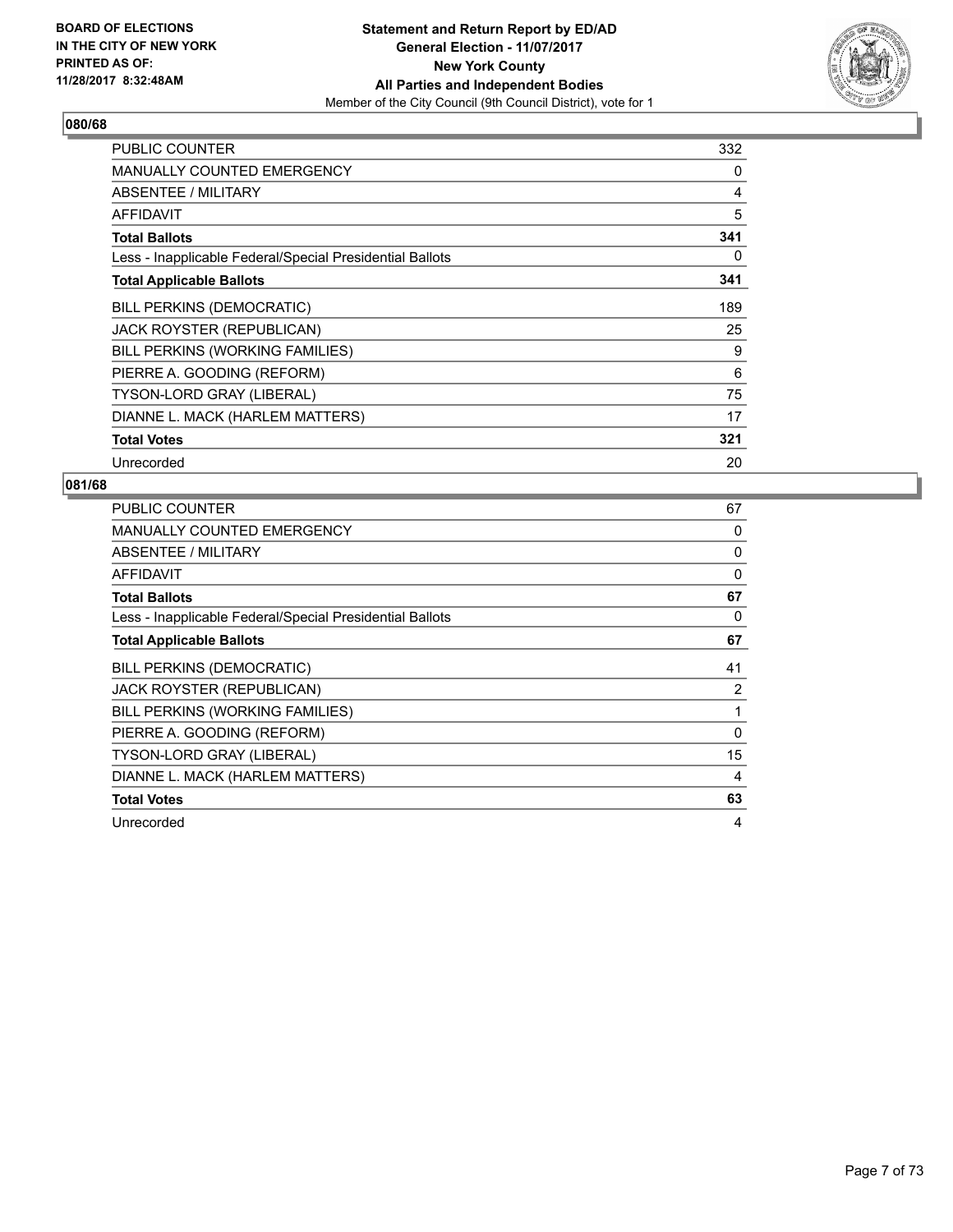BOARD OF ELECTIONS
IN THE CITY OF NEW YORK
PRINTED AS OF:
11/28/2017 8:32:48AM

**Statement and Return Report by ED/AD**
**General Election - 11/07/2017**
**New York County**
**All Parties and Independent Bodies**
Member of the City Council (9th Council District), vote for 1

## 080/68

| | |
|---|---|
| PUBLIC COUNTER | 332 |
| MANUALLY COUNTED EMERGENCY | 0 |
| ABSENTEE / MILITARY | 4 |
| AFFIDAVIT | 5 |
| **Total Ballots** | **341** |
| Less - Inapplicable Federal/Special Presidential Ballots | 0 |
| **Total Applicable Ballots** | **341** |
| BILL PERKINS (DEMOCRATIC) | 189 |
| JACK ROYSTER (REPUBLICAN) | 25 |
| BILL PERKINS (WORKING FAMILIES) | 9 |
| PIERRE A. GOODING (REFORM) | 6 |
| TYSON-LORD GRAY (LIBERAL) | 75 |
| DIANNE L. MACK (HARLEM MATTERS) | 17 |
| **Total Votes** | **321** |
| Unrecorded | 20 |

## 081/68

| | |
|---|---|
| PUBLIC COUNTER | 67 |
| MANUALLY COUNTED EMERGENCY | 0 |
| ABSENTEE / MILITARY | 0 |
| AFFIDAVIT | 0 |
| **Total Ballots** | **67** |
| Less - Inapplicable Federal/Special Presidential Ballots | 0 |
| **Total Applicable Ballots** | **67** |
| BILL PERKINS (DEMOCRATIC) | 41 |
| JACK ROYSTER (REPUBLICAN) | 2 |
| BILL PERKINS (WORKING FAMILIES) | 1 |
| PIERRE A. GOODING (REFORM) | 0 |
| TYSON-LORD GRAY (LIBERAL) | 15 |
| DIANNE L. MACK (HARLEM MATTERS) | 4 |
| **Total Votes** | **63** |
| Unrecorded | 4 |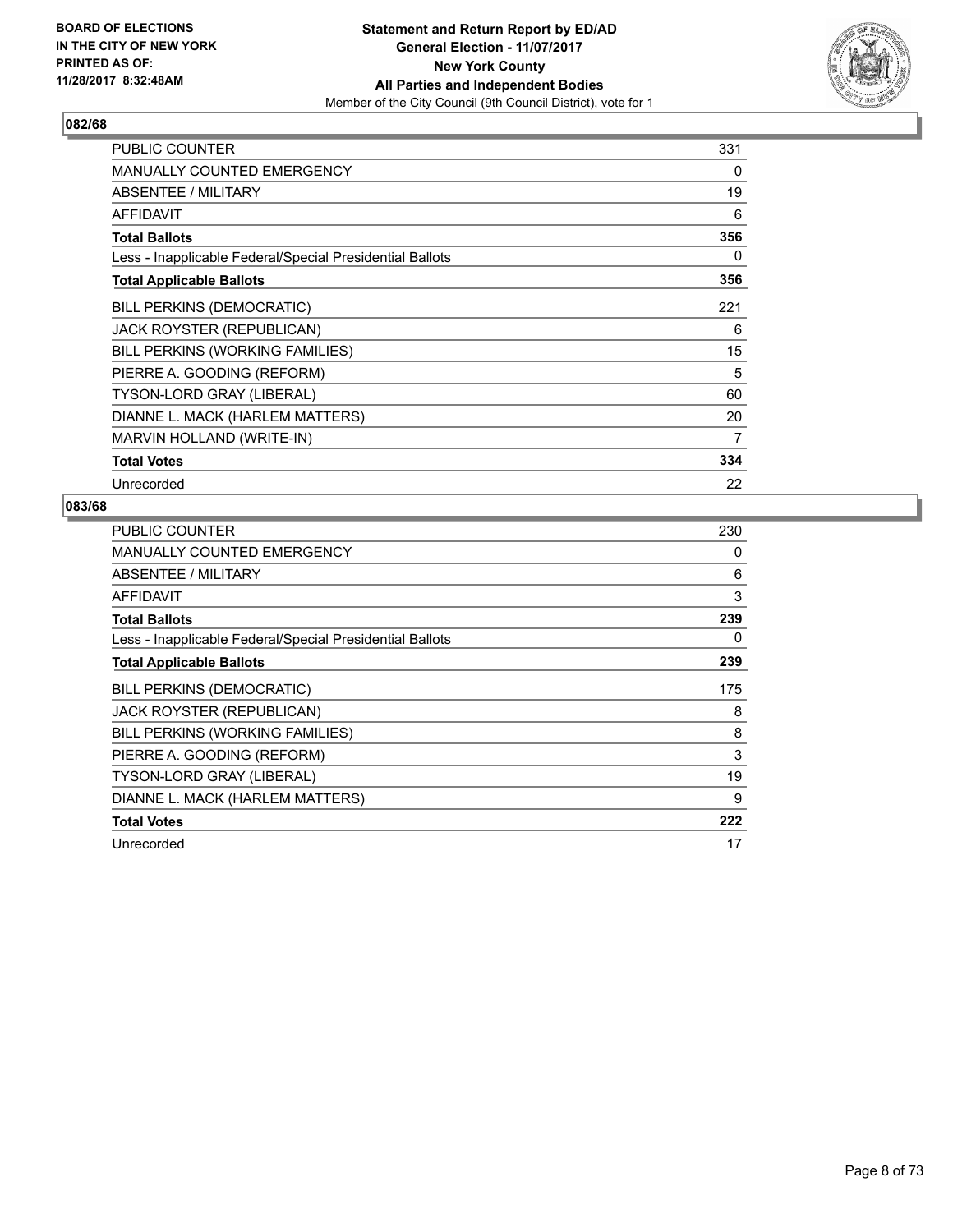**BOARD OF ELECTIONS IN THE CITY OF NEW YORK PRINTED AS OF: 11/28/2017 8:32:48AM**

**Statement and Return Report by ED/AD**
**General Election - 11/07/2017**
**New York County**
**All Parties and Independent Bodies**
Member of the City Council (9th Council District), vote for 1

### 082/68

| | |
|---|---|
| PUBLIC COUNTER | 331 |
| MANUALLY COUNTED EMERGENCY | 0 |
| ABSENTEE / MILITARY | 19 |
| AFFIDAVIT | 6 |
| **Total Ballots** | **356** |
| Less - Inapplicable Federal/Special Presidential Ballots | 0 |
| **Total Applicable Ballots** | **356** |
| BILL PERKINS (DEMOCRATIC) | 221 |
| JACK ROYSTER (REPUBLICAN) | 6 |
| BILL PERKINS (WORKING FAMILIES) | 15 |
| PIERRE A. GOODING (REFORM) | 5 |
| TYSON-LORD GRAY (LIBERAL) | 60 |
| DIANNE L. MACK (HARLEM MATTERS) | 20 |
| MARVIN HOLLAND (WRITE-IN) | 7 |
| **Total Votes** | **334** |
| Unrecorded | 22 |

### 083/68

| | |
|---|---|
| PUBLIC COUNTER | 230 |
| MANUALLY COUNTED EMERGENCY | 0 |
| ABSENTEE / MILITARY | 6 |
| AFFIDAVIT | 3 |
| **Total Ballots** | **239** |
| Less - Inapplicable Federal/Special Presidential Ballots | 0 |
| **Total Applicable Ballots** | **239** |
| BILL PERKINS (DEMOCRATIC) | 175 |
| JACK ROYSTER (REPUBLICAN) | 8 |
| BILL PERKINS (WORKING FAMILIES) | 8 |
| PIERRE A. GOODING (REFORM) | 3 |
| TYSON-LORD GRAY (LIBERAL) | 19 |
| DIANNE L. MACK (HARLEM MATTERS) | 9 |
| **Total Votes** | **222** |
| Unrecorded | 17 |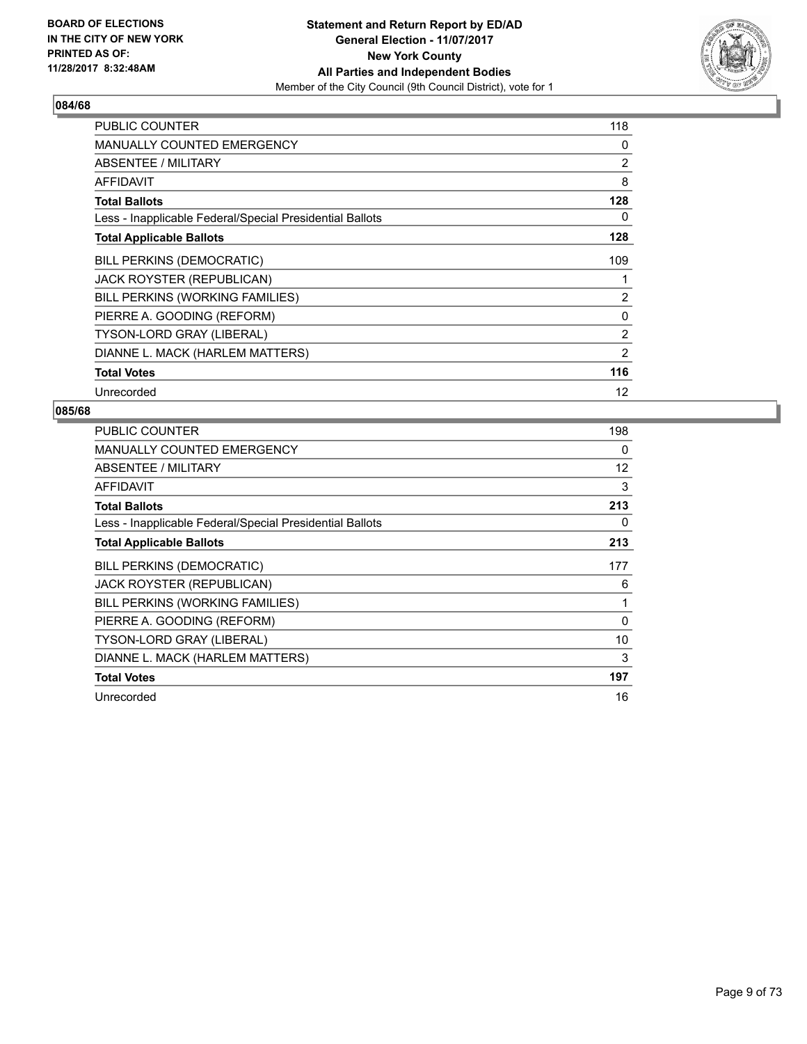BOARD OF ELECTIONS
IN THE CITY OF NEW YORK
PRINTED AS OF:
11/28/2017 8:32:48AM

**Statement and Return Report by ED/AD**
**General Election - 11/07/2017**
**New York County**
**All Parties and Independent Bodies**
Member of the City Council (9th Council District), vote for 1

## 084/68

| | |
|---|---|
| PUBLIC COUNTER | 118 |
| MANUALLY COUNTED EMERGENCY | 0 |
| ABSENTEE / MILITARY | 2 |
| AFFIDAVIT | 8 |
| **Total Ballots** | **128** |
| Less - Inapplicable Federal/Special Presidential Ballots | 0 |
| **Total Applicable Ballots** | **128** |
| BILL PERKINS (DEMOCRATIC) | 109 |
| JACK ROYSTER (REPUBLICAN) | 1 |
| BILL PERKINS (WORKING FAMILIES) | 2 |
| PIERRE A. GOODING (REFORM) | 0 |
| TYSON-LORD GRAY (LIBERAL) | 2 |
| DIANNE L. MACK (HARLEM MATTERS) | 2 |
| **Total Votes** | **116** |
| Unrecorded | 12 |

## 085/68

| | |
|---|---|
| PUBLIC COUNTER | 198 |
| MANUALLY COUNTED EMERGENCY | 0 |
| ABSENTEE / MILITARY | 12 |
| AFFIDAVIT | 3 |
| **Total Ballots** | **213** |
| Less - Inapplicable Federal/Special Presidential Ballots | 0 |
| **Total Applicable Ballots** | **213** |
| BILL PERKINS (DEMOCRATIC) | 177 |
| JACK ROYSTER (REPUBLICAN) | 6 |
| BILL PERKINS (WORKING FAMILIES) | 1 |
| PIERRE A. GOODING (REFORM) | 0 |
| TYSON-LORD GRAY (LIBERAL) | 10 |
| DIANNE L. MACK (HARLEM MATTERS) | 3 |
| **Total Votes** | **197** |
| Unrecorded | 16 |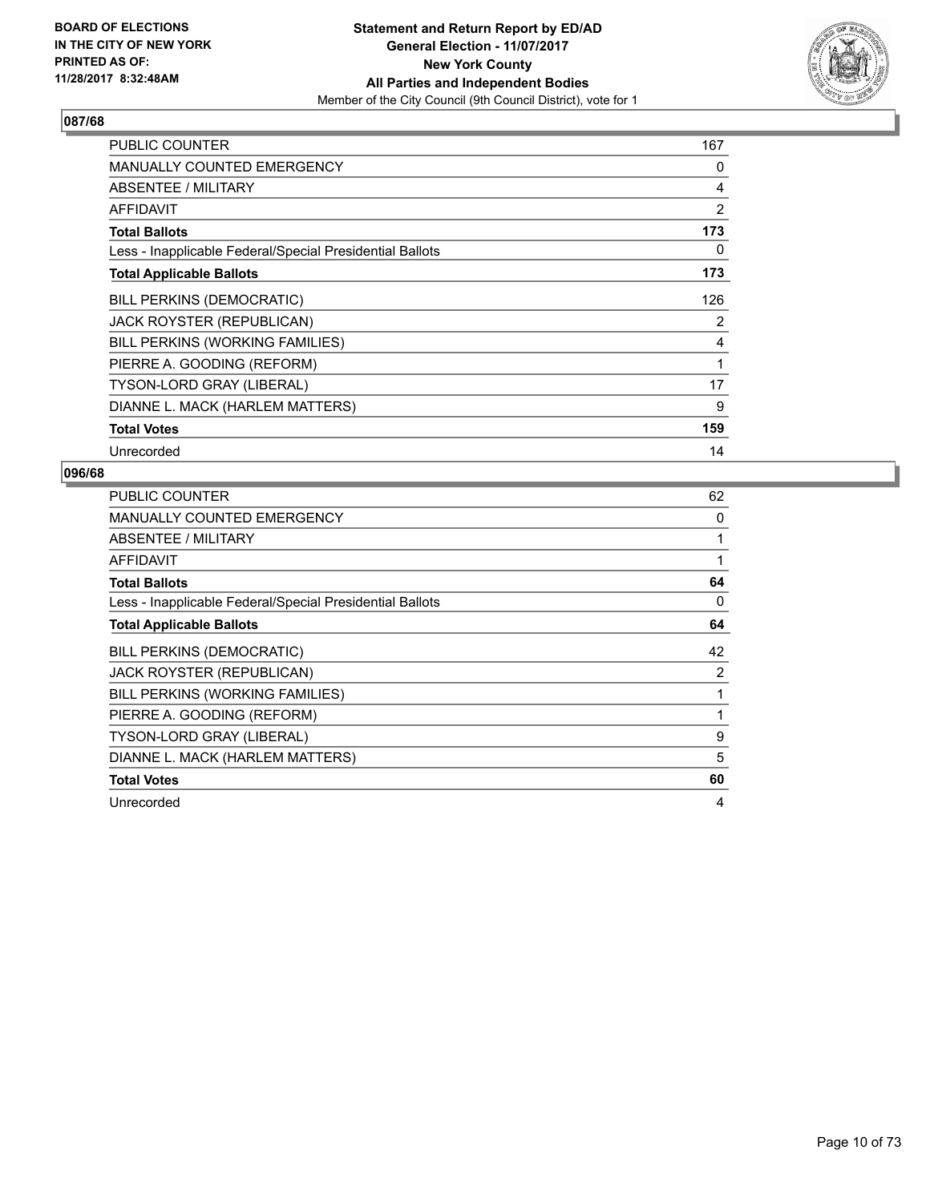**BOARD OF ELECTIONS IN THE CITY OF NEW YORK PRINTED AS OF: 11/28/2017 8:32:48AM**

**Statement and Return Report by ED/AD**
**General Election - 11/07/2017**
**New York County**
**All Parties and Independent Bodies**
Member of the City Council (9th Council District), vote for 1

## 087/68

| | |
|---|---|
| PUBLIC COUNTER | 167 |
| MANUALLY COUNTED EMERGENCY | 0 |
| ABSENTEE / MILITARY | 4 |
| AFFIDAVIT | 2 |
| **Total Ballots** | **173** |
| Less - Inapplicable Federal/Special Presidential Ballots | 0 |
| **Total Applicable Ballots** | **173** |
| BILL PERKINS (DEMOCRATIC) | 126 |
| JACK ROYSTER (REPUBLICAN) | 2 |
| BILL PERKINS (WORKING FAMILIES) | 4 |
| PIERRE A. GOODING (REFORM) | 1 |
| TYSON-LORD GRAY (LIBERAL) | 17 |
| DIANNE L. MACK (HARLEM MATTERS) | 9 |
| **Total Votes** | **159** |
| Unrecorded | 14 |

## 096/68

| | |
|---|---|
| PUBLIC COUNTER | 62 |
| MANUALLY COUNTED EMERGENCY | 0 |
| ABSENTEE / MILITARY | 1 |
| AFFIDAVIT | 1 |
| **Total Ballots** | **64** |
| Less - Inapplicable Federal/Special Presidential Ballots | 0 |
| **Total Applicable Ballots** | **64** |
| BILL PERKINS (DEMOCRATIC) | 42 |
| JACK ROYSTER (REPUBLICAN) | 2 |
| BILL PERKINS (WORKING FAMILIES) | 1 |
| PIERRE A. GOODING (REFORM) | 1 |
| TYSON-LORD GRAY (LIBERAL) | 9 |
| DIANNE L. MACK (HARLEM MATTERS) | 5 |
| **Total Votes** | **60** |
| Unrecorded | 4 |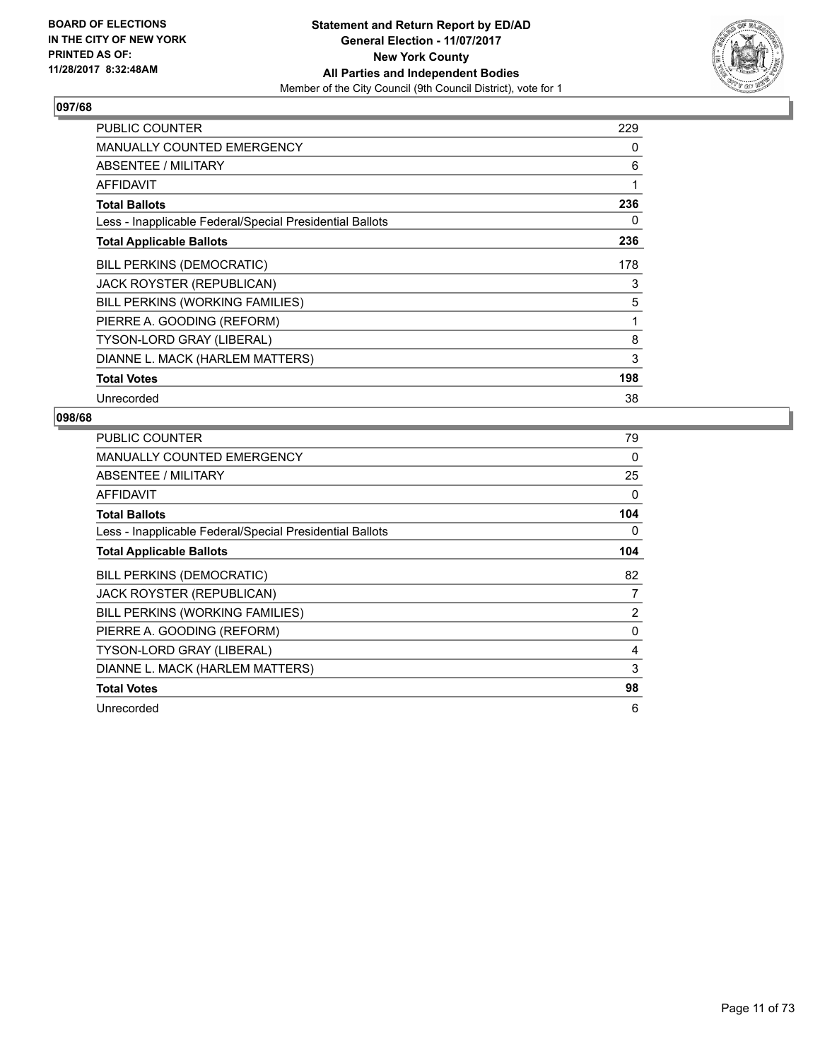**BOARD OF ELECTIONS IN THE CITY OF NEW YORK PRINTED AS OF: 11/28/2017 8:32:48AM**

**Statement and Return Report by ED/AD General Election - 11/07/2017 New York County All Parties and Independent Bodies**
Member of the City Council (9th Council District), vote for 1

## 097/68

| | |
|---|---|
| PUBLIC COUNTER | 229 |
| MANUALLY COUNTED EMERGENCY | 0 |
| ABSENTEE / MILITARY | 6 |
| AFFIDAVIT | 1 |
| **Total Ballots** | **236** |
| Less - Inapplicable Federal/Special Presidential Ballots | 0 |
| **Total Applicable Ballots** | **236** |
| BILL PERKINS (DEMOCRATIC) | 178 |
| JACK ROYSTER (REPUBLICAN) | 3 |
| BILL PERKINS (WORKING FAMILIES) | 5 |
| PIERRE A. GOODING (REFORM) | 1 |
| TYSON-LORD GRAY (LIBERAL) | 8 |
| DIANNE L. MACK (HARLEM MATTERS) | 3 |
| **Total Votes** | **198** |
| Unrecorded | 38 |

## 098/68

| | |
|---|---|
| PUBLIC COUNTER | 79 |
| MANUALLY COUNTED EMERGENCY | 0 |
| ABSENTEE / MILITARY | 25 |
| AFFIDAVIT | 0 |
| **Total Ballots** | **104** |
| Less - Inapplicable Federal/Special Presidential Ballots | 0 |
| **Total Applicable Ballots** | **104** |
| BILL PERKINS (DEMOCRATIC) | 82 |
| JACK ROYSTER (REPUBLICAN) | 7 |
| BILL PERKINS (WORKING FAMILIES) | 2 |
| PIERRE A. GOODING (REFORM) | 0 |
| TYSON-LORD GRAY (LIBERAL) | 4 |
| DIANNE L. MACK (HARLEM MATTERS) | 3 |
| **Total Votes** | **98** |
| Unrecorded | 6 |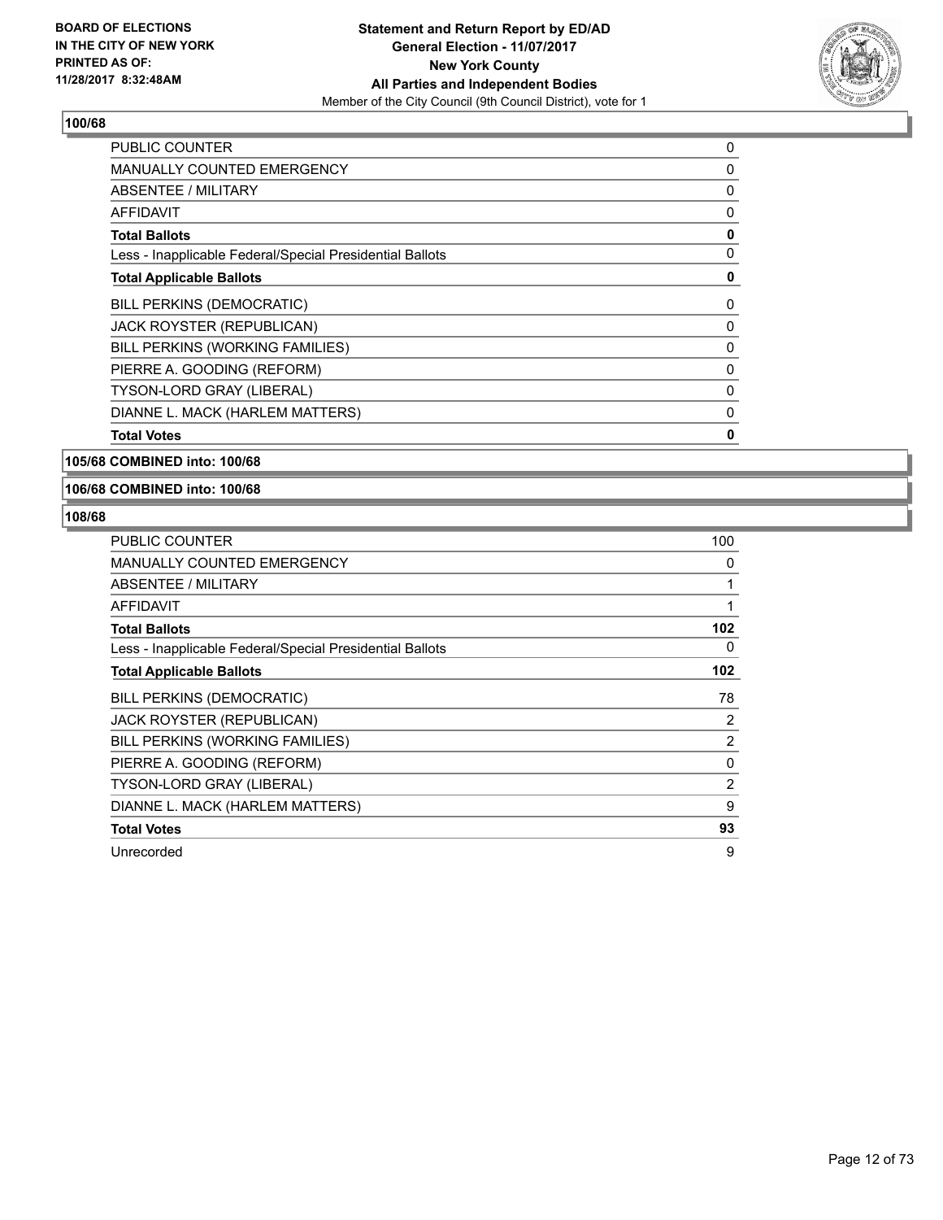BOARD OF ELECTIONS
IN THE CITY OF NEW YORK
PRINTED AS OF:
11/28/2017 8:32:48AM

**Statement and Return Report by ED/AD**
**General Election - 11/07/2017**
**New York County**
**All Parties and Independent Bodies**
Member of the City Council (9th Council District), vote for 1

### 100/68

| | |
|---|---|
| PUBLIC COUNTER | 0 |
| MANUALLY COUNTED EMERGENCY | 0 |
| ABSENTEE / MILITARY | 0 |
| AFFIDAVIT | 0 |
| **Total Ballots** | **0** |
| Less - Inapplicable Federal/Special Presidential Ballots | 0 |
| **Total Applicable Ballots** | **0** |
| BILL PERKINS (DEMOCRATIC) | 0 |
| JACK ROYSTER (REPUBLICAN) | 0 |
| BILL PERKINS (WORKING FAMILIES) | 0 |
| PIERRE A. GOODING (REFORM) | 0 |
| TYSON-LORD GRAY (LIBERAL) | 0 |
| DIANNE L. MACK (HARLEM MATTERS) | 0 |
| **Total Votes** | **0** |

### 105/68 COMBINED into: 100/68

### 106/68 COMBINED into: 100/68

### 108/68

| | |
|---|---|
| PUBLIC COUNTER | 100 |
| MANUALLY COUNTED EMERGENCY | 0 |
| ABSENTEE / MILITARY | 1 |
| AFFIDAVIT | 1 |
| **Total Ballots** | **102** |
| Less - Inapplicable Federal/Special Presidential Ballots | 0 |
| **Total Applicable Ballots** | **102** |
| BILL PERKINS (DEMOCRATIC) | 78 |
| JACK ROYSTER (REPUBLICAN) | 2 |
| BILL PERKINS (WORKING FAMILIES) | 2 |
| PIERRE A. GOODING (REFORM) | 0 |
| TYSON-LORD GRAY (LIBERAL) | 2 |
| DIANNE L. MACK (HARLEM MATTERS) | 9 |
| **Total Votes** | **93** |
| Unrecorded | 9 |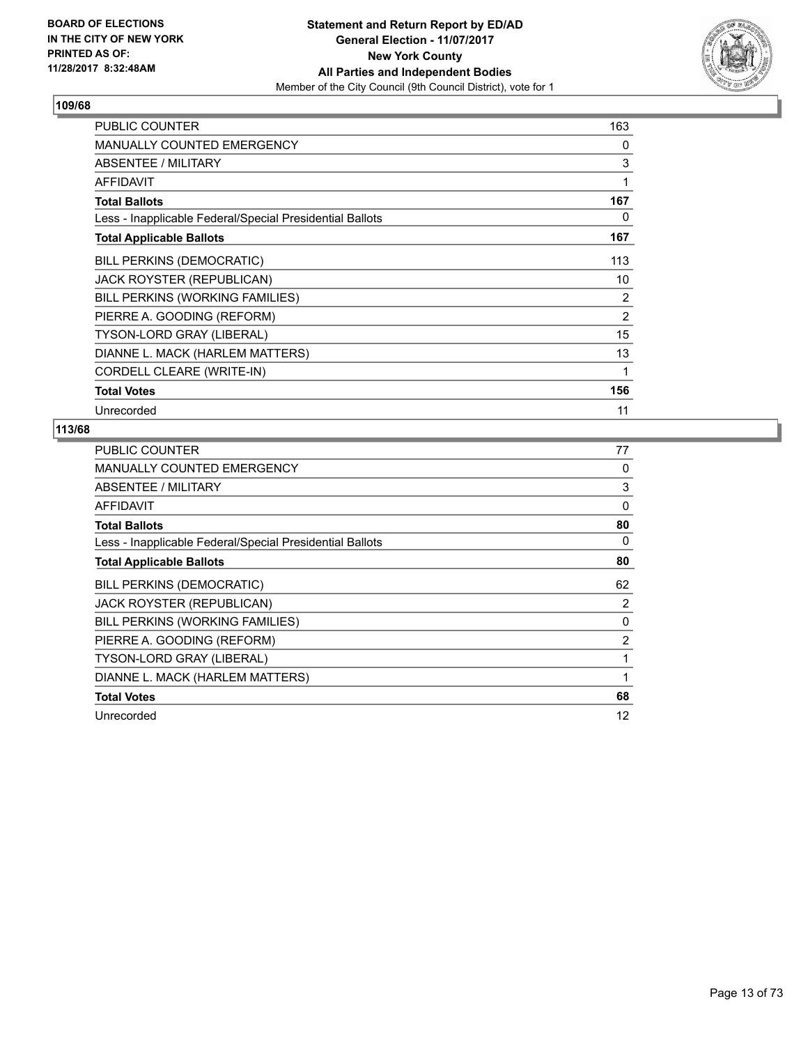**BOARD OF ELECTIONS**
**IN THE CITY OF NEW YORK**
**PRINTED AS OF:**
**11/28/2017 8:32:48AM**

# Statement and Return Report by ED/AD
## General Election - 11/07/2017
## New York County
## All Parties and Independent Bodies
Member of the City Council (9th Council District), vote for 1

### 109/68

| | |
|---|---|
| PUBLIC COUNTER | 163 |
| MANUALLY COUNTED EMERGENCY | 0 |
| ABSENTEE / MILITARY | 3 |
| AFFIDAVIT | 1 |
| **Total Ballots** | **167** |
| Less - Inapplicable Federal/Special Presidential Ballots | 0 |
| **Total Applicable Ballots** | **167** |
| BILL PERKINS (DEMOCRATIC) | 113 |
| JACK ROYSTER (REPUBLICAN) | 10 |
| BILL PERKINS (WORKING FAMILIES) | 2 |
| PIERRE A. GOODING (REFORM) | 2 |
| TYSON-LORD GRAY (LIBERAL) | 15 |
| DIANNE L. MACK (HARLEM MATTERS) | 13 |
| CORDELL CLEARE (WRITE-IN) | 1 |
| **Total Votes** | **156** |
| Unrecorded | 11 |

### 113/68

| | |
|---|---|
| PUBLIC COUNTER | 77 |
| MANUALLY COUNTED EMERGENCY | 0 |
| ABSENTEE / MILITARY | 3 |
| AFFIDAVIT | 0 |
| **Total Ballots** | **80** |
| Less - Inapplicable Federal/Special Presidential Ballots | 0 |
| **Total Applicable Ballots** | **80** |
| BILL PERKINS (DEMOCRATIC) | 62 |
| JACK ROYSTER (REPUBLICAN) | 2 |
| BILL PERKINS (WORKING FAMILIES) | 0 |
| PIERRE A. GOODING (REFORM) | 2 |
| TYSON-LORD GRAY (LIBERAL) | 1 |
| DIANNE L. MACK (HARLEM MATTERS) | 1 |
| **Total Votes** | **68** |
| Unrecorded | 12 |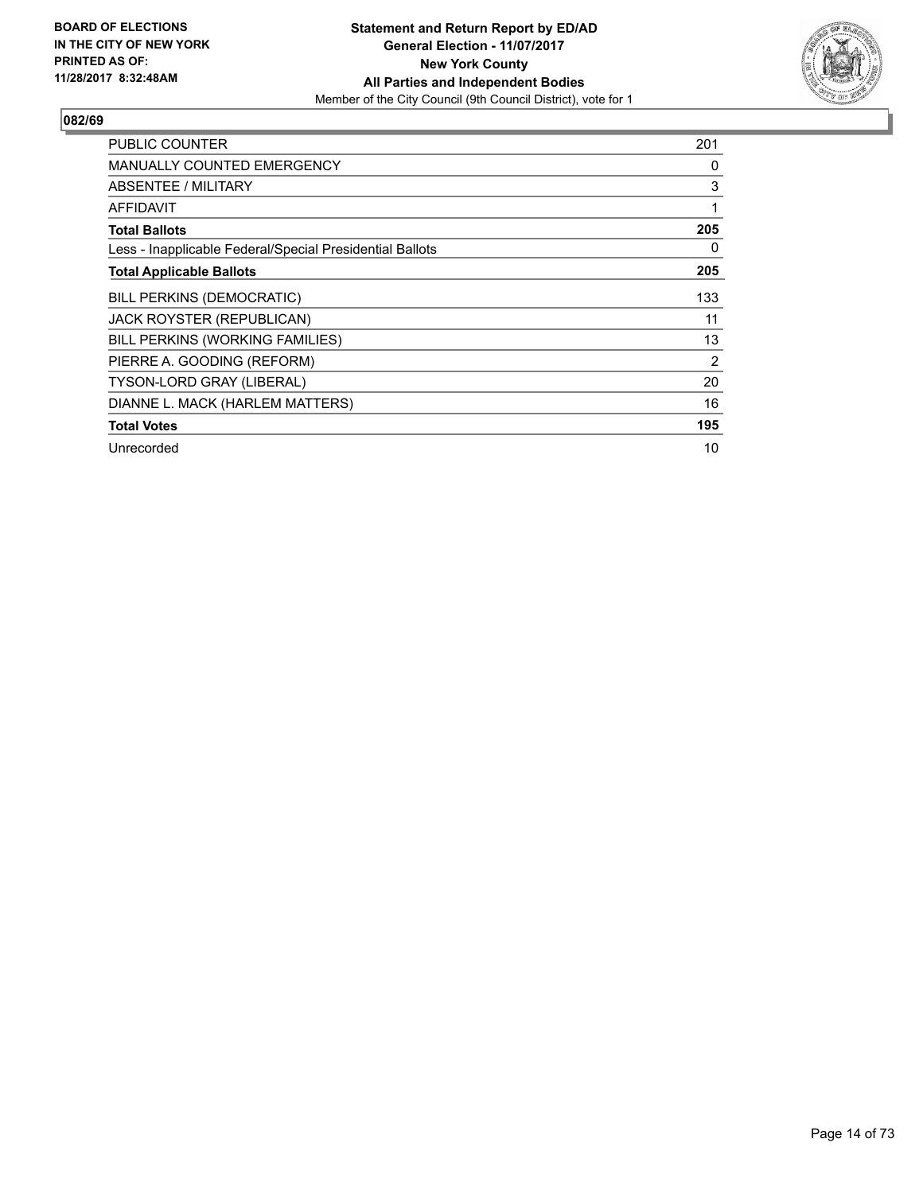**BOARD OF ELECTIONS IN THE CITY OF NEW YORK PRINTED AS OF: 11/28/2017 8:32:48AM**

**Statement and Return Report by ED/AD**
**General Election - 11/07/2017**
**New York County**
**All Parties and Independent Bodies**
Member of the City Council (9th Council District), vote for 1

## 082/69

| | |
|---|---|
| PUBLIC COUNTER | 201 |
| MANUALLY COUNTED EMERGENCY | 0 |
| ABSENTEE / MILITARY | 3 |
| AFFIDAVIT | 1 |
| **Total Ballots** | **205** |
| Less - Inapplicable Federal/Special Presidential Ballots | 0 |
| **Total Applicable Ballots** | **205** |
| BILL PERKINS (DEMOCRATIC) | 133 |
| JACK ROYSTER (REPUBLICAN) | 11 |
| BILL PERKINS (WORKING FAMILIES) | 13 |
| PIERRE A. GOODING (REFORM) | 2 |
| TYSON-LORD GRAY (LIBERAL) | 20 |
| DIANNE L. MACK (HARLEM MATTERS) | 16 |
| **Total Votes** | **195** |
| Unrecorded | 10 |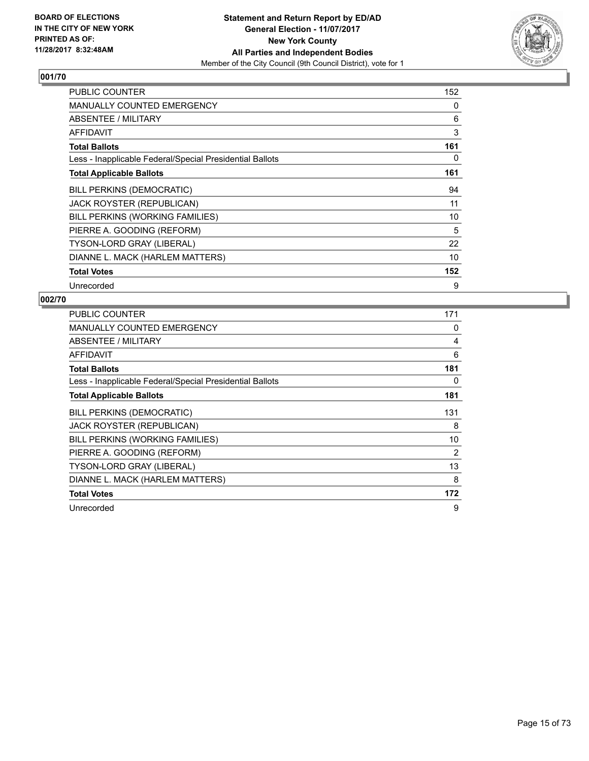BOARD OF ELECTIONS
IN THE CITY OF NEW YORK
PRINTED AS OF:
11/28/2017 8:32:48AM

**Statement and Return Report by ED/AD**
**General Election - 11/07/2017**
**New York County**
**All Parties and Independent Bodies**
Member of the City Council (9th Council District), vote for 1

## 001/70

| | |
|---|---|
| PUBLIC COUNTER | 152 |
| MANUALLY COUNTED EMERGENCY | 0 |
| ABSENTEE / MILITARY | 6 |
| AFFIDAVIT | 3 |
| **Total Ballots** | **161** |
| Less - Inapplicable Federal/Special Presidential Ballots | 0 |
| **Total Applicable Ballots** | **161** |
| BILL PERKINS (DEMOCRATIC) | 94 |
| JACK ROYSTER (REPUBLICAN) | 11 |
| BILL PERKINS (WORKING FAMILIES) | 10 |
| PIERRE A. GOODING (REFORM) | 5 |
| TYSON-LORD GRAY (LIBERAL) | 22 |
| DIANNE L. MACK (HARLEM MATTERS) | 10 |
| **Total Votes** | **152** |
| Unrecorded | 9 |

## 002/70

| | |
|---|---|
| PUBLIC COUNTER | 171 |
| MANUALLY COUNTED EMERGENCY | 0 |
| ABSENTEE / MILITARY | 4 |
| AFFIDAVIT | 6 |
| **Total Ballots** | **181** |
| Less - Inapplicable Federal/Special Presidential Ballots | 0 |
| **Total Applicable Ballots** | **181** |
| BILL PERKINS (DEMOCRATIC) | 131 |
| JACK ROYSTER (REPUBLICAN) | 8 |
| BILL PERKINS (WORKING FAMILIES) | 10 |
| PIERRE A. GOODING (REFORM) | 2 |
| TYSON-LORD GRAY (LIBERAL) | 13 |
| DIANNE L. MACK (HARLEM MATTERS) | 8 |
| **Total Votes** | **172** |
| Unrecorded | 9 |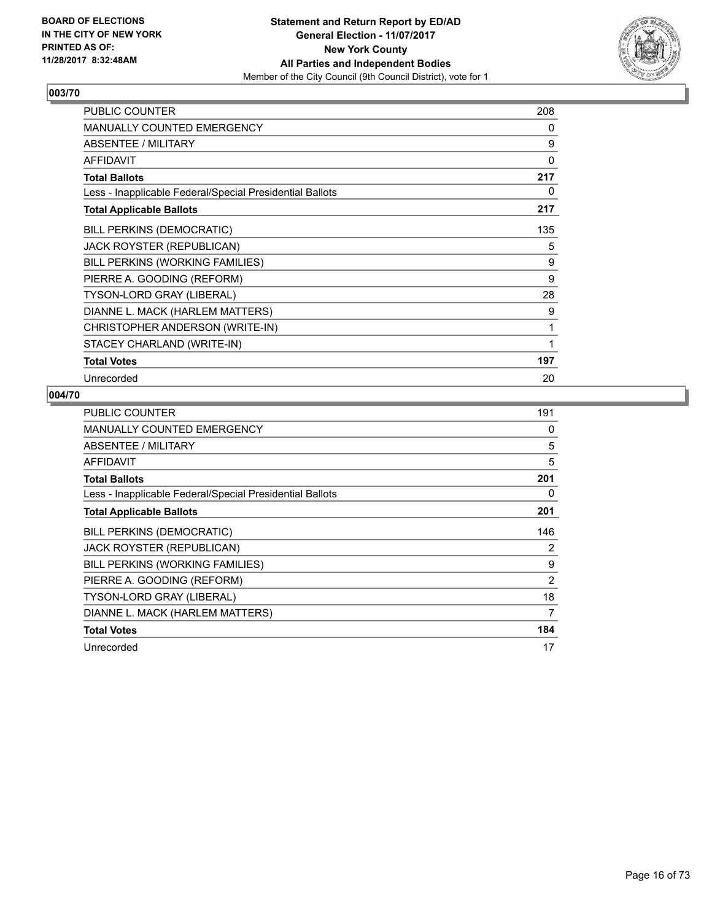BOARD OF ELECTIONS
IN THE CITY OF NEW YORK
PRINTED AS OF:
11/28/2017 8:32:48AM

**Statement and Return Report by ED/AD**
**General Election - 11/07/2017**
**New York County**
**All Parties and Independent Bodies**
Member of the City Council (9th Council District), vote for 1

## 003/70

| | |
|---|---|
| PUBLIC COUNTER | 208 |
| MANUALLY COUNTED EMERGENCY | 0 |
| ABSENTEE / MILITARY | 9 |
| AFFIDAVIT | 0 |
| **Total Ballots** | **217** |
| Less - Inapplicable Federal/Special Presidential Ballots | 0 |
| **Total Applicable Ballots** | **217** |
| BILL PERKINS (DEMOCRATIC) | 135 |
| JACK ROYSTER (REPUBLICAN) | 5 |
| BILL PERKINS (WORKING FAMILIES) | 9 |
| PIERRE A. GOODING (REFORM) | 9 |
| TYSON-LORD GRAY (LIBERAL) | 28 |
| DIANNE L. MACK (HARLEM MATTERS) | 9 |
| CHRISTOPHER ANDERSON (WRITE-IN) | 1 |
| STACEY CHARLAND (WRITE-IN) | 1 |
| **Total Votes** | **197** |
| Unrecorded | 20 |

## 004/70

| | |
|---|---|
| PUBLIC COUNTER | 191 |
| MANUALLY COUNTED EMERGENCY | 0 |
| ABSENTEE / MILITARY | 5 |
| AFFIDAVIT | 5 |
| **Total Ballots** | **201** |
| Less - Inapplicable Federal/Special Presidential Ballots | 0 |
| **Total Applicable Ballots** | **201** |
| BILL PERKINS (DEMOCRATIC) | 146 |
| JACK ROYSTER (REPUBLICAN) | 2 |
| BILL PERKINS (WORKING FAMILIES) | 9 |
| PIERRE A. GOODING (REFORM) | 2 |
| TYSON-LORD GRAY (LIBERAL) | 18 |
| DIANNE L. MACK (HARLEM MATTERS) | 7 |
| **Total Votes** | **184** |
| Unrecorded | 17 |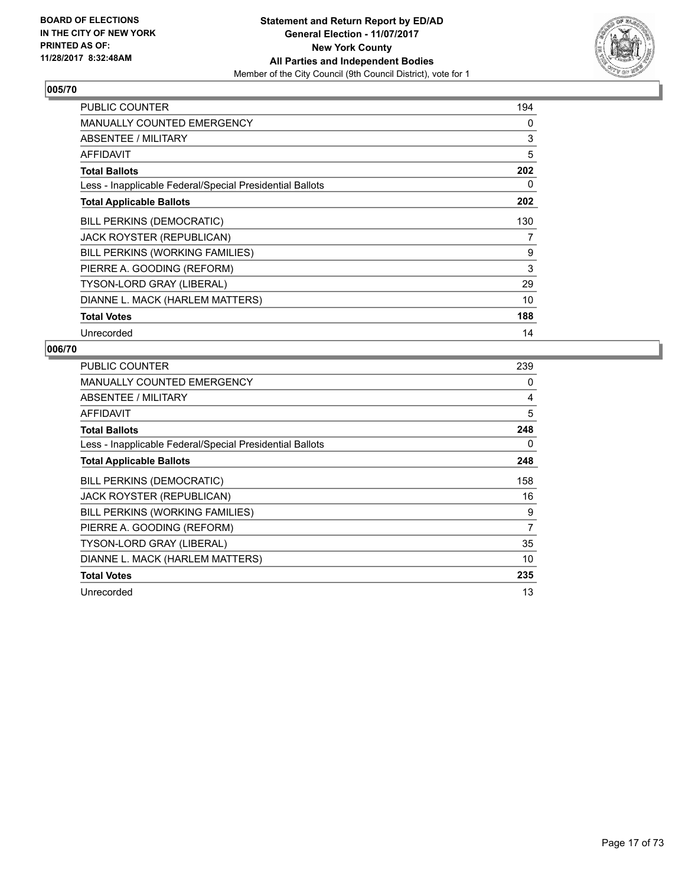**BOARD OF ELECTIONS IN THE CITY OF NEW YORK PRINTED AS OF: 11/28/2017 8:32:48AM**

**Statement and Return Report by ED/AD General Election - 11/07/2017 New York County All Parties and Independent Bodies**

Member of the City Council (9th Council District), vote for 1

### 005/70

| | |
|---|---|
| PUBLIC COUNTER | 194 |
| MANUALLY COUNTED EMERGENCY | 0 |
| ABSENTEE / MILITARY | 3 |
| AFFIDAVIT | 5 |
| **Total Ballots** | **202** |
| Less - Inapplicable Federal/Special Presidential Ballots | 0 |
| **Total Applicable Ballots** | **202** |
| BILL PERKINS (DEMOCRATIC) | 130 |
| JACK ROYSTER (REPUBLICAN) | 7 |
| BILL PERKINS (WORKING FAMILIES) | 9 |
| PIERRE A. GOODING (REFORM) | 3 |
| TYSON-LORD GRAY (LIBERAL) | 29 |
| DIANNE L. MACK (HARLEM MATTERS) | 10 |
| **Total Votes** | **188** |
| Unrecorded | 14 |

### 006/70

| | |
|---|---|
| PUBLIC COUNTER | 239 |
| MANUALLY COUNTED EMERGENCY | 0 |
| ABSENTEE / MILITARY | 4 |
| AFFIDAVIT | 5 |
| **Total Ballots** | **248** |
| Less - Inapplicable Federal/Special Presidential Ballots | 0 |
| **Total Applicable Ballots** | **248** |
| BILL PERKINS (DEMOCRATIC) | 158 |
| JACK ROYSTER (REPUBLICAN) | 16 |
| BILL PERKINS (WORKING FAMILIES) | 9 |
| PIERRE A. GOODING (REFORM) | 7 |
| TYSON-LORD GRAY (LIBERAL) | 35 |
| DIANNE L. MACK (HARLEM MATTERS) | 10 |
| **Total Votes** | **235** |
| Unrecorded | 13 |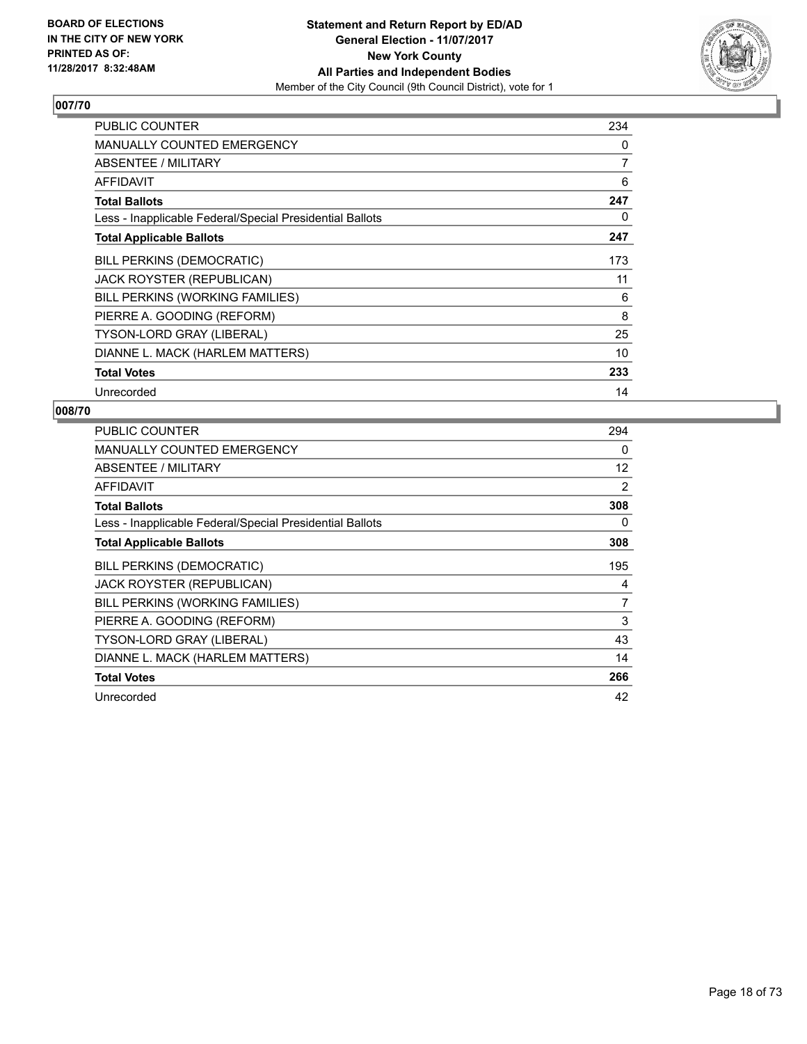BOARD OF ELECTIONS
IN THE CITY OF NEW YORK
PRINTED AS OF:
11/28/2017 8:32:48AM

**Statement and Return Report by ED/AD**
**General Election - 11/07/2017**
**New York County**
**All Parties and Independent Bodies**
Member of the City Council (9th Council District), vote for 1

### 007/70

| | |
|---|---|
| PUBLIC COUNTER | 234 |
| MANUALLY COUNTED EMERGENCY | 0 |
| ABSENTEE / MILITARY | 7 |
| AFFIDAVIT | 6 |
| **Total Ballots** | **247** |
| Less - Inapplicable Federal/Special Presidential Ballots | 0 |
| **Total Applicable Ballots** | **247** |
| BILL PERKINS (DEMOCRATIC) | 173 |
| JACK ROYSTER (REPUBLICAN) | 11 |
| BILL PERKINS (WORKING FAMILIES) | 6 |
| PIERRE A. GOODING (REFORM) | 8 |
| TYSON-LORD GRAY (LIBERAL) | 25 |
| DIANNE L. MACK (HARLEM MATTERS) | 10 |
| **Total Votes** | **233** |
| Unrecorded | 14 |

### 008/70

| | |
|---|---|
| PUBLIC COUNTER | 294 |
| MANUALLY COUNTED EMERGENCY | 0 |
| ABSENTEE / MILITARY | 12 |
| AFFIDAVIT | 2 |
| **Total Ballots** | **308** |
| Less - Inapplicable Federal/Special Presidential Ballots | 0 |
| **Total Applicable Ballots** | **308** |
| BILL PERKINS (DEMOCRATIC) | 195 |
| JACK ROYSTER (REPUBLICAN) | 4 |
| BILL PERKINS (WORKING FAMILIES) | 7 |
| PIERRE A. GOODING (REFORM) | 3 |
| TYSON-LORD GRAY (LIBERAL) | 43 |
| DIANNE L. MACK (HARLEM MATTERS) | 14 |
| **Total Votes** | **266** |
| Unrecorded | 42 |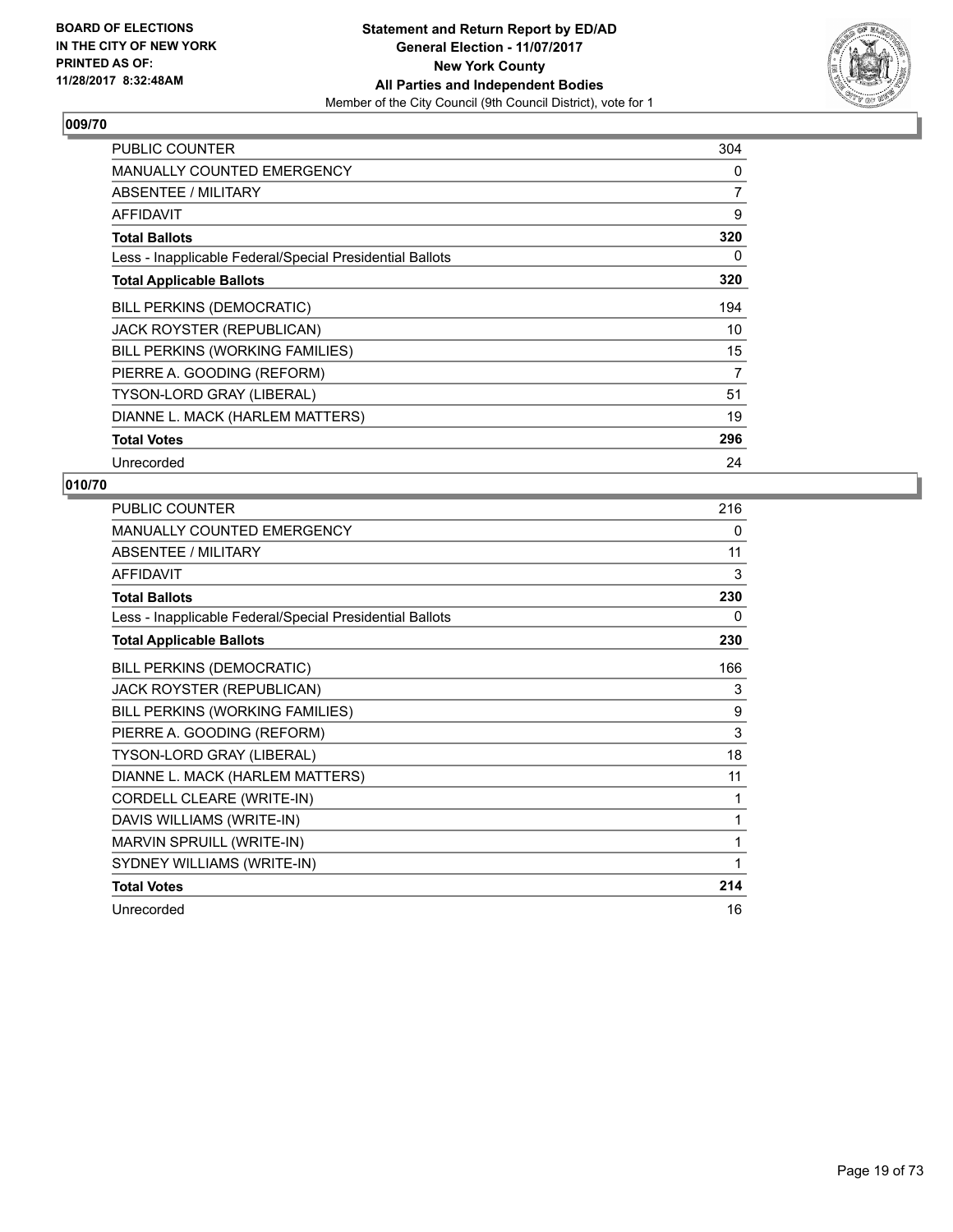**BOARD OF ELECTIONS IN THE CITY OF NEW YORK PRINTED AS OF: 11/28/2017 8:32:48AM**

**Statement and Return Report by ED/AD**
**General Election - 11/07/2017**
**New York County**
**All Parties and Independent Bodies**
Member of the City Council (9th Council District), vote for 1

## 009/70

| | |
|---|---|
| PUBLIC COUNTER | 304 |
| MANUALLY COUNTED EMERGENCY | 0 |
| ABSENTEE / MILITARY | 7 |
| AFFIDAVIT | 9 |
| **Total Ballots** | **320** |
| Less - Inapplicable Federal/Special Presidential Ballots | 0 |
| **Total Applicable Ballots** | **320** |
| BILL PERKINS (DEMOCRATIC) | 194 |
| JACK ROYSTER (REPUBLICAN) | 10 |
| BILL PERKINS (WORKING FAMILIES) | 15 |
| PIERRE A. GOODING (REFORM) | 7 |
| TYSON-LORD GRAY (LIBERAL) | 51 |
| DIANNE L. MACK (HARLEM MATTERS) | 19 |
| **Total Votes** | **296** |
| Unrecorded | 24 |

## 010/70

| | |
|---|---|
| PUBLIC COUNTER | 216 |
| MANUALLY COUNTED EMERGENCY | 0 |
| ABSENTEE / MILITARY | 11 |
| AFFIDAVIT | 3 |
| **Total Ballots** | **230** |
| Less - Inapplicable Federal/Special Presidential Ballots | 0 |
| **Total Applicable Ballots** | **230** |
| BILL PERKINS (DEMOCRATIC) | 166 |
| JACK ROYSTER (REPUBLICAN) | 3 |
| BILL PERKINS (WORKING FAMILIES) | 9 |
| PIERRE A. GOODING (REFORM) | 3 |
| TYSON-LORD GRAY (LIBERAL) | 18 |
| DIANNE L. MACK (HARLEM MATTERS) | 11 |
| CORDELL CLEARE (WRITE-IN) | 1 |
| DAVIS WILLIAMS (WRITE-IN) | 1 |
| MARVIN SPRUILL (WRITE-IN) | 1 |
| SYDNEY WILLIAMS (WRITE-IN) | 1 |
| **Total Votes** | **214** |
| Unrecorded | 16 |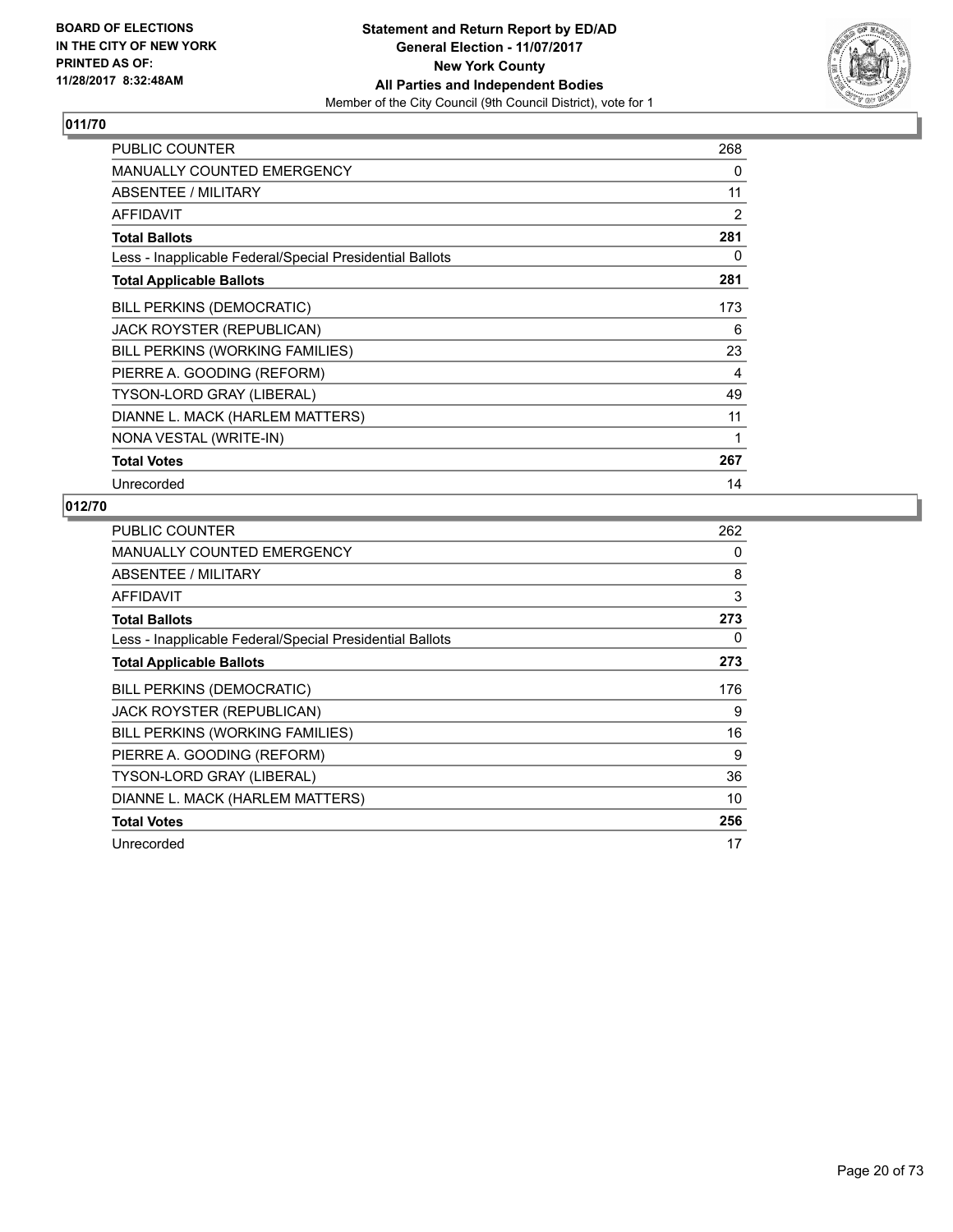BOARD OF ELECTIONS
IN THE CITY OF NEW YORK
PRINTED AS OF:
11/28/2017 8:32:48AM

**Statement and Return Report by ED/AD**
**General Election - 11/07/2017**
**New York County**
**All Parties and Independent Bodies**
Member of the City Council (9th Council District), vote for 1

## 011/70

| | |
|---|---|
| PUBLIC COUNTER | 268 |
| MANUALLY COUNTED EMERGENCY | 0 |
| ABSENTEE / MILITARY | 11 |
| AFFIDAVIT | 2 |
| **Total Ballots** | **281** |
| Less - Inapplicable Federal/Special Presidential Ballots | 0 |
| **Total Applicable Ballots** | **281** |
| BILL PERKINS (DEMOCRATIC) | 173 |
| JACK ROYSTER (REPUBLICAN) | 6 |
| BILL PERKINS (WORKING FAMILIES) | 23 |
| PIERRE A. GOODING (REFORM) | 4 |
| TYSON-LORD GRAY (LIBERAL) | 49 |
| DIANNE L. MACK (HARLEM MATTERS) | 11 |
| NONA VESTAL (WRITE-IN) | 1 |
| **Total Votes** | **267** |
| Unrecorded | 14 |

## 012/70

| | |
|---|---|
| PUBLIC COUNTER | 262 |
| MANUALLY COUNTED EMERGENCY | 0 |
| ABSENTEE / MILITARY | 8 |
| AFFIDAVIT | 3 |
| **Total Ballots** | **273** |
| Less - Inapplicable Federal/Special Presidential Ballots | 0 |
| **Total Applicable Ballots** | **273** |
| BILL PERKINS (DEMOCRATIC) | 176 |
| JACK ROYSTER (REPUBLICAN) | 9 |
| BILL PERKINS (WORKING FAMILIES) | 16 |
| PIERRE A. GOODING (REFORM) | 9 |
| TYSON-LORD GRAY (LIBERAL) | 36 |
| DIANNE L. MACK (HARLEM MATTERS) | 10 |
| **Total Votes** | **256** |
| Unrecorded | 17 |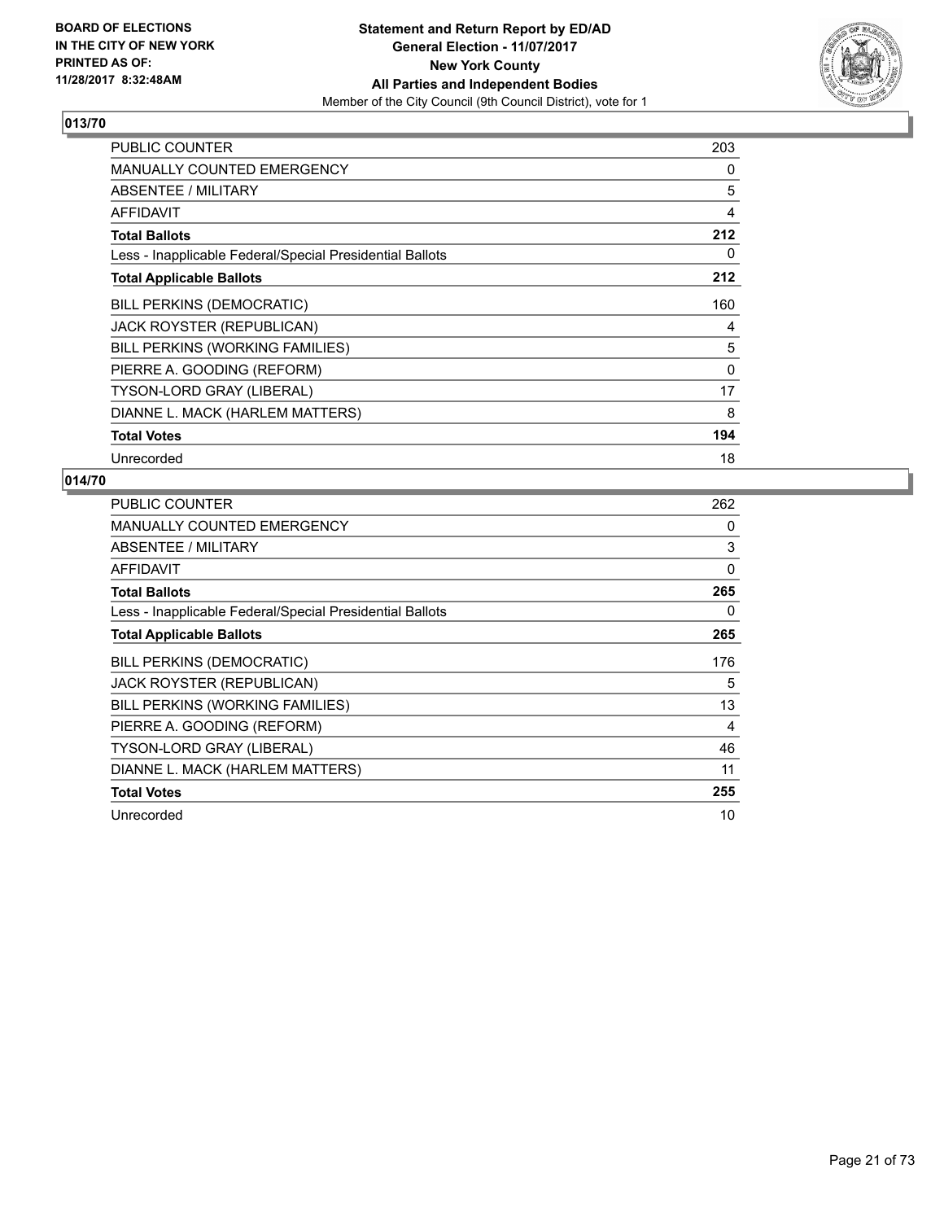**BOARD OF ELECTIONS IN THE CITY OF NEW YORK PRINTED AS OF: 11/28/2017 8:32:48AM**

**Statement and Return Report by ED/AD**
**General Election - 11/07/2017**
**New York County**
**All Parties and Independent Bodies**
Member of the City Council (9th Council District), vote for 1

## 013/70

| | |
|---|---|
| PUBLIC COUNTER | 203 |
| MANUALLY COUNTED EMERGENCY | 0 |
| ABSENTEE / MILITARY | 5 |
| AFFIDAVIT | 4 |
| **Total Ballots** | **212** |
| Less - Inapplicable Federal/Special Presidential Ballots | 0 |
| **Total Applicable Ballots** | **212** |
| BILL PERKINS (DEMOCRATIC) | 160 |
| JACK ROYSTER (REPUBLICAN) | 4 |
| BILL PERKINS (WORKING FAMILIES) | 5 |
| PIERRE A. GOODING (REFORM) | 0 |
| TYSON-LORD GRAY (LIBERAL) | 17 |
| DIANNE L. MACK (HARLEM MATTERS) | 8 |
| **Total Votes** | **194** |
| Unrecorded | 18 |

## 014/70

| | |
|---|---|
| PUBLIC COUNTER | 262 |
| MANUALLY COUNTED EMERGENCY | 0 |
| ABSENTEE / MILITARY | 3 |
| AFFIDAVIT | 0 |
| **Total Ballots** | **265** |
| Less - Inapplicable Federal/Special Presidential Ballots | 0 |
| **Total Applicable Ballots** | **265** |
| BILL PERKINS (DEMOCRATIC) | 176 |
| JACK ROYSTER (REPUBLICAN) | 5 |
| BILL PERKINS (WORKING FAMILIES) | 13 |
| PIERRE A. GOODING (REFORM) | 4 |
| TYSON-LORD GRAY (LIBERAL) | 46 |
| DIANNE L. MACK (HARLEM MATTERS) | 11 |
| **Total Votes** | **255** |
| Unrecorded | 10 |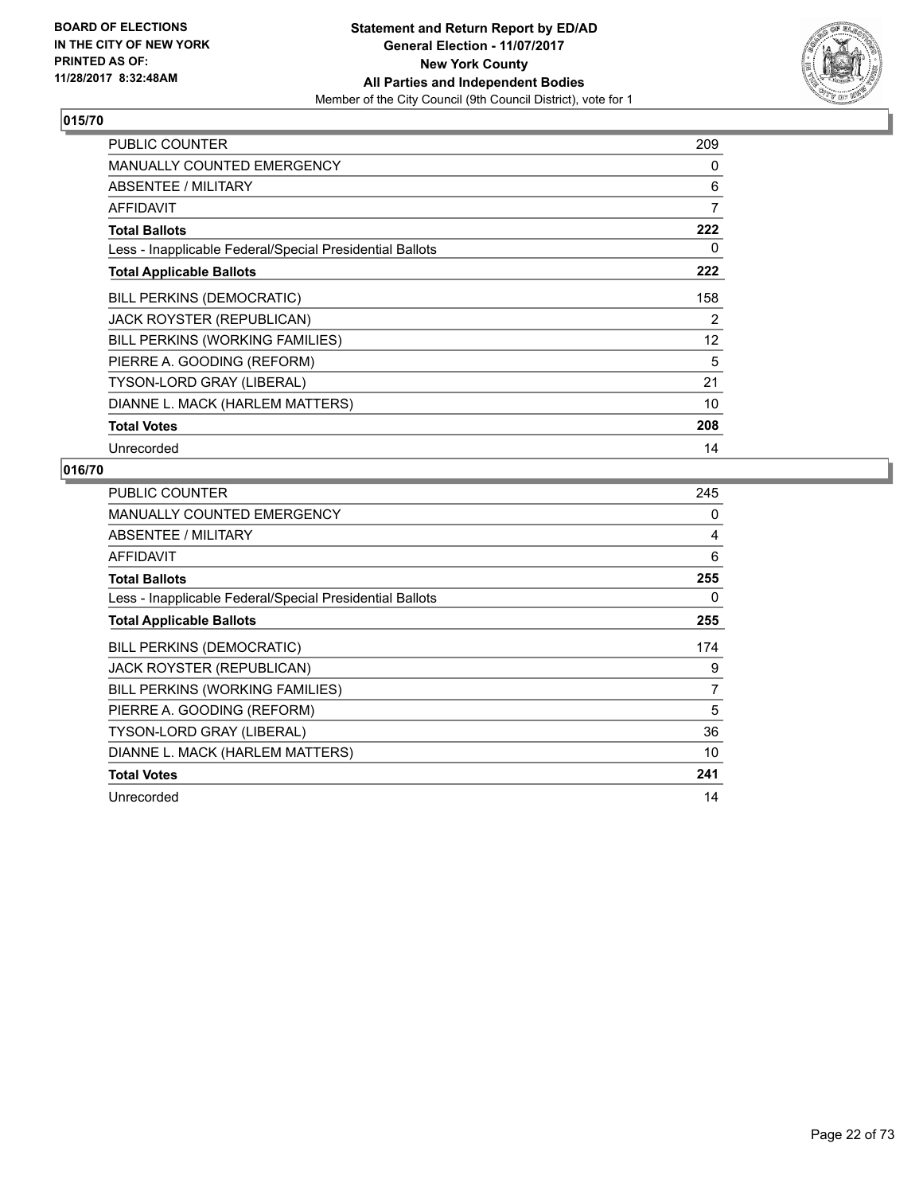BOARD OF ELECTIONS
IN THE CITY OF NEW YORK
PRINTED AS OF:
11/28/2017 8:32:48AM

**Statement and Return Report by ED/AD**
**General Election - 11/07/2017**
**New York County**
**All Parties and Independent Bodies**
Member of the City Council (9th Council District), vote for 1

## 015/70

| | |
|---|---|
| PUBLIC COUNTER | 209 |
| MANUALLY COUNTED EMERGENCY | 0 |
| ABSENTEE / MILITARY | 6 |
| AFFIDAVIT | 7 |
| **Total Ballots** | **222** |
| Less - Inapplicable Federal/Special Presidential Ballots | 0 |
| **Total Applicable Ballots** | **222** |
| BILL PERKINS (DEMOCRATIC) | 158 |
| JACK ROYSTER (REPUBLICAN) | 2 |
| BILL PERKINS (WORKING FAMILIES) | 12 |
| PIERRE A. GOODING (REFORM) | 5 |
| TYSON-LORD GRAY (LIBERAL) | 21 |
| DIANNE L. MACK (HARLEM MATTERS) | 10 |
| **Total Votes** | **208** |
| Unrecorded | 14 |

## 016/70

| | |
|---|---|
| PUBLIC COUNTER | 245 |
| MANUALLY COUNTED EMERGENCY | 0 |
| ABSENTEE / MILITARY | 4 |
| AFFIDAVIT | 6 |
| **Total Ballots** | **255** |
| Less - Inapplicable Federal/Special Presidential Ballots | 0 |
| **Total Applicable Ballots** | **255** |
| BILL PERKINS (DEMOCRATIC) | 174 |
| JACK ROYSTER (REPUBLICAN) | 9 |
| BILL PERKINS (WORKING FAMILIES) | 7 |
| PIERRE A. GOODING (REFORM) | 5 |
| TYSON-LORD GRAY (LIBERAL) | 36 |
| DIANNE L. MACK (HARLEM MATTERS) | 10 |
| **Total Votes** | **241** |
| Unrecorded | 14 |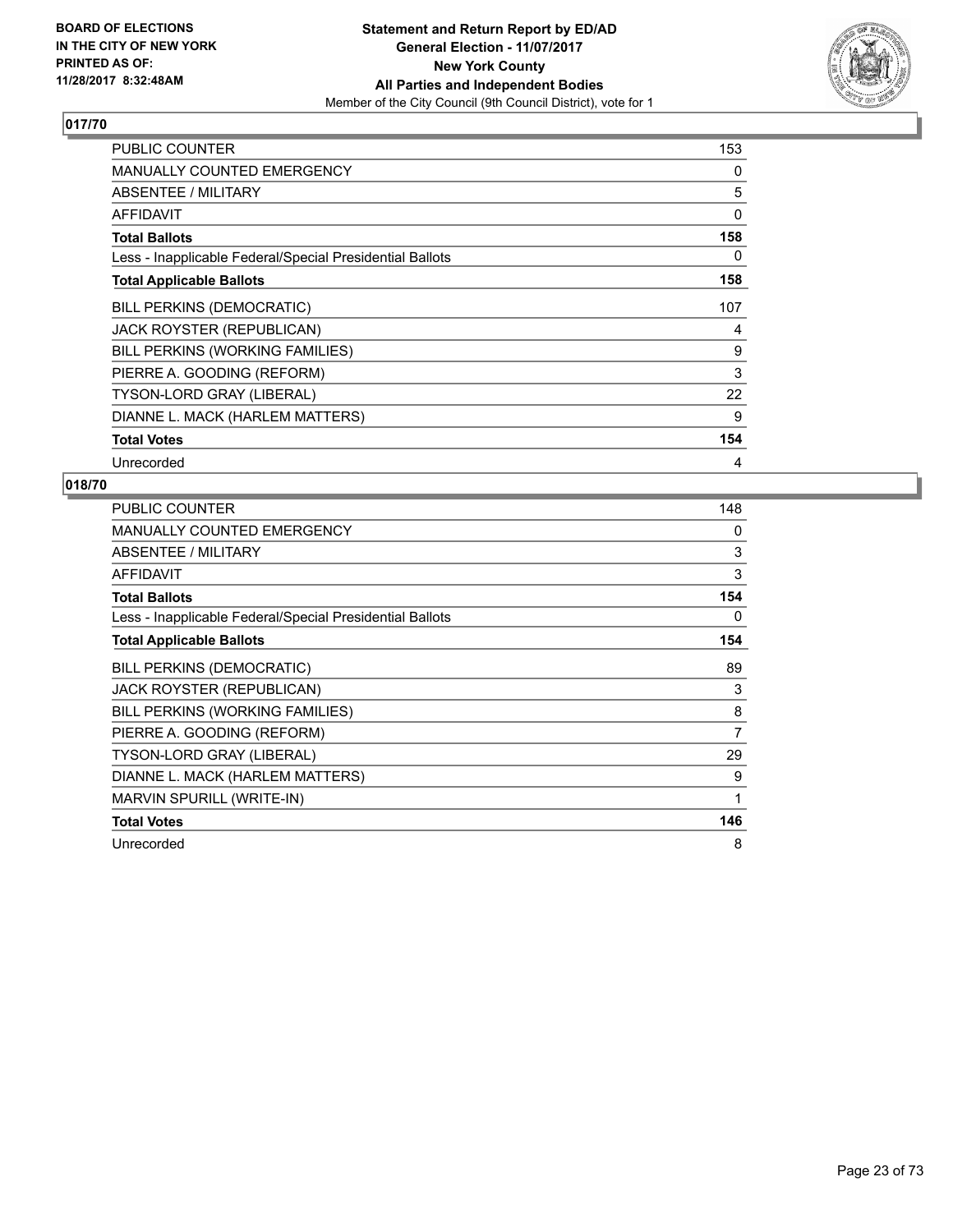BOARD OF ELECTIONS
IN THE CITY OF NEW YORK
PRINTED AS OF:
11/28/2017 8:32:48AM

**Statement and Return Report by ED/AD**
**General Election - 11/07/2017**
**New York County**
**All Parties and Independent Bodies**
Member of the City Council (9th Council District), vote for 1

## 017/70

| | |
|---|---|
| PUBLIC COUNTER | 153 |
| MANUALLY COUNTED EMERGENCY | 0 |
| ABSENTEE / MILITARY | 5 |
| AFFIDAVIT | 0 |
| **Total Ballots** | **158** |
| Less - Inapplicable Federal/Special Presidential Ballots | 0 |
| **Total Applicable Ballots** | **158** |
| BILL PERKINS (DEMOCRATIC) | 107 |
| JACK ROYSTER (REPUBLICAN) | 4 |
| BILL PERKINS (WORKING FAMILIES) | 9 |
| PIERRE A. GOODING (REFORM) | 3 |
| TYSON-LORD GRAY (LIBERAL) | 22 |
| DIANNE L. MACK (HARLEM MATTERS) | 9 |
| **Total Votes** | **154** |
| Unrecorded | 4 |

## 018/70

| | |
|---|---|
| PUBLIC COUNTER | 148 |
| MANUALLY COUNTED EMERGENCY | 0 |
| ABSENTEE / MILITARY | 3 |
| AFFIDAVIT | 3 |
| **Total Ballots** | **154** |
| Less - Inapplicable Federal/Special Presidential Ballots | 0 |
| **Total Applicable Ballots** | **154** |
| BILL PERKINS (DEMOCRATIC) | 89 |
| JACK ROYSTER (REPUBLICAN) | 3 |
| BILL PERKINS (WORKING FAMILIES) | 8 |
| PIERRE A. GOODING (REFORM) | 7 |
| TYSON-LORD GRAY (LIBERAL) | 29 |
| DIANNE L. MACK (HARLEM MATTERS) | 9 |
| MARVIN SPURILL (WRITE-IN) | 1 |
| **Total Votes** | **146** |
| Unrecorded | 8 |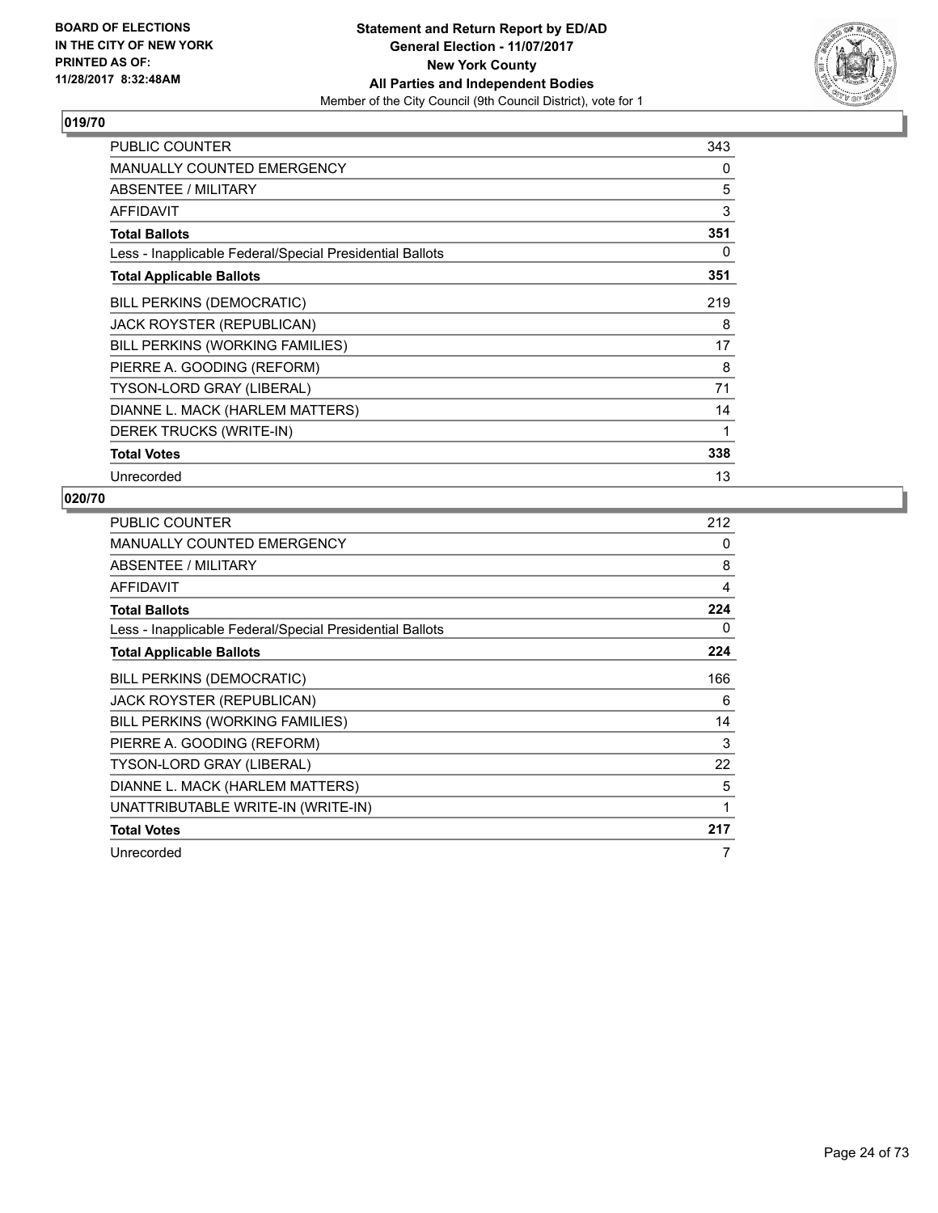BOARD OF ELECTIONS
IN THE CITY OF NEW YORK
PRINTED AS OF:
11/28/2017 8:32:48AM

**Statement and Return Report by ED/AD**
**General Election - 11/07/2017**
**New York County**
**All Parties and Independent Bodies**
Member of the City Council (9th Council District), vote for 1

## 019/70

| | |
|---|---|
| PUBLIC COUNTER | 343 |
| MANUALLY COUNTED EMERGENCY | 0 |
| ABSENTEE / MILITARY | 5 |
| AFFIDAVIT | 3 |
| **Total Ballots** | **351** |
| Less - Inapplicable Federal/Special Presidential Ballots | 0 |
| **Total Applicable Ballots** | **351** |
| BILL PERKINS (DEMOCRATIC) | 219 |
| JACK ROYSTER (REPUBLICAN) | 8 |
| BILL PERKINS (WORKING FAMILIES) | 17 |
| PIERRE A. GOODING (REFORM) | 8 |
| TYSON-LORD GRAY (LIBERAL) | 71 |
| DIANNE L. MACK (HARLEM MATTERS) | 14 |
| DEREK TRUCKS (WRITE-IN) | 1 |
| **Total Votes** | **338** |
| Unrecorded | 13 |

## 020/70

| | |
|---|---|
| PUBLIC COUNTER | 212 |
| MANUALLY COUNTED EMERGENCY | 0 |
| ABSENTEE / MILITARY | 8 |
| AFFIDAVIT | 4 |
| **Total Ballots** | **224** |
| Less - Inapplicable Federal/Special Presidential Ballots | 0 |
| **Total Applicable Ballots** | **224** |
| BILL PERKINS (DEMOCRATIC) | 166 |
| JACK ROYSTER (REPUBLICAN) | 6 |
| BILL PERKINS (WORKING FAMILIES) | 14 |
| PIERRE A. GOODING (REFORM) | 3 |
| TYSON-LORD GRAY (LIBERAL) | 22 |
| DIANNE L. MACK (HARLEM MATTERS) | 5 |
| UNATTRIBUTABLE WRITE-IN (WRITE-IN) | 1 |
| **Total Votes** | **217** |
| Unrecorded | 7 |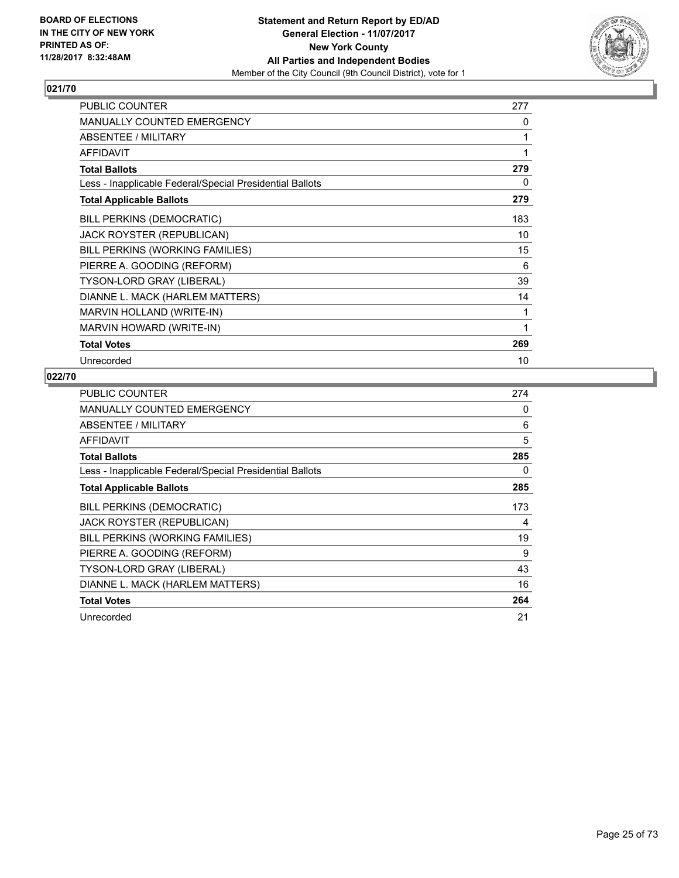BOARD OF ELECTIONS
IN THE CITY OF NEW YORK
PRINTED AS OF:
11/28/2017 8:32:48AM

**Statement and Return Report by ED/AD**
**General Election - 11/07/2017**
**New York County**
**All Parties and Independent Bodies**
Member of the City Council (9th Council District), vote for 1

## 021/70

| | |
|---|---|
| PUBLIC COUNTER | 277 |
| MANUALLY COUNTED EMERGENCY | 0 |
| ABSENTEE / MILITARY | 1 |
| AFFIDAVIT | 1 |
| **Total Ballots** | **279** |
| Less - Inapplicable Federal/Special Presidential Ballots | 0 |
| **Total Applicable Ballots** | **279** |
| BILL PERKINS (DEMOCRATIC) | 183 |
| JACK ROYSTER (REPUBLICAN) | 10 |
| BILL PERKINS (WORKING FAMILIES) | 15 |
| PIERRE A. GOODING (REFORM) | 6 |
| TYSON-LORD GRAY (LIBERAL) | 39 |
| DIANNE L. MACK (HARLEM MATTERS) | 14 |
| MARVIN HOLLAND (WRITE-IN) | 1 |
| MARVIN HOWARD (WRITE-IN) | 1 |
| **Total Votes** | **269** |
| Unrecorded | 10 |

## 022/70

| | |
|---|---|
| PUBLIC COUNTER | 274 |
| MANUALLY COUNTED EMERGENCY | 0 |
| ABSENTEE / MILITARY | 6 |
| AFFIDAVIT | 5 |
| **Total Ballots** | **285** |
| Less - Inapplicable Federal/Special Presidential Ballots | 0 |
| **Total Applicable Ballots** | **285** |
| BILL PERKINS (DEMOCRATIC) | 173 |
| JACK ROYSTER (REPUBLICAN) | 4 |
| BILL PERKINS (WORKING FAMILIES) | 19 |
| PIERRE A. GOODING (REFORM) | 9 |
| TYSON-LORD GRAY (LIBERAL) | 43 |
| DIANNE L. MACK (HARLEM MATTERS) | 16 |
| **Total Votes** | **264** |
| Unrecorded | 21 |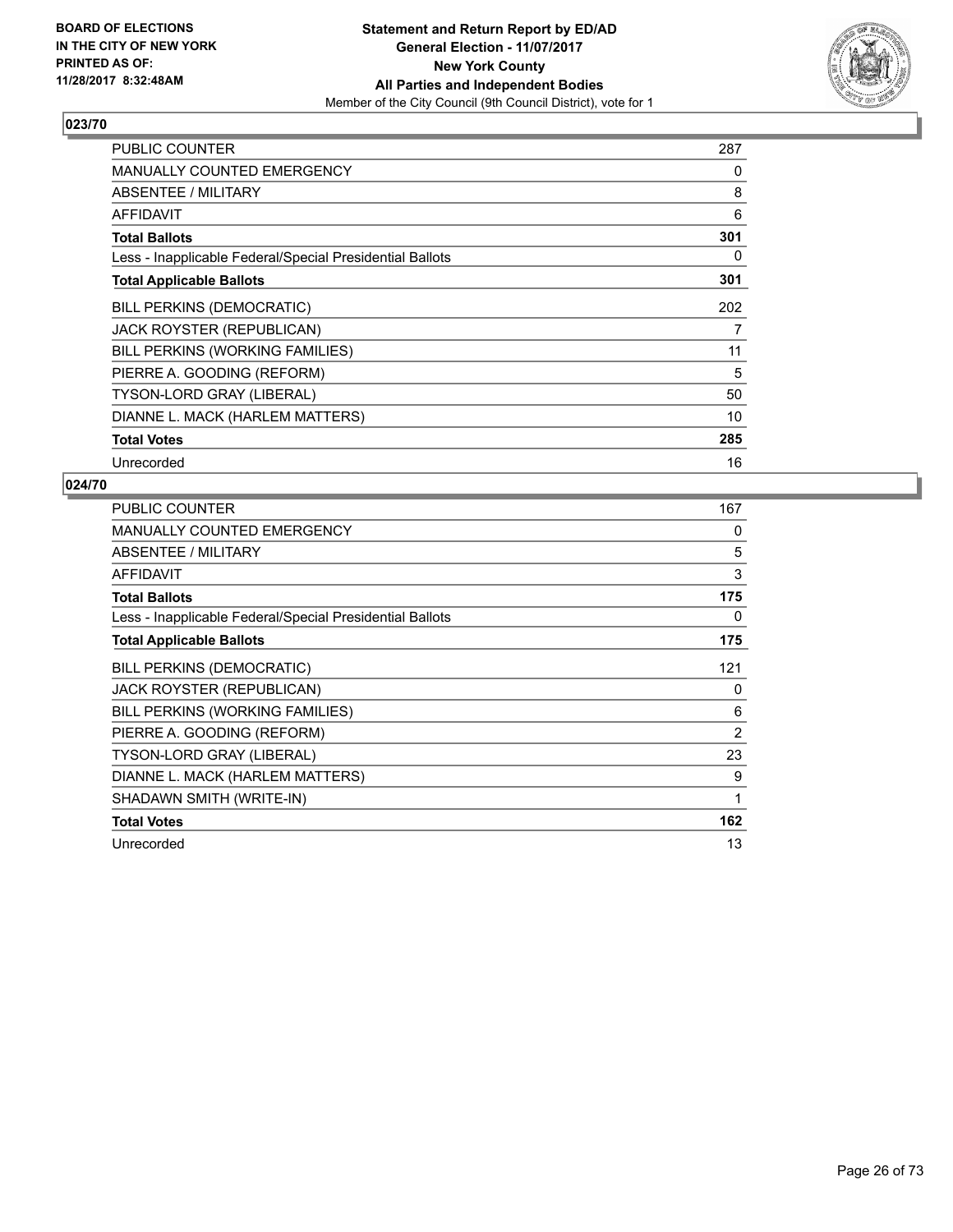**BOARD OF ELECTIONS IN THE CITY OF NEW YORK**
**PRINTED AS OF: 11/28/2017 8:32:48AM**

**Statement and Return Report by ED/AD**
**General Election - 11/07/2017**
**New York County**
**All Parties and Independent Bodies**
Member of the City Council (9th Council District), vote for 1

## 023/70

| | |
|---|---|
| PUBLIC COUNTER | 287 |
| MANUALLY COUNTED EMERGENCY | 0 |
| ABSENTEE / MILITARY | 8 |
| AFFIDAVIT | 6 |
| **Total Ballots** | **301** |
| Less - Inapplicable Federal/Special Presidential Ballots | 0 |
| **Total Applicable Ballots** | **301** |
| BILL PERKINS (DEMOCRATIC) | 202 |
| JACK ROYSTER (REPUBLICAN) | 7 |
| BILL PERKINS (WORKING FAMILIES) | 11 |
| PIERRE A. GOODING (REFORM) | 5 |
| TYSON-LORD GRAY (LIBERAL) | 50 |
| DIANNE L. MACK (HARLEM MATTERS) | 10 |
| **Total Votes** | **285** |
| Unrecorded | 16 |

## 024/70

| | |
|---|---|
| PUBLIC COUNTER | 167 |
| MANUALLY COUNTED EMERGENCY | 0 |
| ABSENTEE / MILITARY | 5 |
| AFFIDAVIT | 3 |
| **Total Ballots** | **175** |
| Less - Inapplicable Federal/Special Presidential Ballots | 0 |
| **Total Applicable Ballots** | **175** |
| BILL PERKINS (DEMOCRATIC) | 121 |
| JACK ROYSTER (REPUBLICAN) | 0 |
| BILL PERKINS (WORKING FAMILIES) | 6 |
| PIERRE A. GOODING (REFORM) | 2 |
| TYSON-LORD GRAY (LIBERAL) | 23 |
| DIANNE L. MACK (HARLEM MATTERS) | 9 |
| SHADAWN SMITH (WRITE-IN) | 1 |
| **Total Votes** | **162** |
| Unrecorded | 13 |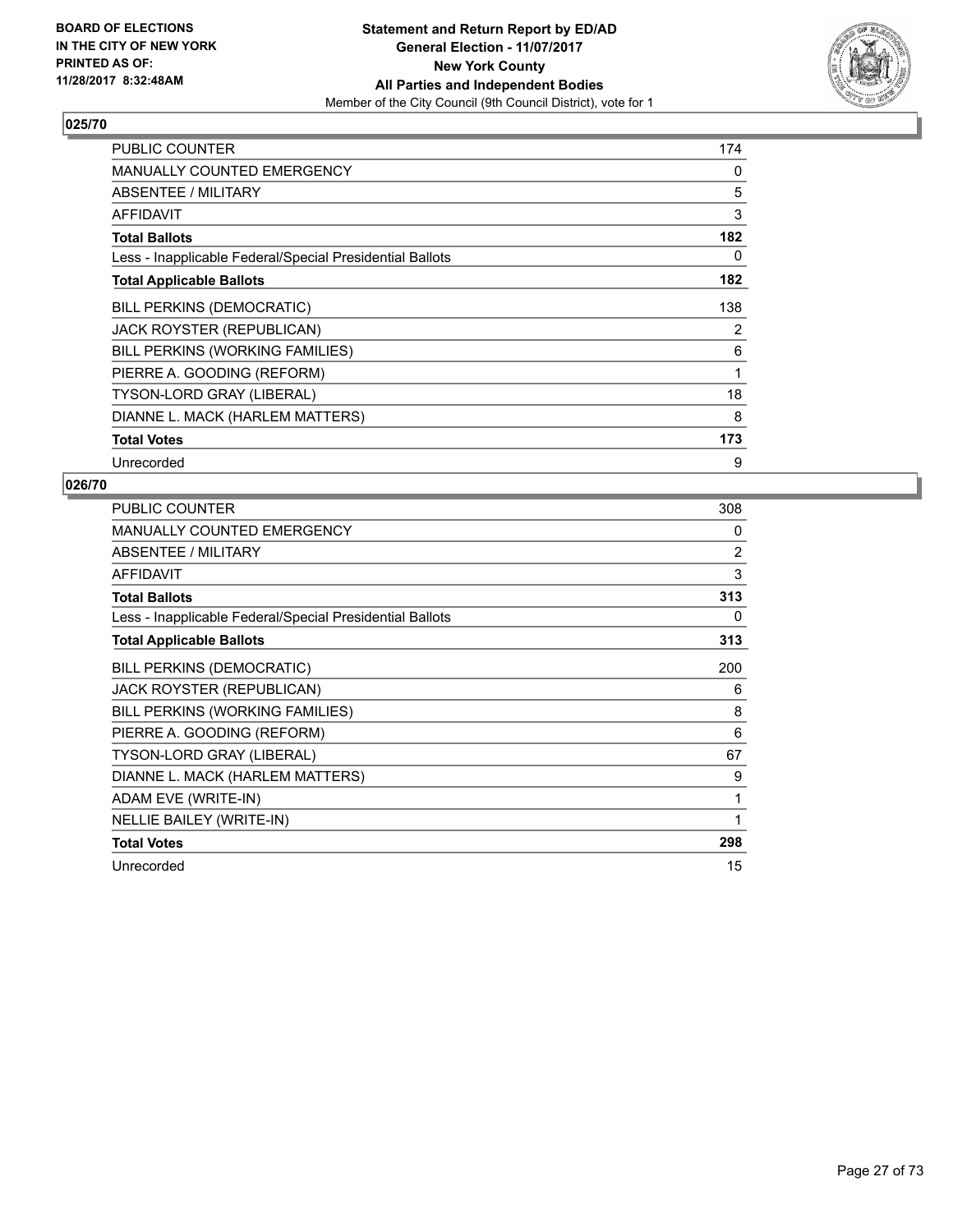**BOARD OF ELECTIONS IN THE CITY OF NEW YORK PRINTED AS OF: 11/28/2017 8:32:48AM**

**Statement and Return Report by ED/AD General Election - 11/07/2017 New York County All Parties and Independent Bodies**
Member of the City Council (9th Council District), vote for 1

## 025/70

| | |
|---|---|
| PUBLIC COUNTER | 174 |
| MANUALLY COUNTED EMERGENCY | 0 |
| ABSENTEE / MILITARY | 5 |
| AFFIDAVIT | 3 |
| **Total Ballots** | **182** |
| Less - Inapplicable Federal/Special Presidential Ballots | 0 |
| **Total Applicable Ballots** | **182** |
| BILL PERKINS (DEMOCRATIC) | 138 |
| JACK ROYSTER (REPUBLICAN) | 2 |
| BILL PERKINS (WORKING FAMILIES) | 6 |
| PIERRE A. GOODING (REFORM) | 1 |
| TYSON-LORD GRAY (LIBERAL) | 18 |
| DIANNE L. MACK (HARLEM MATTERS) | 8 |
| **Total Votes** | **173** |
| Unrecorded | 9 |

## 026/70

| | |
|---|---|
| PUBLIC COUNTER | 308 |
| MANUALLY COUNTED EMERGENCY | 0 |
| ABSENTEE / MILITARY | 2 |
| AFFIDAVIT | 3 |
| **Total Ballots** | **313** |
| Less - Inapplicable Federal/Special Presidential Ballots | 0 |
| **Total Applicable Ballots** | **313** |
| BILL PERKINS (DEMOCRATIC) | 200 |
| JACK ROYSTER (REPUBLICAN) | 6 |
| BILL PERKINS (WORKING FAMILIES) | 8 |
| PIERRE A. GOODING (REFORM) | 6 |
| TYSON-LORD GRAY (LIBERAL) | 67 |
| DIANNE L. MACK (HARLEM MATTERS) | 9 |
| ADAM EVE (WRITE-IN) | 1 |
| NELLIE BAILEY (WRITE-IN) | 1 |
| **Total Votes** | **298** |
| Unrecorded | 15 |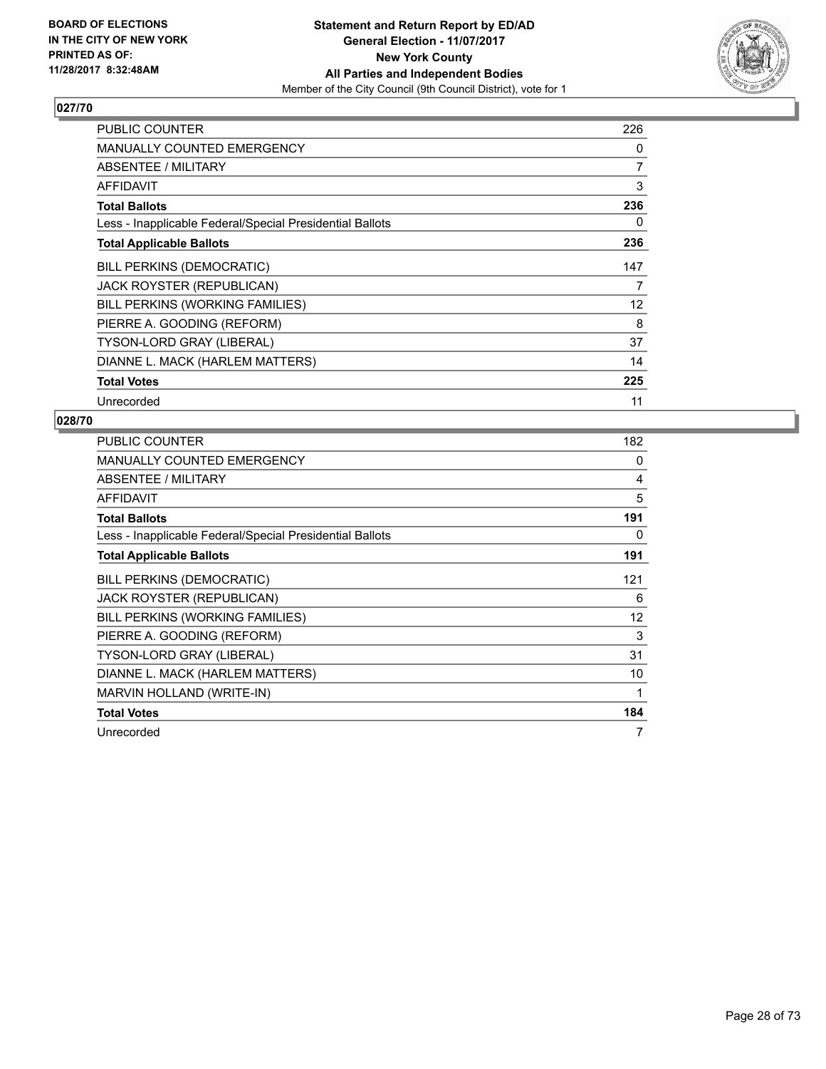BOARD OF ELECTIONS
IN THE CITY OF NEW YORK
PRINTED AS OF:
11/28/2017 8:32:48AM

**Statement and Return Report by ED/AD**
**General Election - 11/07/2017**
**New York County**
**All Parties and Independent Bodies**
Member of the City Council (9th Council District), vote for 1

## 027/70

| | |
|---|---|
| PUBLIC COUNTER | 226 |
| MANUALLY COUNTED EMERGENCY | 0 |
| ABSENTEE / MILITARY | 7 |
| AFFIDAVIT | 3 |
| **Total Ballots** | **236** |
| Less - Inapplicable Federal/Special Presidential Ballots | 0 |
| **Total Applicable Ballots** | **236** |
| BILL PERKINS (DEMOCRATIC) | 147 |
| JACK ROYSTER (REPUBLICAN) | 7 |
| BILL PERKINS (WORKING FAMILIES) | 12 |
| PIERRE A. GOODING (REFORM) | 8 |
| TYSON-LORD GRAY (LIBERAL) | 37 |
| DIANNE L. MACK (HARLEM MATTERS) | 14 |
| **Total Votes** | **225** |
| Unrecorded | 11 |

## 028/70

| | |
|---|---|
| PUBLIC COUNTER | 182 |
| MANUALLY COUNTED EMERGENCY | 0 |
| ABSENTEE / MILITARY | 4 |
| AFFIDAVIT | 5 |
| **Total Ballots** | **191** |
| Less - Inapplicable Federal/Special Presidential Ballots | 0 |
| **Total Applicable Ballots** | **191** |
| BILL PERKINS (DEMOCRATIC) | 121 |
| JACK ROYSTER (REPUBLICAN) | 6 |
| BILL PERKINS (WORKING FAMILIES) | 12 |
| PIERRE A. GOODING (REFORM) | 3 |
| TYSON-LORD GRAY (LIBERAL) | 31 |
| DIANNE L. MACK (HARLEM MATTERS) | 10 |
| MARVIN HOLLAND (WRITE-IN) | 1 |
| **Total Votes** | **184** |
| Unrecorded | 7 |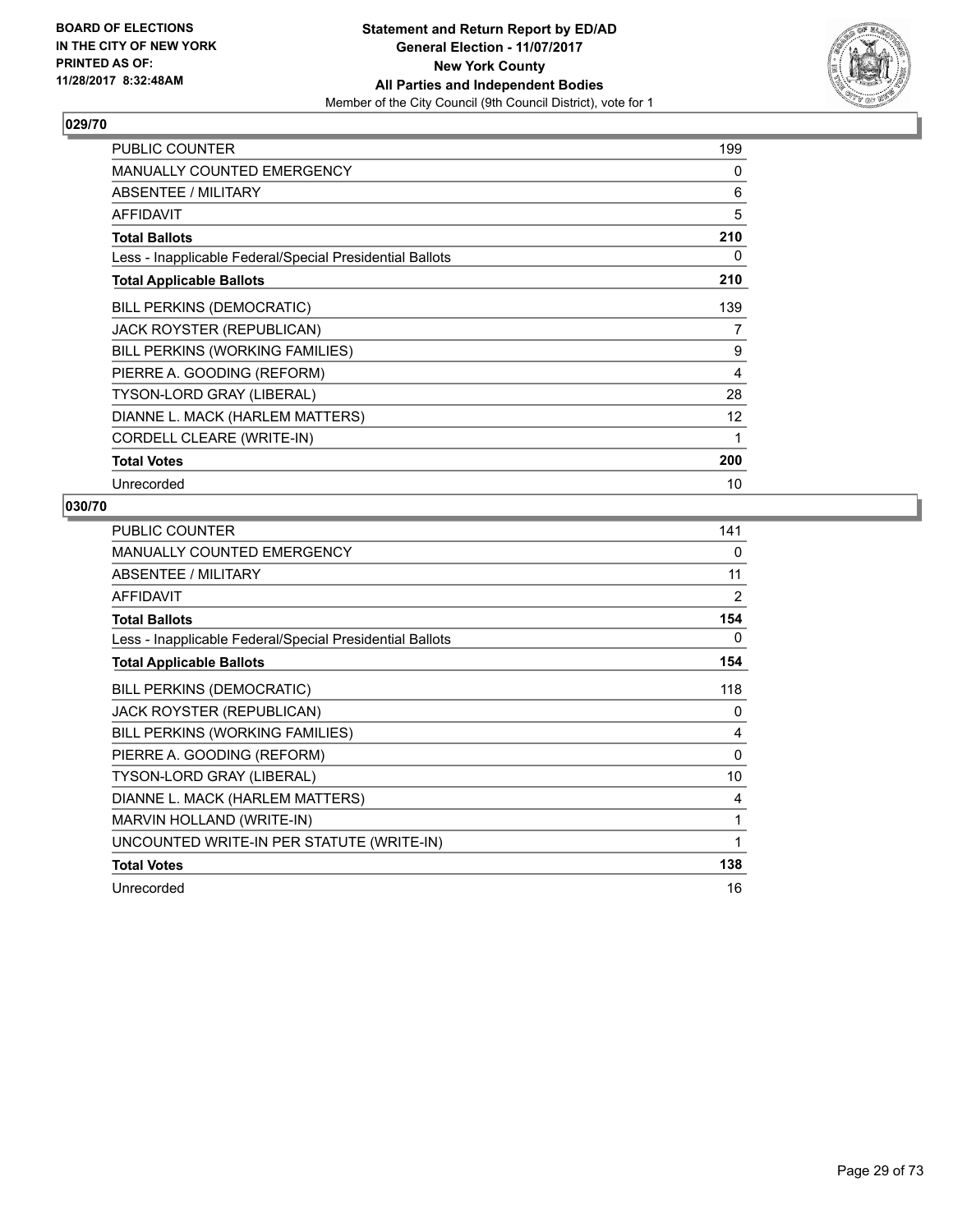**BOARD OF ELECTIONS IN THE CITY OF NEW YORK PRINTED AS OF: 11/28/2017 8:32:48AM**

**Statement and Return Report by ED/AD**
**General Election - 11/07/2017**
**New York County**
**All Parties and Independent Bodies**
Member of the City Council (9th Council District), vote for 1

## 029/70

| | |
|---|---|
| PUBLIC COUNTER | 199 |
| MANUALLY COUNTED EMERGENCY | 0 |
| ABSENTEE / MILITARY | 6 |
| AFFIDAVIT | 5 |
| **Total Ballots** | **210** |
| Less - Inapplicable Federal/Special Presidential Ballots | 0 |
| **Total Applicable Ballots** | **210** |
| BILL PERKINS (DEMOCRATIC) | 139 |
| JACK ROYSTER (REPUBLICAN) | 7 |
| BILL PERKINS (WORKING FAMILIES) | 9 |
| PIERRE A. GOODING (REFORM) | 4 |
| TYSON-LORD GRAY (LIBERAL) | 28 |
| DIANNE L. MACK (HARLEM MATTERS) | 12 |
| CORDELL CLEARE (WRITE-IN) | 1 |
| **Total Votes** | **200** |
| Unrecorded | 10 |

## 030/70

| | |
|---|---|
| PUBLIC COUNTER | 141 |
| MANUALLY COUNTED EMERGENCY | 0 |
| ABSENTEE / MILITARY | 11 |
| AFFIDAVIT | 2 |
| **Total Ballots** | **154** |
| Less - Inapplicable Federal/Special Presidential Ballots | 0 |
| **Total Applicable Ballots** | **154** |
| BILL PERKINS (DEMOCRATIC) | 118 |
| JACK ROYSTER (REPUBLICAN) | 0 |
| BILL PERKINS (WORKING FAMILIES) | 4 |
| PIERRE A. GOODING (REFORM) | 0 |
| TYSON-LORD GRAY (LIBERAL) | 10 |
| DIANNE L. MACK (HARLEM MATTERS) | 4 |
| MARVIN HOLLAND (WRITE-IN) | 1 |
| UNCOUNTED WRITE-IN PER STATUTE (WRITE-IN) | 1 |
| **Total Votes** | **138** |
| Unrecorded | 16 |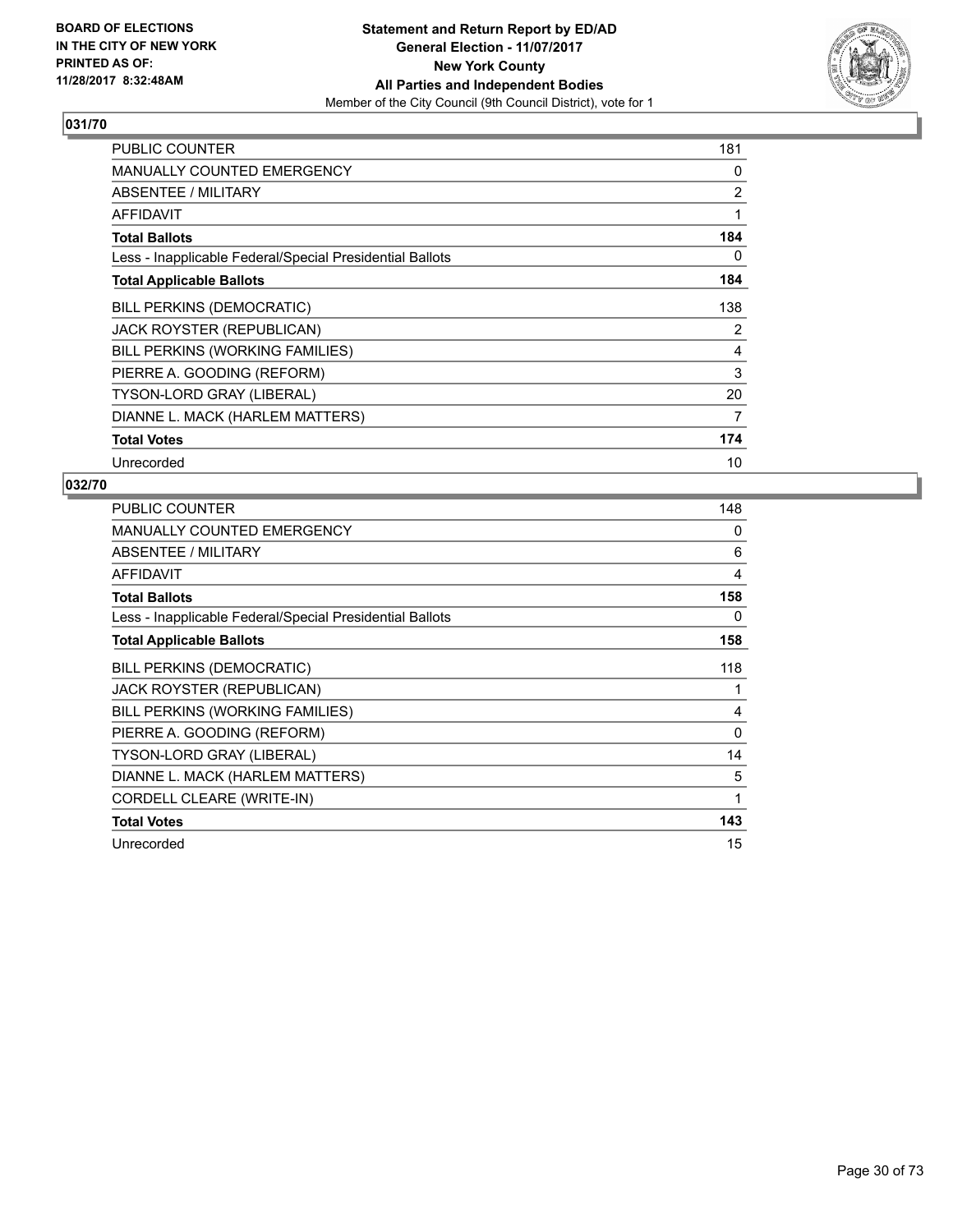BOARD OF ELECTIONS
IN THE CITY OF NEW YORK
PRINTED AS OF:
11/28/2017 8:32:48AM

**Statement and Return Report by ED/AD**
**General Election - 11/07/2017**
**New York County**
**All Parties and Independent Bodies**
Member of the City Council (9th Council District), vote for 1

## 031/70

| | |
|---|---|
| PUBLIC COUNTER | 181 |
| MANUALLY COUNTED EMERGENCY | 0 |
| ABSENTEE / MILITARY | 2 |
| AFFIDAVIT | 1 |
| **Total Ballots** | **184** |
| Less - Inapplicable Federal/Special Presidential Ballots | 0 |
| **Total Applicable Ballots** | **184** |
| BILL PERKINS (DEMOCRATIC) | 138 |
| JACK ROYSTER (REPUBLICAN) | 2 |
| BILL PERKINS (WORKING FAMILIES) | 4 |
| PIERRE A. GOODING (REFORM) | 3 |
| TYSON-LORD GRAY (LIBERAL) | 20 |
| DIANNE L. MACK (HARLEM MATTERS) | 7 |
| **Total Votes** | **174** |
| Unrecorded | 10 |

## 032/70

| | |
|---|---|
| PUBLIC COUNTER | 148 |
| MANUALLY COUNTED EMERGENCY | 0 |
| ABSENTEE / MILITARY | 6 |
| AFFIDAVIT | 4 |
| **Total Ballots** | **158** |
| Less - Inapplicable Federal/Special Presidential Ballots | 0 |
| **Total Applicable Ballots** | **158** |
| BILL PERKINS (DEMOCRATIC) | 118 |
| JACK ROYSTER (REPUBLICAN) | 1 |
| BILL PERKINS (WORKING FAMILIES) | 4 |
| PIERRE A. GOODING (REFORM) | 0 |
| TYSON-LORD GRAY (LIBERAL) | 14 |
| DIANNE L. MACK (HARLEM MATTERS) | 5 |
| CORDELL CLEARE (WRITE-IN) | 1 |
| **Total Votes** | **143** |
| Unrecorded | 15 |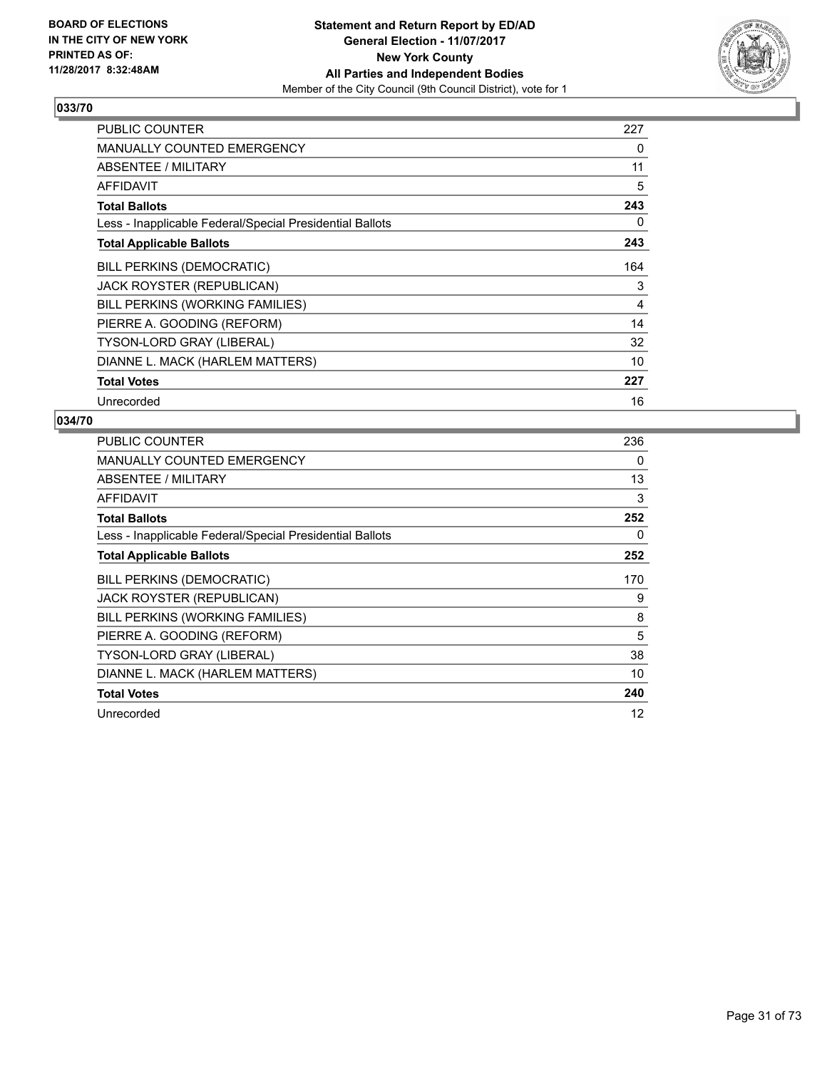**BOARD OF ELECTIONS IN THE CITY OF NEW YORK PRINTED AS OF: 11/28/2017 8:32:48AM**

**Statement and Return Report by ED/AD**
**General Election - 11/07/2017**
**New York County**
**All Parties and Independent Bodies**
Member of the City Council (9th Council District), vote for 1

## 033/70

| | |
|---|---|
| PUBLIC COUNTER | 227 |
| MANUALLY COUNTED EMERGENCY | 0 |
| ABSENTEE / MILITARY | 11 |
| AFFIDAVIT | 5 |
| **Total Ballots** | **243** |
| Less - Inapplicable Federal/Special Presidential Ballots | 0 |
| **Total Applicable Ballots** | **243** |
| BILL PERKINS (DEMOCRATIC) | 164 |
| JACK ROYSTER (REPUBLICAN) | 3 |
| BILL PERKINS (WORKING FAMILIES) | 4 |
| PIERRE A. GOODING (REFORM) | 14 |
| TYSON-LORD GRAY (LIBERAL) | 32 |
| DIANNE L. MACK (HARLEM MATTERS) | 10 |
| **Total Votes** | **227** |
| Unrecorded | 16 |

## 034/70

| | |
|---|---|
| PUBLIC COUNTER | 236 |
| MANUALLY COUNTED EMERGENCY | 0 |
| ABSENTEE / MILITARY | 13 |
| AFFIDAVIT | 3 |
| **Total Ballots** | **252** |
| Less - Inapplicable Federal/Special Presidential Ballots | 0 |
| **Total Applicable Ballots** | **252** |
| BILL PERKINS (DEMOCRATIC) | 170 |
| JACK ROYSTER (REPUBLICAN) | 9 |
| BILL PERKINS (WORKING FAMILIES) | 8 |
| PIERRE A. GOODING (REFORM) | 5 |
| TYSON-LORD GRAY (LIBERAL) | 38 |
| DIANNE L. MACK (HARLEM MATTERS) | 10 |
| **Total Votes** | **240** |
| Unrecorded | 12 |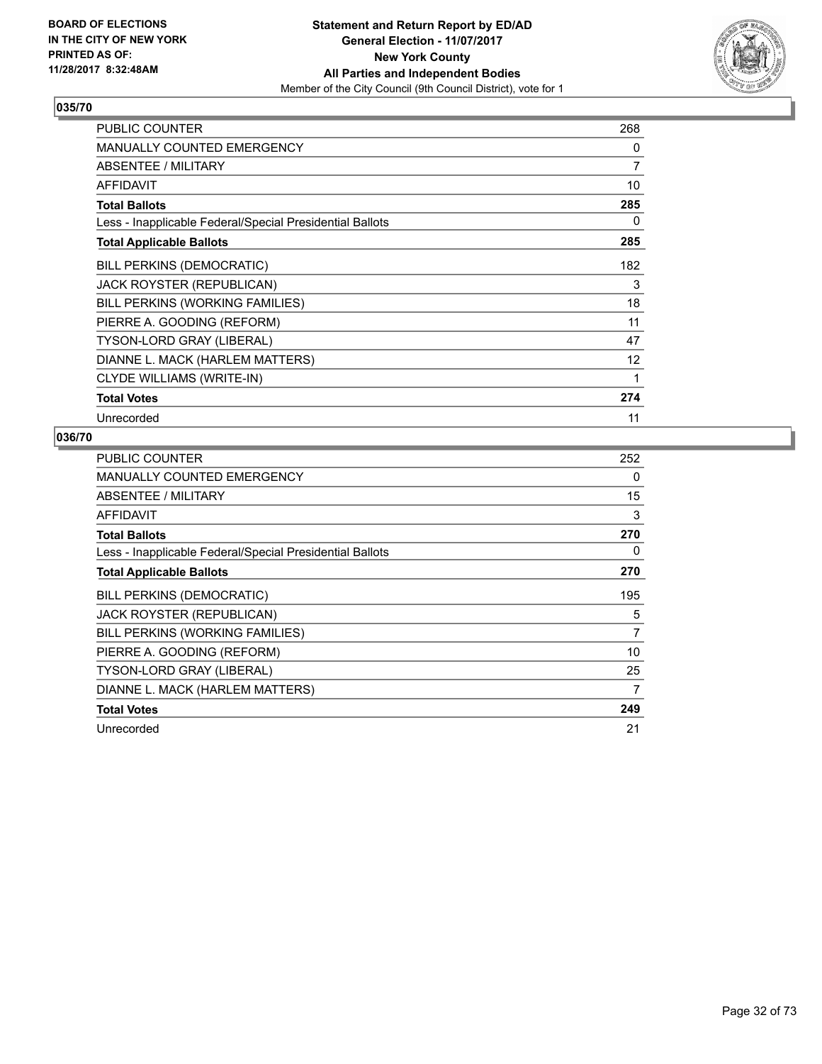BOARD OF ELECTIONS
IN THE CITY OF NEW YORK
PRINTED AS OF:
11/28/2017 8:32:48AM

**Statement and Return Report by ED/AD**
**General Election - 11/07/2017**
**New York County**
**All Parties and Independent Bodies**
Member of the City Council (9th Council District), vote for 1

## 035/70

| | |
|---|---|
| PUBLIC COUNTER | 268 |
| MANUALLY COUNTED EMERGENCY | 0 |
| ABSENTEE / MILITARY | 7 |
| AFFIDAVIT | 10 |
| **Total Ballots** | **285** |
| Less - Inapplicable Federal/Special Presidential Ballots | 0 |
| **Total Applicable Ballots** | **285** |
| BILL PERKINS (DEMOCRATIC) | 182 |
| JACK ROYSTER (REPUBLICAN) | 3 |
| BILL PERKINS (WORKING FAMILIES) | 18 |
| PIERRE A. GOODING (REFORM) | 11 |
| TYSON-LORD GRAY (LIBERAL) | 47 |
| DIANNE L. MACK (HARLEM MATTERS) | 12 |
| CLYDE WILLIAMS (WRITE-IN) | 1 |
| **Total Votes** | **274** |
| Unrecorded | 11 |

## 036/70

| | |
|---|---|
| PUBLIC COUNTER | 252 |
| MANUALLY COUNTED EMERGENCY | 0 |
| ABSENTEE / MILITARY | 15 |
| AFFIDAVIT | 3 |
| **Total Ballots** | **270** |
| Less - Inapplicable Federal/Special Presidential Ballots | 0 |
| **Total Applicable Ballots** | **270** |
| BILL PERKINS (DEMOCRATIC) | 195 |
| JACK ROYSTER (REPUBLICAN) | 5 |
| BILL PERKINS (WORKING FAMILIES) | 7 |
| PIERRE A. GOODING (REFORM) | 10 |
| TYSON-LORD GRAY (LIBERAL) | 25 |
| DIANNE L. MACK (HARLEM MATTERS) | 7 |
| **Total Votes** | **249** |
| Unrecorded | 21 |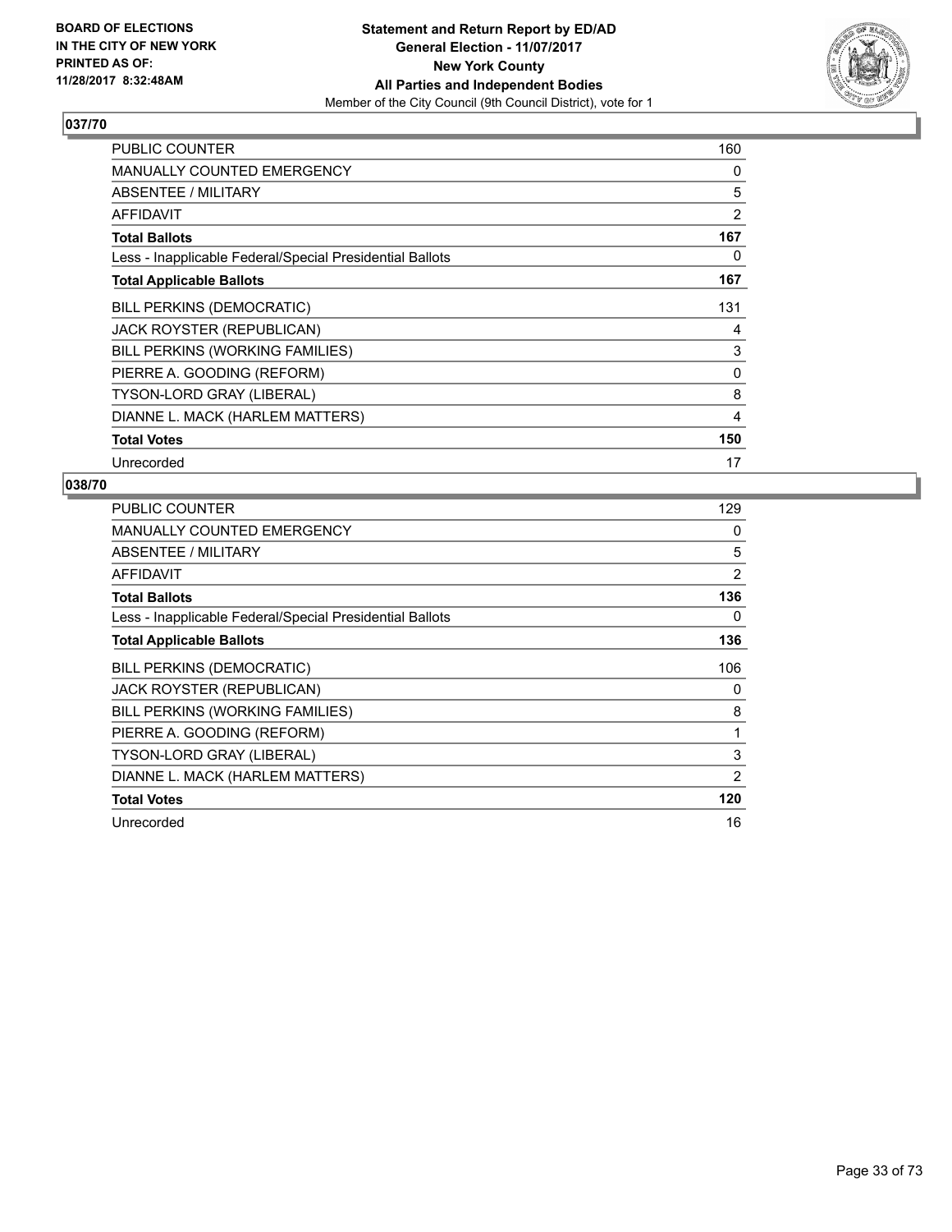BOARD OF ELECTIONS
IN THE CITY OF NEW YORK
PRINTED AS OF:
11/28/2017 8:32:48AM

**Statement and Return Report by ED/AD**
**General Election - 11/07/2017**
**New York County**
**All Parties and Independent Bodies**
Member of the City Council (9th Council District), vote for 1

## 037/70

| | |
|---|---|
| PUBLIC COUNTER | 160 |
| MANUALLY COUNTED EMERGENCY | 0 |
| ABSENTEE / MILITARY | 5 |
| AFFIDAVIT | 2 |
| **Total Ballots** | **167** |
| Less - Inapplicable Federal/Special Presidential Ballots | 0 |
| **Total Applicable Ballots** | **167** |
| BILL PERKINS (DEMOCRATIC) | 131 |
| JACK ROYSTER (REPUBLICAN) | 4 |
| BILL PERKINS (WORKING FAMILIES) | 3 |
| PIERRE A. GOODING (REFORM) | 0 |
| TYSON-LORD GRAY (LIBERAL) | 8 |
| DIANNE L. MACK (HARLEM MATTERS) | 4 |
| **Total Votes** | **150** |
| Unrecorded | 17 |

## 038/70

| | |
|---|---|
| PUBLIC COUNTER | 129 |
| MANUALLY COUNTED EMERGENCY | 0 |
| ABSENTEE / MILITARY | 5 |
| AFFIDAVIT | 2 |
| **Total Ballots** | **136** |
| Less - Inapplicable Federal/Special Presidential Ballots | 0 |
| **Total Applicable Ballots** | **136** |
| BILL PERKINS (DEMOCRATIC) | 106 |
| JACK ROYSTER (REPUBLICAN) | 0 |
| BILL PERKINS (WORKING FAMILIES) | 8 |
| PIERRE A. GOODING (REFORM) | 1 |
| TYSON-LORD GRAY (LIBERAL) | 3 |
| DIANNE L. MACK (HARLEM MATTERS) | 2 |
| **Total Votes** | **120** |
| Unrecorded | 16 |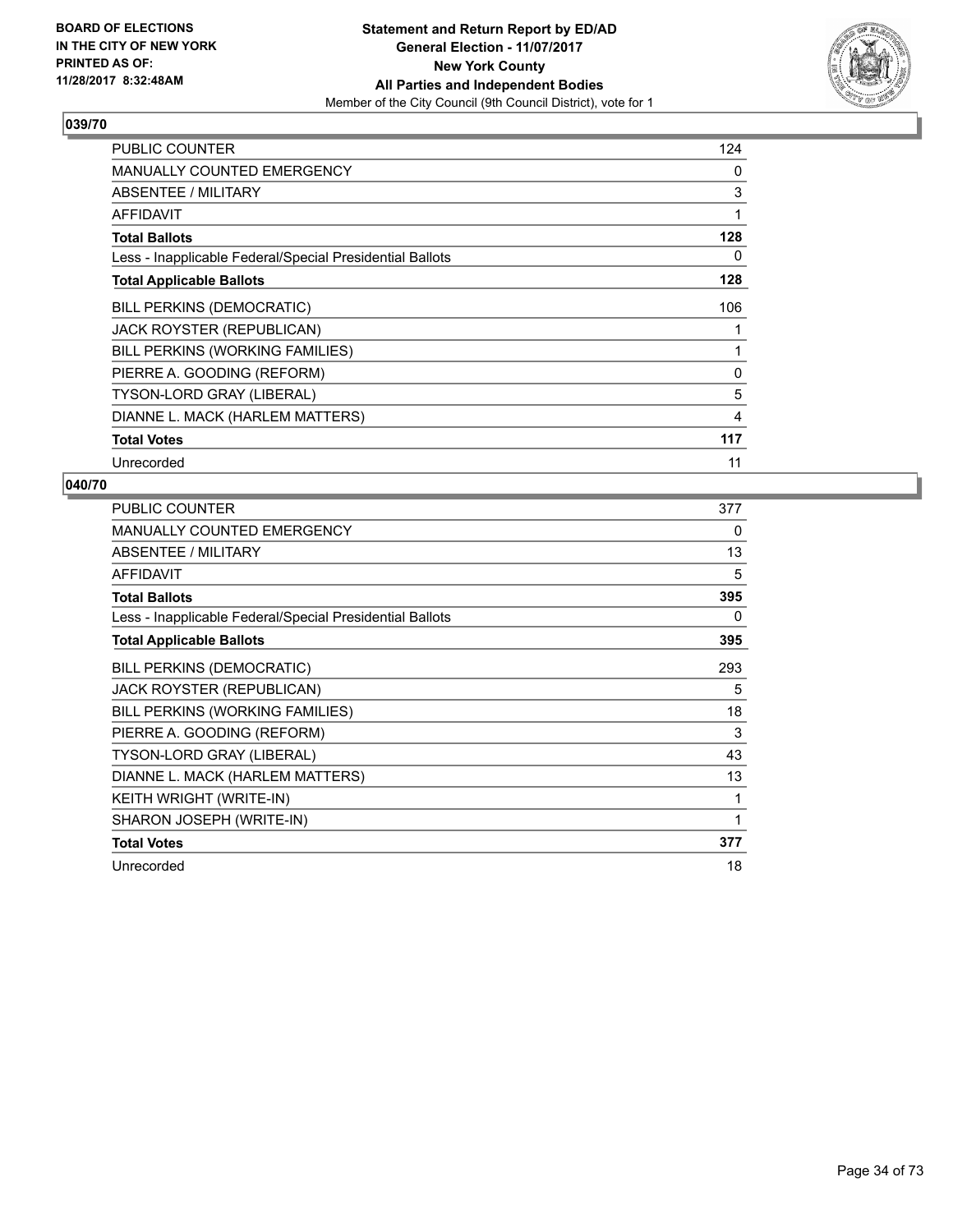BOARD OF ELECTIONS
IN THE CITY OF NEW YORK
PRINTED AS OF:
11/28/2017 8:32:48AM

**Statement and Return Report by ED/AD**
**General Election - 11/07/2017**
**New York County**
**All Parties and Independent Bodies**
Member of the City Council (9th Council District), vote for 1

## 039/70

| | |
|---|---|
| PUBLIC COUNTER | 124 |
| MANUALLY COUNTED EMERGENCY | 0 |
| ABSENTEE / MILITARY | 3 |
| AFFIDAVIT | 1 |
| **Total Ballots** | **128** |
| Less - Inapplicable Federal/Special Presidential Ballots | 0 |
| **Total Applicable Ballots** | **128** |
| BILL PERKINS (DEMOCRATIC) | 106 |
| JACK ROYSTER (REPUBLICAN) | 1 |
| BILL PERKINS (WORKING FAMILIES) | 1 |
| PIERRE A. GOODING (REFORM) | 0 |
| TYSON-LORD GRAY (LIBERAL) | 5 |
| DIANNE L. MACK (HARLEM MATTERS) | 4 |
| **Total Votes** | **117** |
| Unrecorded | 11 |

## 040/70

| | |
|---|---|
| PUBLIC COUNTER | 377 |
| MANUALLY COUNTED EMERGENCY | 0 |
| ABSENTEE / MILITARY | 13 |
| AFFIDAVIT | 5 |
| **Total Ballots** | **395** |
| Less - Inapplicable Federal/Special Presidential Ballots | 0 |
| **Total Applicable Ballots** | **395** |
| BILL PERKINS (DEMOCRATIC) | 293 |
| JACK ROYSTER (REPUBLICAN) | 5 |
| BILL PERKINS (WORKING FAMILIES) | 18 |
| PIERRE A. GOODING (REFORM) | 3 |
| TYSON-LORD GRAY (LIBERAL) | 43 |
| DIANNE L. MACK (HARLEM MATTERS) | 13 |
| KEITH WRIGHT (WRITE-IN) | 1 |
| SHARON JOSEPH (WRITE-IN) | 1 |
| **Total Votes** | **377** |
| Unrecorded | 18 |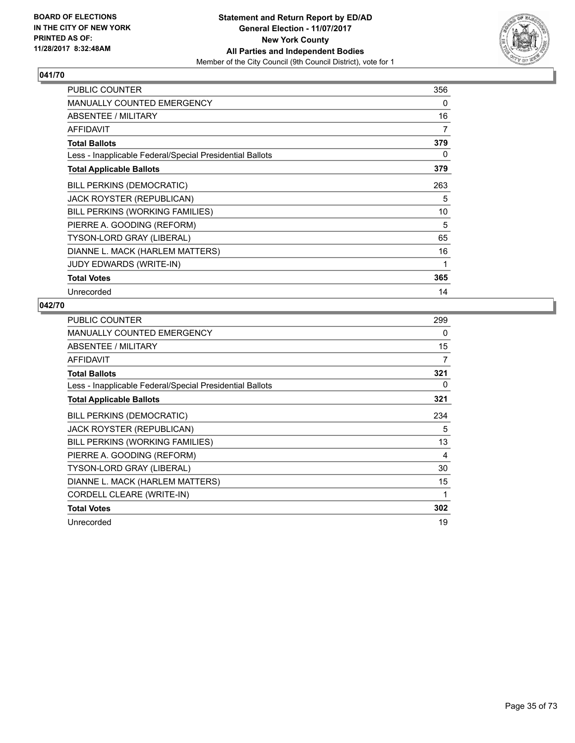**BOARD OF ELECTIONS IN THE CITY OF NEW YORK PRINTED AS OF: 11/28/2017 8:32:48AM**

**Statement and Return Report by ED/AD General Election - 11/07/2017 New York County All Parties and Independent Bodies**

Member of the City Council (9th Council District), vote for 1

## 041/70

| | |
|---|---|
| PUBLIC COUNTER | 356 |
| MANUALLY COUNTED EMERGENCY | 0 |
| ABSENTEE / MILITARY | 16 |
| AFFIDAVIT | 7 |
| **Total Ballots** | **379** |
| Less - Inapplicable Federal/Special Presidential Ballots | 0 |
| **Total Applicable Ballots** | **379** |
| BILL PERKINS (DEMOCRATIC) | 263 |
| JACK ROYSTER (REPUBLICAN) | 5 |
| BILL PERKINS (WORKING FAMILIES) | 10 |
| PIERRE A. GOODING (REFORM) | 5 |
| TYSON-LORD GRAY (LIBERAL) | 65 |
| DIANNE L. MACK (HARLEM MATTERS) | 16 |
| JUDY EDWARDS (WRITE-IN) | 1 |
| **Total Votes** | **365** |
| Unrecorded | 14 |

## 042/70

| | |
|---|---|
| PUBLIC COUNTER | 299 |
| MANUALLY COUNTED EMERGENCY | 0 |
| ABSENTEE / MILITARY | 15 |
| AFFIDAVIT | 7 |
| **Total Ballots** | **321** |
| Less - Inapplicable Federal/Special Presidential Ballots | 0 |
| **Total Applicable Ballots** | **321** |
| BILL PERKINS (DEMOCRATIC) | 234 |
| JACK ROYSTER (REPUBLICAN) | 5 |
| BILL PERKINS (WORKING FAMILIES) | 13 |
| PIERRE A. GOODING (REFORM) | 4 |
| TYSON-LORD GRAY (LIBERAL) | 30 |
| DIANNE L. MACK (HARLEM MATTERS) | 15 |
| CORDELL CLEARE (WRITE-IN) | 1 |
| **Total Votes** | **302** |
| Unrecorded | 19 |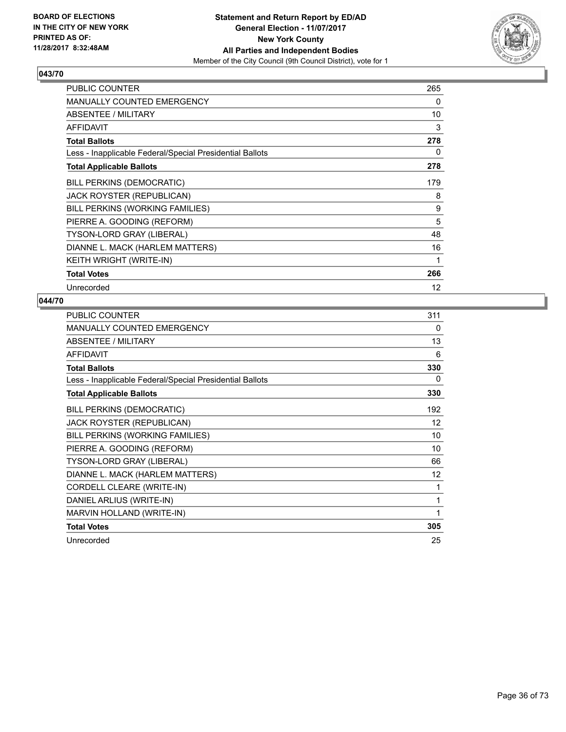BOARD OF ELECTIONS
IN THE CITY OF NEW YORK
PRINTED AS OF:
11/28/2017 8:32:48AM

**Statement and Return Report by ED/AD**
**General Election - 11/07/2017**
**New York County**
**All Parties and Independent Bodies**
Member of the City Council (9th Council District), vote for 1

## 043/70

| | |
|---|---|
| PUBLIC COUNTER | 265 |
| MANUALLY COUNTED EMERGENCY | 0 |
| ABSENTEE / MILITARY | 10 |
| AFFIDAVIT | 3 |
| **Total Ballots** | **278** |
| Less - Inapplicable Federal/Special Presidential Ballots | 0 |
| **Total Applicable Ballots** | **278** |
| BILL PERKINS (DEMOCRATIC) | 179 |
| JACK ROYSTER (REPUBLICAN) | 8 |
| BILL PERKINS (WORKING FAMILIES) | 9 |
| PIERRE A. GOODING (REFORM) | 5 |
| TYSON-LORD GRAY (LIBERAL) | 48 |
| DIANNE L. MACK (HARLEM MATTERS) | 16 |
| KEITH WRIGHT (WRITE-IN) | 1 |
| **Total Votes** | **266** |
| Unrecorded | 12 |

## 044/70

| | |
|---|---|
| PUBLIC COUNTER | 311 |
| MANUALLY COUNTED EMERGENCY | 0 |
| ABSENTEE / MILITARY | 13 |
| AFFIDAVIT | 6 |
| **Total Ballots** | **330** |
| Less - Inapplicable Federal/Special Presidential Ballots | 0 |
| **Total Applicable Ballots** | **330** |
| BILL PERKINS (DEMOCRATIC) | 192 |
| JACK ROYSTER (REPUBLICAN) | 12 |
| BILL PERKINS (WORKING FAMILIES) | 10 |
| PIERRE A. GOODING (REFORM) | 10 |
| TYSON-LORD GRAY (LIBERAL) | 66 |
| DIANNE L. MACK (HARLEM MATTERS) | 12 |
| CORDELL CLEARE (WRITE-IN) | 1 |
| DANIEL ARLIUS (WRITE-IN) | 1 |
| MARVIN HOLLAND (WRITE-IN) | 1 |
| **Total Votes** | **305** |
| Unrecorded | 25 |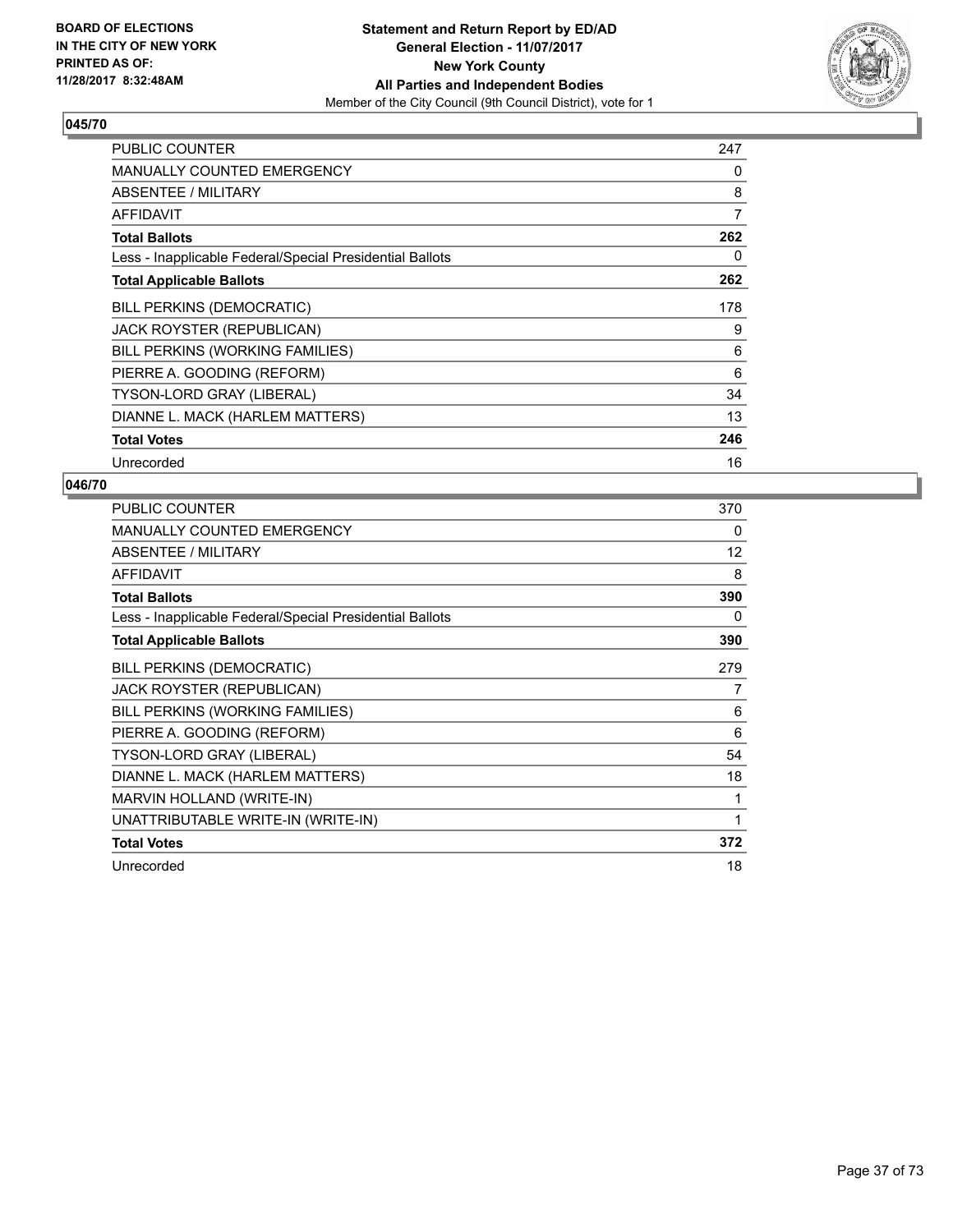BOARD OF ELECTIONS
IN THE CITY OF NEW YORK
PRINTED AS OF:
11/28/2017 8:32:48AM

**Statement and Return Report by ED/AD**
**General Election - 11/07/2017**
**New York County**
**All Parties and Independent Bodies**
Member of the City Council (9th Council District), vote for 1

## 045/70

| | |
|---|---|
| PUBLIC COUNTER | 247 |
| MANUALLY COUNTED EMERGENCY | 0 |
| ABSENTEE / MILITARY | 8 |
| AFFIDAVIT | 7 |
| **Total Ballots** | **262** |
| Less - Inapplicable Federal/Special Presidential Ballots | 0 |
| **Total Applicable Ballots** | **262** |
| BILL PERKINS (DEMOCRATIC) | 178 |
| JACK ROYSTER (REPUBLICAN) | 9 |
| BILL PERKINS (WORKING FAMILIES) | 6 |
| PIERRE A. GOODING (REFORM) | 6 |
| TYSON-LORD GRAY (LIBERAL) | 34 |
| DIANNE L. MACK (HARLEM MATTERS) | 13 |
| **Total Votes** | **246** |
| Unrecorded | 16 |

## 046/70

| | |
|---|---|
| PUBLIC COUNTER | 370 |
| MANUALLY COUNTED EMERGENCY | 0 |
| ABSENTEE / MILITARY | 12 |
| AFFIDAVIT | 8 |
| **Total Ballots** | **390** |
| Less - Inapplicable Federal/Special Presidential Ballots | 0 |
| **Total Applicable Ballots** | **390** |
| BILL PERKINS (DEMOCRATIC) | 279 |
| JACK ROYSTER (REPUBLICAN) | 7 |
| BILL PERKINS (WORKING FAMILIES) | 6 |
| PIERRE A. GOODING (REFORM) | 6 |
| TYSON-LORD GRAY (LIBERAL) | 54 |
| DIANNE L. MACK (HARLEM MATTERS) | 18 |
| MARVIN HOLLAND (WRITE-IN) | 1 |
| UNATTRIBUTABLE WRITE-IN (WRITE-IN) | 1 |
| **Total Votes** | **372** |
| Unrecorded | 18 |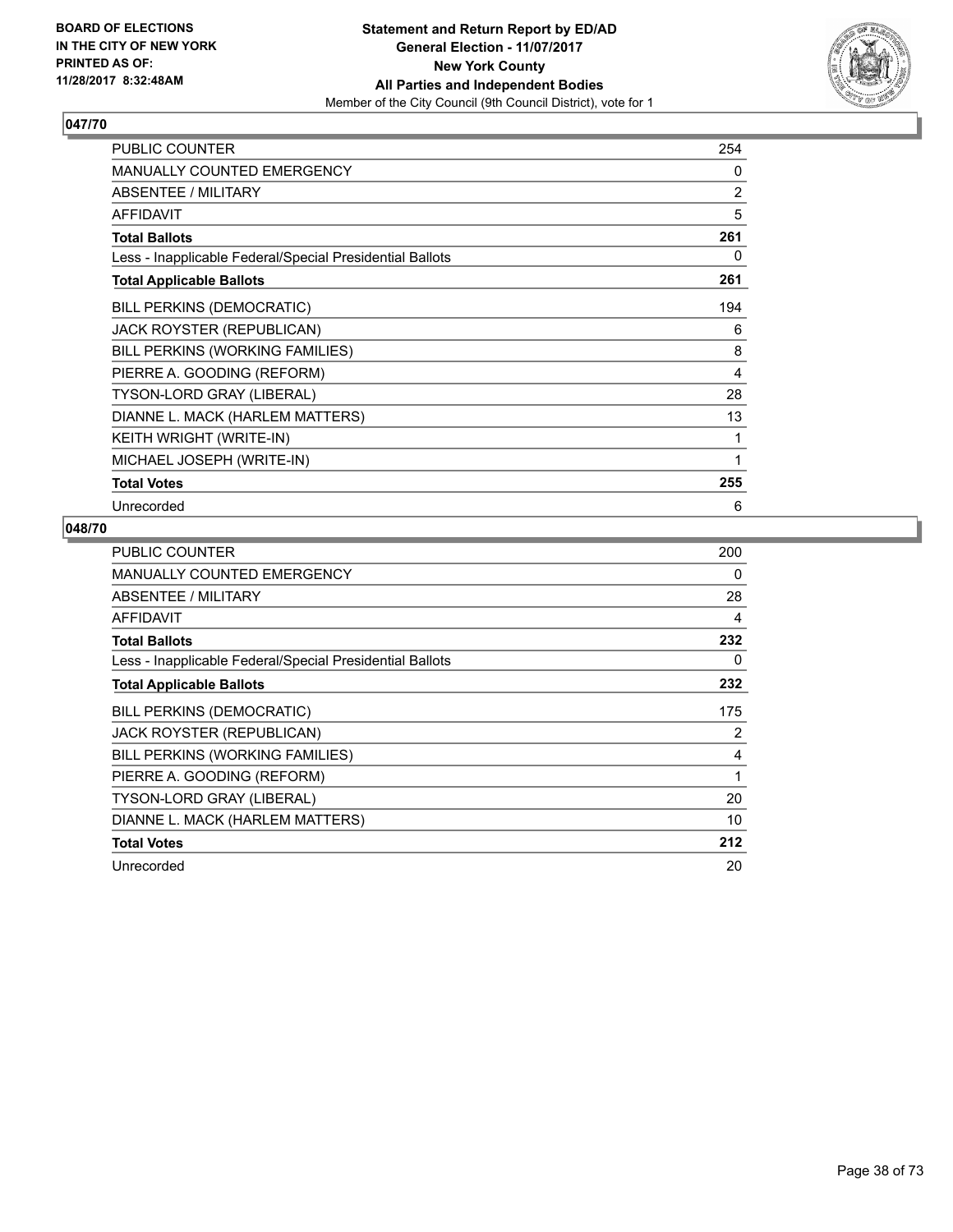BOARD OF ELECTIONS
IN THE CITY OF NEW YORK
PRINTED AS OF:
11/28/2017 8:32:48AM

**Statement and Return Report by ED/AD**
**General Election - 11/07/2017**
**New York County**
**All Parties and Independent Bodies**
Member of the City Council (9th Council District), vote for 1

## 047/70

| | |
|---|---|
| PUBLIC COUNTER | 254 |
| MANUALLY COUNTED EMERGENCY | 0 |
| ABSENTEE / MILITARY | 2 |
| AFFIDAVIT | 5 |
| **Total Ballots** | **261** |
| Less - Inapplicable Federal/Special Presidential Ballots | 0 |
| **Total Applicable Ballots** | **261** |
| BILL PERKINS (DEMOCRATIC) | 194 |
| JACK ROYSTER (REPUBLICAN) | 6 |
| BILL PERKINS (WORKING FAMILIES) | 8 |
| PIERRE A. GOODING (REFORM) | 4 |
| TYSON-LORD GRAY (LIBERAL) | 28 |
| DIANNE L. MACK (HARLEM MATTERS) | 13 |
| KEITH WRIGHT (WRITE-IN) | 1 |
| MICHAEL JOSEPH (WRITE-IN) | 1 |
| **Total Votes** | **255** |
| Unrecorded | 6 |

## 048/70

| | |
|---|---|
| PUBLIC COUNTER | 200 |
| MANUALLY COUNTED EMERGENCY | 0 |
| ABSENTEE / MILITARY | 28 |
| AFFIDAVIT | 4 |
| **Total Ballots** | **232** |
| Less - Inapplicable Federal/Special Presidential Ballots | 0 |
| **Total Applicable Ballots** | **232** |
| BILL PERKINS (DEMOCRATIC) | 175 |
| JACK ROYSTER (REPUBLICAN) | 2 |
| BILL PERKINS (WORKING FAMILIES) | 4 |
| PIERRE A. GOODING (REFORM) | 1 |
| TYSON-LORD GRAY (LIBERAL) | 20 |
| DIANNE L. MACK (HARLEM MATTERS) | 10 |
| **Total Votes** | **212** |
| Unrecorded | 20 |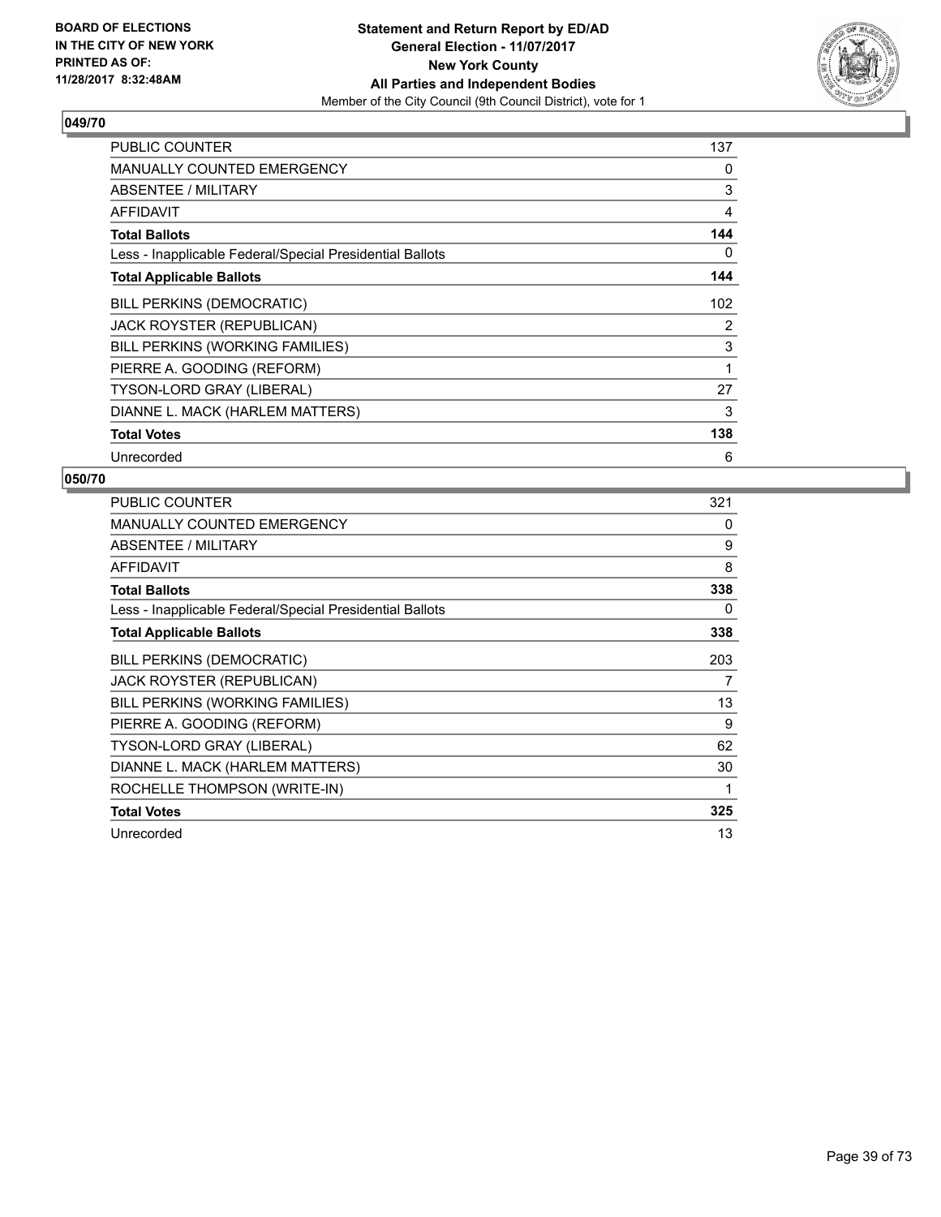BOARD OF ELECTIONS
IN THE CITY OF NEW YORK
PRINTED AS OF:
11/28/2017 8:32:48AM

**Statement and Return Report by ED/AD**
**General Election - 11/07/2017**
**New York County**
**All Parties and Independent Bodies**
Member of the City Council (9th Council District), vote for 1

### 049/70

| | |
|---|---|
| PUBLIC COUNTER | 137 |
| MANUALLY COUNTED EMERGENCY | 0 |
| ABSENTEE / MILITARY | 3 |
| AFFIDAVIT | 4 |
| **Total Ballots** | **144** |
| Less - Inapplicable Federal/Special Presidential Ballots | 0 |
| **Total Applicable Ballots** | **144** |
| BILL PERKINS (DEMOCRATIC) | 102 |
| JACK ROYSTER (REPUBLICAN) | 2 |
| BILL PERKINS (WORKING FAMILIES) | 3 |
| PIERRE A. GOODING (REFORM) | 1 |
| TYSON-LORD GRAY (LIBERAL) | 27 |
| DIANNE L. MACK (HARLEM MATTERS) | 3 |
| **Total Votes** | **138** |
| Unrecorded | 6 |

### 050/70

| | |
|---|---|
| PUBLIC COUNTER | 321 |
| MANUALLY COUNTED EMERGENCY | 0 |
| ABSENTEE / MILITARY | 9 |
| AFFIDAVIT | 8 |
| **Total Ballots** | **338** |
| Less - Inapplicable Federal/Special Presidential Ballots | 0 |
| **Total Applicable Ballots** | **338** |
| BILL PERKINS (DEMOCRATIC) | 203 |
| JACK ROYSTER (REPUBLICAN) | 7 |
| BILL PERKINS (WORKING FAMILIES) | 13 |
| PIERRE A. GOODING (REFORM) | 9 |
| TYSON-LORD GRAY (LIBERAL) | 62 |
| DIANNE L. MACK (HARLEM MATTERS) | 30 |
| ROCHELLE THOMPSON (WRITE-IN) | 1 |
| **Total Votes** | **325** |
| Unrecorded | 13 |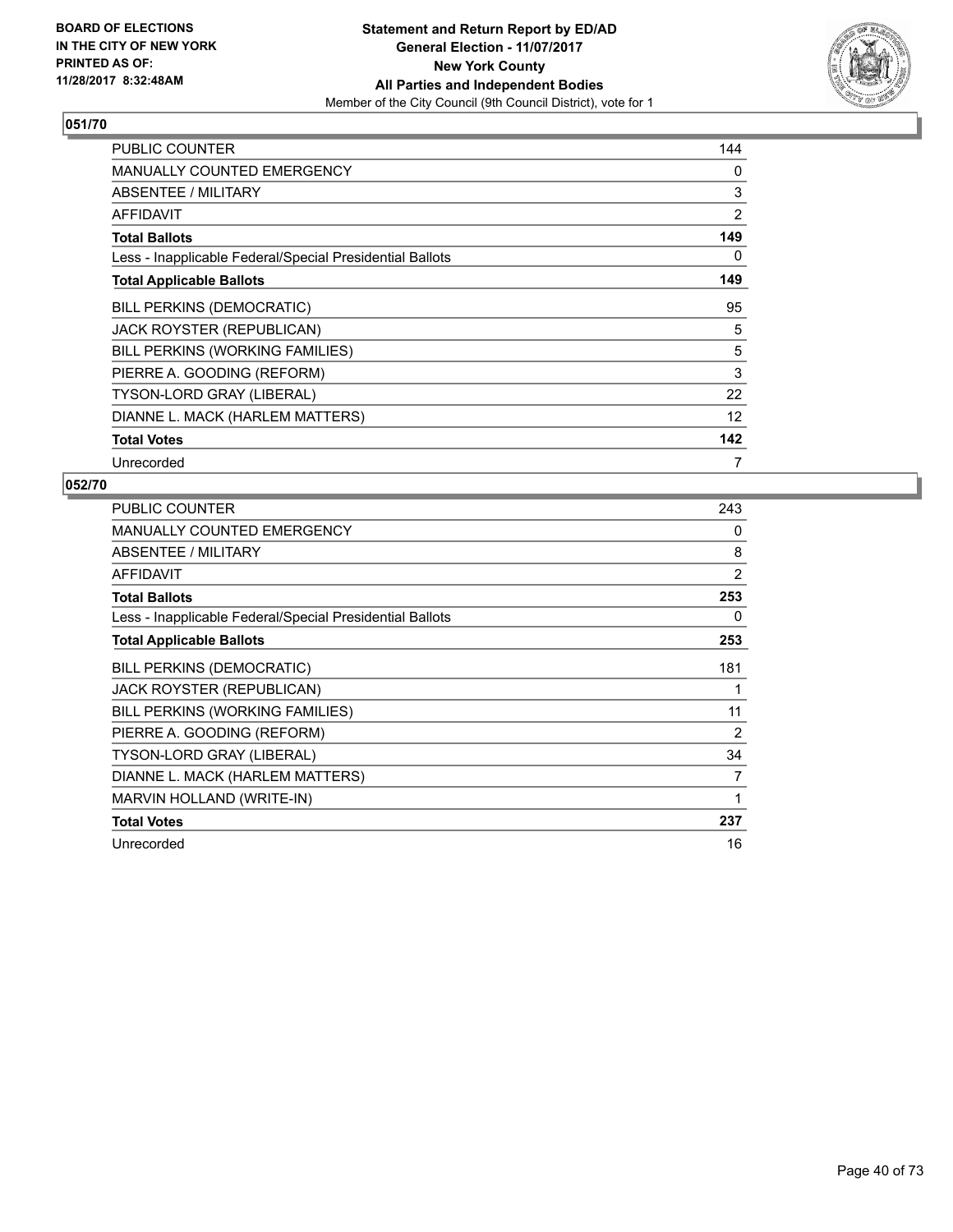**BOARD OF ELECTIONS IN THE CITY OF NEW YORK PRINTED AS OF: 11/28/2017 8:32:48AM**

**Statement and Return Report by ED/AD**
**General Election - 11/07/2017**
**New York County**
**All Parties and Independent Bodies**
Member of the City Council (9th Council District), vote for 1

## 051/70

| | |
|---|---|
| PUBLIC COUNTER | 144 |
| MANUALLY COUNTED EMERGENCY | 0 |
| ABSENTEE / MILITARY | 3 |
| AFFIDAVIT | 2 |
| **Total Ballots** | **149** |
| Less - Inapplicable Federal/Special Presidential Ballots | 0 |
| **Total Applicable Ballots** | **149** |
| BILL PERKINS (DEMOCRATIC) | 95 |
| JACK ROYSTER (REPUBLICAN) | 5 |
| BILL PERKINS (WORKING FAMILIES) | 5 |
| PIERRE A. GOODING (REFORM) | 3 |
| TYSON-LORD GRAY (LIBERAL) | 22 |
| DIANNE L. MACK (HARLEM MATTERS) | 12 |
| **Total Votes** | **142** |
| Unrecorded | 7 |

## 052/70

| | |
|---|---|
| PUBLIC COUNTER | 243 |
| MANUALLY COUNTED EMERGENCY | 0 |
| ABSENTEE / MILITARY | 8 |
| AFFIDAVIT | 2 |
| **Total Ballots** | **253** |
| Less - Inapplicable Federal/Special Presidential Ballots | 0 |
| **Total Applicable Ballots** | **253** |
| BILL PERKINS (DEMOCRATIC) | 181 |
| JACK ROYSTER (REPUBLICAN) | 1 |
| BILL PERKINS (WORKING FAMILIES) | 11 |
| PIERRE A. GOODING (REFORM) | 2 |
| TYSON-LORD GRAY (LIBERAL) | 34 |
| DIANNE L. MACK (HARLEM MATTERS) | 7 |
| MARVIN HOLLAND (WRITE-IN) | 1 |
| **Total Votes** | **237** |
| Unrecorded | 16 |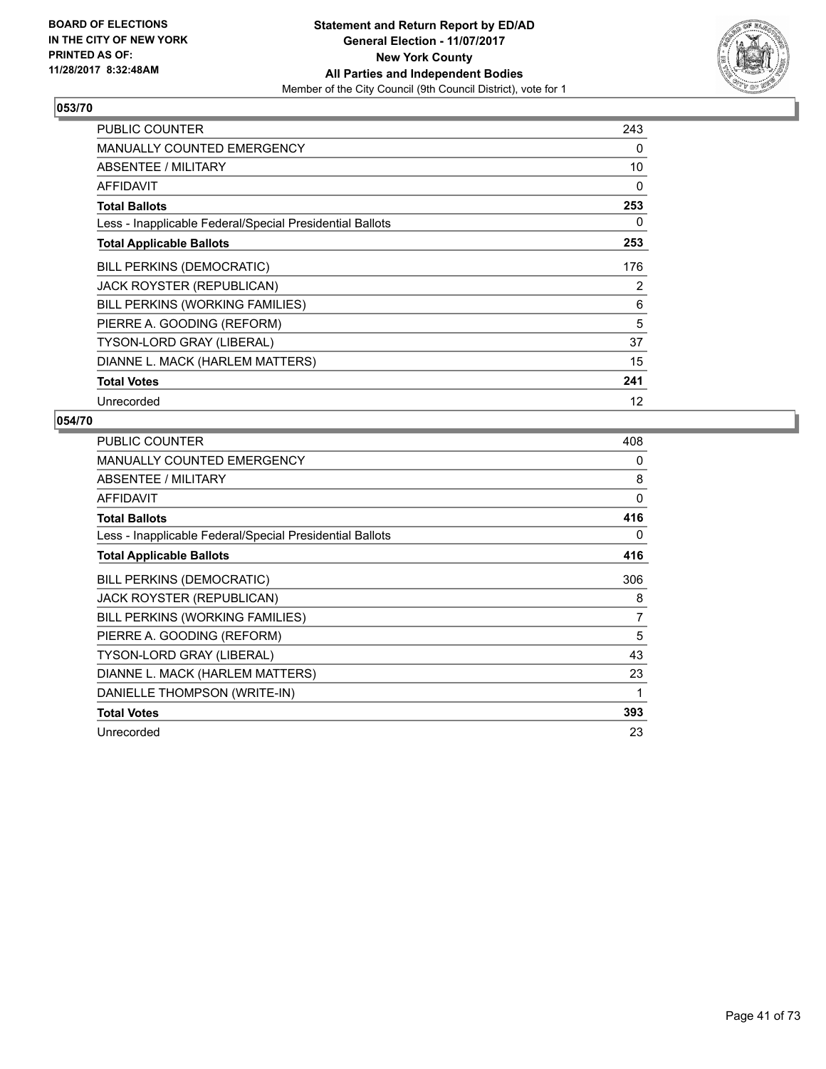BOARD OF ELECTIONS
IN THE CITY OF NEW YORK
PRINTED AS OF:
11/28/2017 8:32:48AM

**Statement and Return Report by ED/AD**
**General Election - 11/07/2017**
**New York County**
**All Parties and Independent Bodies**
Member of the City Council (9th Council District), vote for 1

### 053/70

| | |
|---|---|
| PUBLIC COUNTER | 243 |
| MANUALLY COUNTED EMERGENCY | 0 |
| ABSENTEE / MILITARY | 10 |
| AFFIDAVIT | 0 |
| **Total Ballots** | **253** |
| Less - Inapplicable Federal/Special Presidential Ballots | 0 |
| **Total Applicable Ballots** | **253** |
| BILL PERKINS (DEMOCRATIC) | 176 |
| JACK ROYSTER (REPUBLICAN) | 2 |
| BILL PERKINS (WORKING FAMILIES) | 6 |
| PIERRE A. GOODING (REFORM) | 5 |
| TYSON-LORD GRAY (LIBERAL) | 37 |
| DIANNE L. MACK (HARLEM MATTERS) | 15 |
| **Total Votes** | **241** |
| Unrecorded | 12 |

### 054/70

| | |
|---|---|
| PUBLIC COUNTER | 408 |
| MANUALLY COUNTED EMERGENCY | 0 |
| ABSENTEE / MILITARY | 8 |
| AFFIDAVIT | 0 |
| **Total Ballots** | **416** |
| Less - Inapplicable Federal/Special Presidential Ballots | 0 |
| **Total Applicable Ballots** | **416** |
| BILL PERKINS (DEMOCRATIC) | 306 |
| JACK ROYSTER (REPUBLICAN) | 8 |
| BILL PERKINS (WORKING FAMILIES) | 7 |
| PIERRE A. GOODING (REFORM) | 5 |
| TYSON-LORD GRAY (LIBERAL) | 43 |
| DIANNE L. MACK (HARLEM MATTERS) | 23 |
| DANIELLE THOMPSON (WRITE-IN) | 1 |
| **Total Votes** | **393** |
| Unrecorded | 23 |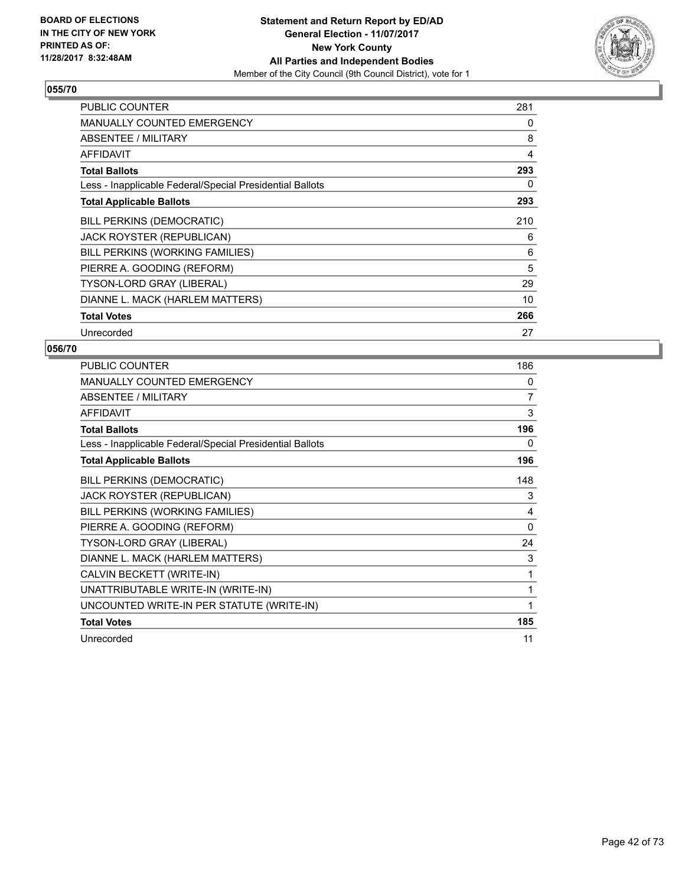**BOARD OF ELECTIONS IN THE CITY OF NEW YORK PRINTED AS OF: 11/28/2017 8:32:48AM**

**Statement and Return Report by ED/AD General Election - 11/07/2017 New York County All Parties and Independent Bodies**
Member of the City Council (9th Council District), vote for 1

## 055/70

| | |
|---|---|
| PUBLIC COUNTER | 281 |
| MANUALLY COUNTED EMERGENCY | 0 |
| ABSENTEE / MILITARY | 8 |
| AFFIDAVIT | 4 |
| **Total Ballots** | **293** |
| Less - Inapplicable Federal/Special Presidential Ballots | 0 |
| **Total Applicable Ballots** | **293** |
| BILL PERKINS (DEMOCRATIC) | 210 |
| JACK ROYSTER (REPUBLICAN) | 6 |
| BILL PERKINS (WORKING FAMILIES) | 6 |
| PIERRE A. GOODING (REFORM) | 5 |
| TYSON-LORD GRAY (LIBERAL) | 29 |
| DIANNE L. MACK (HARLEM MATTERS) | 10 |
| **Total Votes** | **266** |
| Unrecorded | 27 |

## 056/70

| | |
|---|---|
| PUBLIC COUNTER | 186 |
| MANUALLY COUNTED EMERGENCY | 0 |
| ABSENTEE / MILITARY | 7 |
| AFFIDAVIT | 3 |
| **Total Ballots** | **196** |
| Less - Inapplicable Federal/Special Presidential Ballots | 0 |
| **Total Applicable Ballots** | **196** |
| BILL PERKINS (DEMOCRATIC) | 148 |
| JACK ROYSTER (REPUBLICAN) | 3 |
| BILL PERKINS (WORKING FAMILIES) | 4 |
| PIERRE A. GOODING (REFORM) | 0 |
| TYSON-LORD GRAY (LIBERAL) | 24 |
| DIANNE L. MACK (HARLEM MATTERS) | 3 |
| CALVIN BECKETT (WRITE-IN) | 1 |
| UNATTRIBUTABLE WRITE-IN (WRITE-IN) | 1 |
| UNCOUNTED WRITE-IN PER STATUTE (WRITE-IN) | 1 |
| **Total Votes** | **185** |
| Unrecorded | 11 |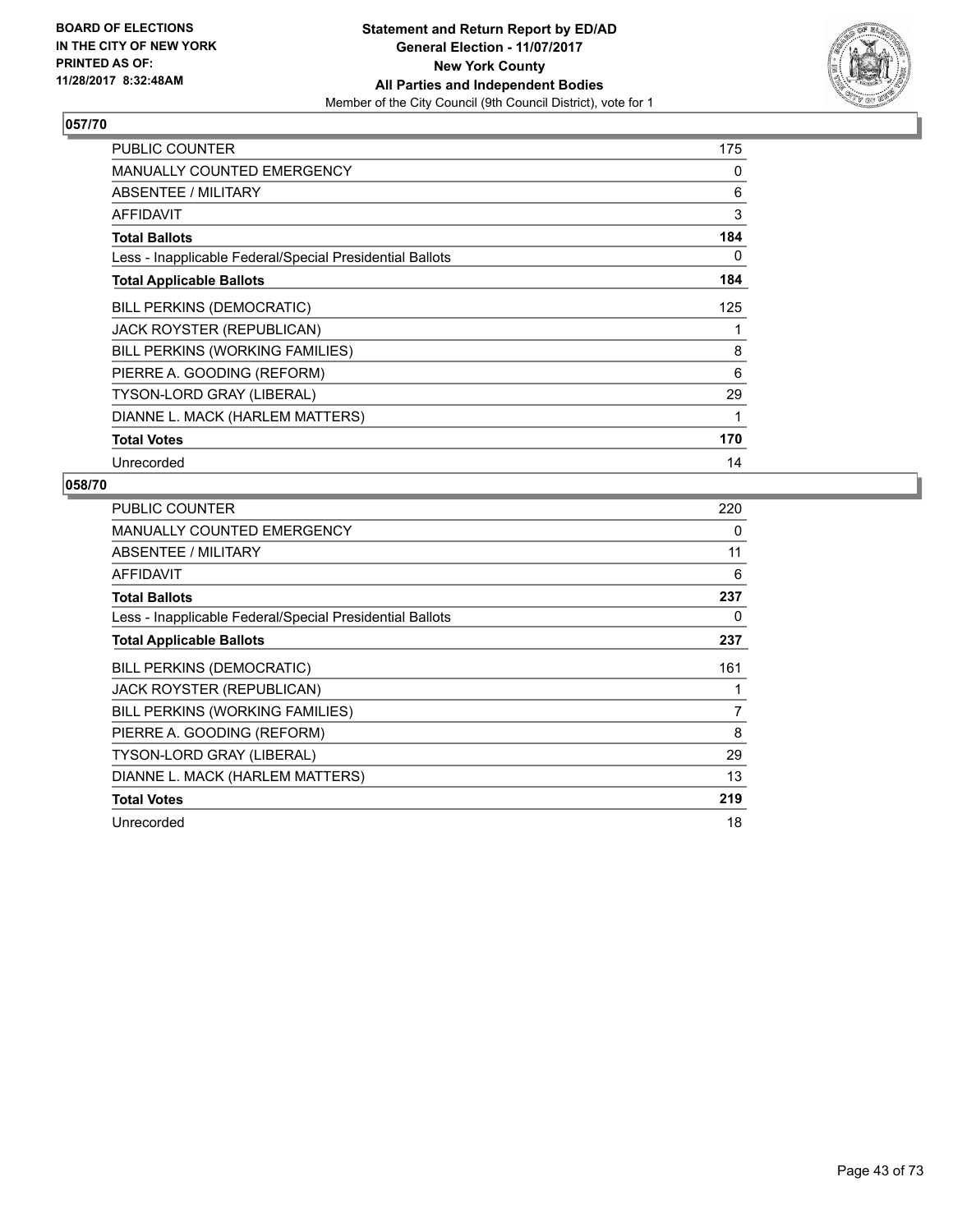BOARD OF ELECTIONS
IN THE CITY OF NEW YORK
PRINTED AS OF:
11/28/2017 8:32:48AM

**Statement and Return Report by ED/AD**
**General Election - 11/07/2017**
**New York County**
**All Parties and Independent Bodies**
Member of the City Council (9th Council District), vote for 1

## 057/70

| | |
|---|---|
| PUBLIC COUNTER | 175 |
| MANUALLY COUNTED EMERGENCY | 0 |
| ABSENTEE / MILITARY | 6 |
| AFFIDAVIT | 3 |
| **Total Ballots** | **184** |
| Less - Inapplicable Federal/Special Presidential Ballots | 0 |
| **Total Applicable Ballots** | **184** |
| BILL PERKINS (DEMOCRATIC) | 125 |
| JACK ROYSTER (REPUBLICAN) | 1 |
| BILL PERKINS (WORKING FAMILIES) | 8 |
| PIERRE A. GOODING (REFORM) | 6 |
| TYSON-LORD GRAY (LIBERAL) | 29 |
| DIANNE L. MACK (HARLEM MATTERS) | 1 |
| **Total Votes** | **170** |
| Unrecorded | 14 |

## 058/70

| | |
|---|---|
| PUBLIC COUNTER | 220 |
| MANUALLY COUNTED EMERGENCY | 0 |
| ABSENTEE / MILITARY | 11 |
| AFFIDAVIT | 6 |
| **Total Ballots** | **237** |
| Less - Inapplicable Federal/Special Presidential Ballots | 0 |
| **Total Applicable Ballots** | **237** |
| BILL PERKINS (DEMOCRATIC) | 161 |
| JACK ROYSTER (REPUBLICAN) | 1 |
| BILL PERKINS (WORKING FAMILIES) | 7 |
| PIERRE A. GOODING (REFORM) | 8 |
| TYSON-LORD GRAY (LIBERAL) | 29 |
| DIANNE L. MACK (HARLEM MATTERS) | 13 |
| **Total Votes** | **219** |
| Unrecorded | 18 |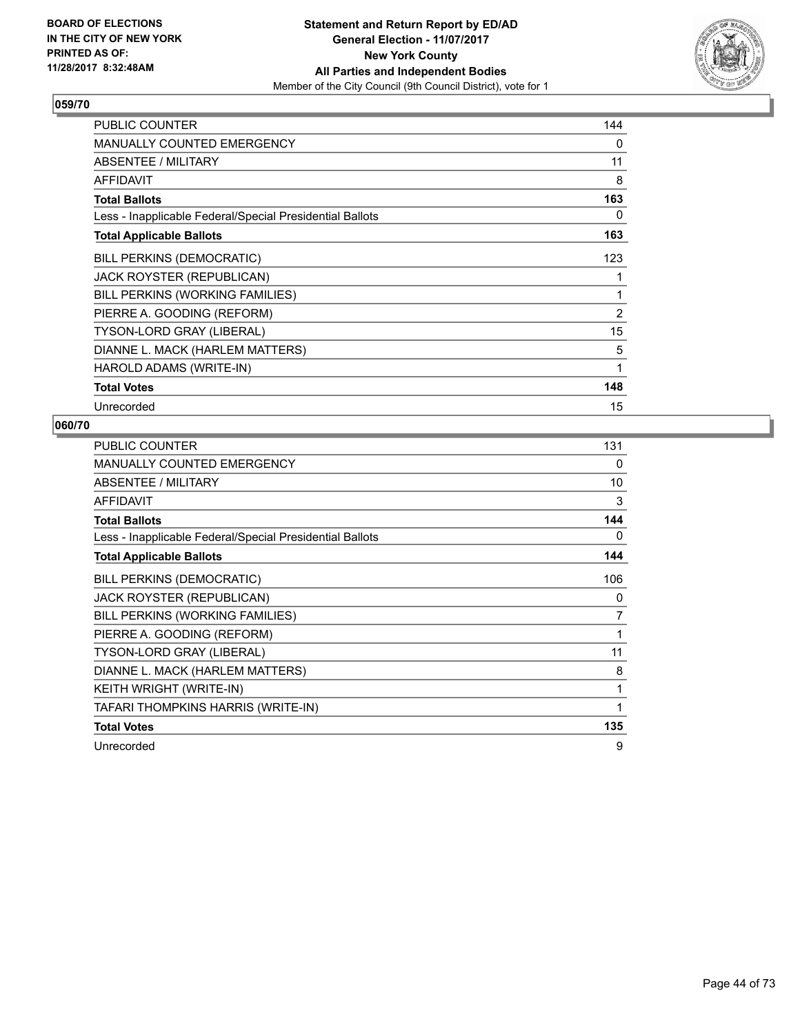**BOARD OF ELECTIONS IN THE CITY OF NEW YORK PRINTED AS OF: 11/28/2017 8:32:48AM**

**Statement and Return Report by ED/AD**
**General Election - 11/07/2017**
**New York County**
**All Parties and Independent Bodies**
Member of the City Council (9th Council District), vote for 1

### 059/70

| | |
|---|---|
| PUBLIC COUNTER | 144 |
| MANUALLY COUNTED EMERGENCY | 0 |
| ABSENTEE / MILITARY | 11 |
| AFFIDAVIT | 8 |
| **Total Ballots** | **163** |
| Less - Inapplicable Federal/Special Presidential Ballots | 0 |
| **Total Applicable Ballots** | **163** |
| BILL PERKINS (DEMOCRATIC) | 123 |
| JACK ROYSTER (REPUBLICAN) | 1 |
| BILL PERKINS (WORKING FAMILIES) | 1 |
| PIERRE A. GOODING (REFORM) | 2 |
| TYSON-LORD GRAY (LIBERAL) | 15 |
| DIANNE L. MACK (HARLEM MATTERS) | 5 |
| HAROLD ADAMS (WRITE-IN) | 1 |
| **Total Votes** | **148** |
| Unrecorded | 15 |

### 060/70

| | |
|---|---|
| PUBLIC COUNTER | 131 |
| MANUALLY COUNTED EMERGENCY | 0 |
| ABSENTEE / MILITARY | 10 |
| AFFIDAVIT | 3 |
| **Total Ballots** | **144** |
| Less - Inapplicable Federal/Special Presidential Ballots | 0 |
| **Total Applicable Ballots** | **144** |
| BILL PERKINS (DEMOCRATIC) | 106 |
| JACK ROYSTER (REPUBLICAN) | 0 |
| BILL PERKINS (WORKING FAMILIES) | 7 |
| PIERRE A. GOODING (REFORM) | 1 |
| TYSON-LORD GRAY (LIBERAL) | 11 |
| DIANNE L. MACK (HARLEM MATTERS) | 8 |
| KEITH WRIGHT (WRITE-IN) | 1 |
| TAFARI THOMPKINS HARRIS (WRITE-IN) | 1 |
| **Total Votes** | **135** |
| Unrecorded | 9 |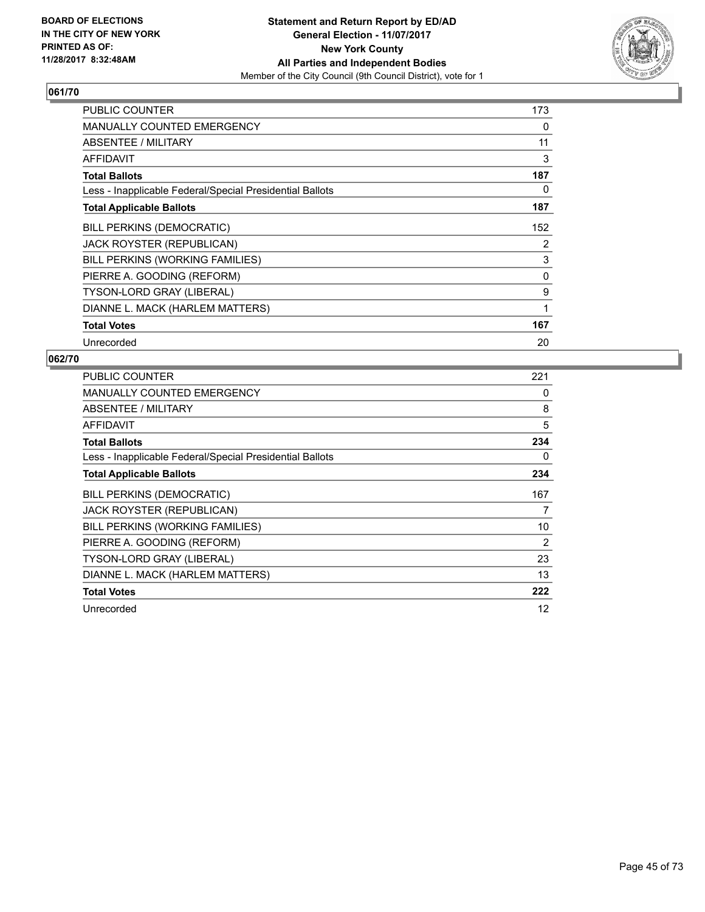BOARD OF ELECTIONS
IN THE CITY OF NEW YORK
PRINTED AS OF:
11/28/2017 8:32:48AM

**Statement and Return Report by ED/AD**
**General Election - 11/07/2017**
**New York County**
**All Parties and Independent Bodies**
Member of the City Council (9th Council District), vote for 1

## 061/70

| | |
|---|---|
| PUBLIC COUNTER | 173 |
| MANUALLY COUNTED EMERGENCY | 0 |
| ABSENTEE / MILITARY | 11 |
| AFFIDAVIT | 3 |
| **Total Ballots** | **187** |
| Less - Inapplicable Federal/Special Presidential Ballots | 0 |
| **Total Applicable Ballots** | **187** |
| BILL PERKINS (DEMOCRATIC) | 152 |
| JACK ROYSTER (REPUBLICAN) | 2 |
| BILL PERKINS (WORKING FAMILIES) | 3 |
| PIERRE A. GOODING (REFORM) | 0 |
| TYSON-LORD GRAY (LIBERAL) | 9 |
| DIANNE L. MACK (HARLEM MATTERS) | 1 |
| **Total Votes** | **167** |
| Unrecorded | 20 |

## 062/70

| | |
|---|---|
| PUBLIC COUNTER | 221 |
| MANUALLY COUNTED EMERGENCY | 0 |
| ABSENTEE / MILITARY | 8 |
| AFFIDAVIT | 5 |
| **Total Ballots** | **234** |
| Less - Inapplicable Federal/Special Presidential Ballots | 0 |
| **Total Applicable Ballots** | **234** |
| BILL PERKINS (DEMOCRATIC) | 167 |
| JACK ROYSTER (REPUBLICAN) | 7 |
| BILL PERKINS (WORKING FAMILIES) | 10 |
| PIERRE A. GOODING (REFORM) | 2 |
| TYSON-LORD GRAY (LIBERAL) | 23 |
| DIANNE L. MACK (HARLEM MATTERS) | 13 |
| **Total Votes** | **222** |
| Unrecorded | 12 |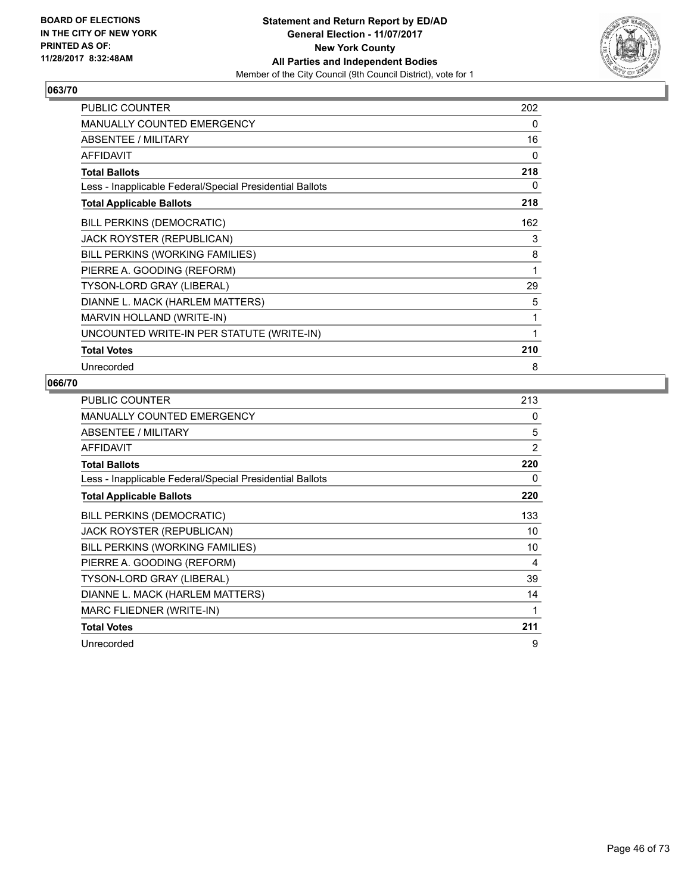BOARD OF ELECTIONS
IN THE CITY OF NEW YORK
PRINTED AS OF:
11/28/2017 8:32:48AM

**Statement and Return Report by ED/AD**
**General Election - 11/07/2017**
**New York County**
**All Parties and Independent Bodies**
Member of the City Council (9th Council District), vote for 1

## 063/70

| | |
|---|---|
| PUBLIC COUNTER | 202 |
| MANUALLY COUNTED EMERGENCY | 0 |
| ABSENTEE / MILITARY | 16 |
| AFFIDAVIT | 0 |
| **Total Ballots** | **218** |
| Less - Inapplicable Federal/Special Presidential Ballots | 0 |
| **Total Applicable Ballots** | **218** |
| BILL PERKINS (DEMOCRATIC) | 162 |
| JACK ROYSTER (REPUBLICAN) | 3 |
| BILL PERKINS (WORKING FAMILIES) | 8 |
| PIERRE A. GOODING (REFORM) | 1 |
| TYSON-LORD GRAY (LIBERAL) | 29 |
| DIANNE L. MACK (HARLEM MATTERS) | 5 |
| MARVIN HOLLAND (WRITE-IN) | 1 |
| UNCOUNTED WRITE-IN PER STATUTE (WRITE-IN) | 1 |
| **Total Votes** | **210** |
| Unrecorded | 8 |

## 066/70

| | |
|---|---|
| PUBLIC COUNTER | 213 |
| MANUALLY COUNTED EMERGENCY | 0 |
| ABSENTEE / MILITARY | 5 |
| AFFIDAVIT | 2 |
| **Total Ballots** | **220** |
| Less - Inapplicable Federal/Special Presidential Ballots | 0 |
| **Total Applicable Ballots** | **220** |
| BILL PERKINS (DEMOCRATIC) | 133 |
| JACK ROYSTER (REPUBLICAN) | 10 |
| BILL PERKINS (WORKING FAMILIES) | 10 |
| PIERRE A. GOODING (REFORM) | 4 |
| TYSON-LORD GRAY (LIBERAL) | 39 |
| DIANNE L. MACK (HARLEM MATTERS) | 14 |
| MARC FLIEDNER (WRITE-IN) | 1 |
| **Total Votes** | **211** |
| Unrecorded | 9 |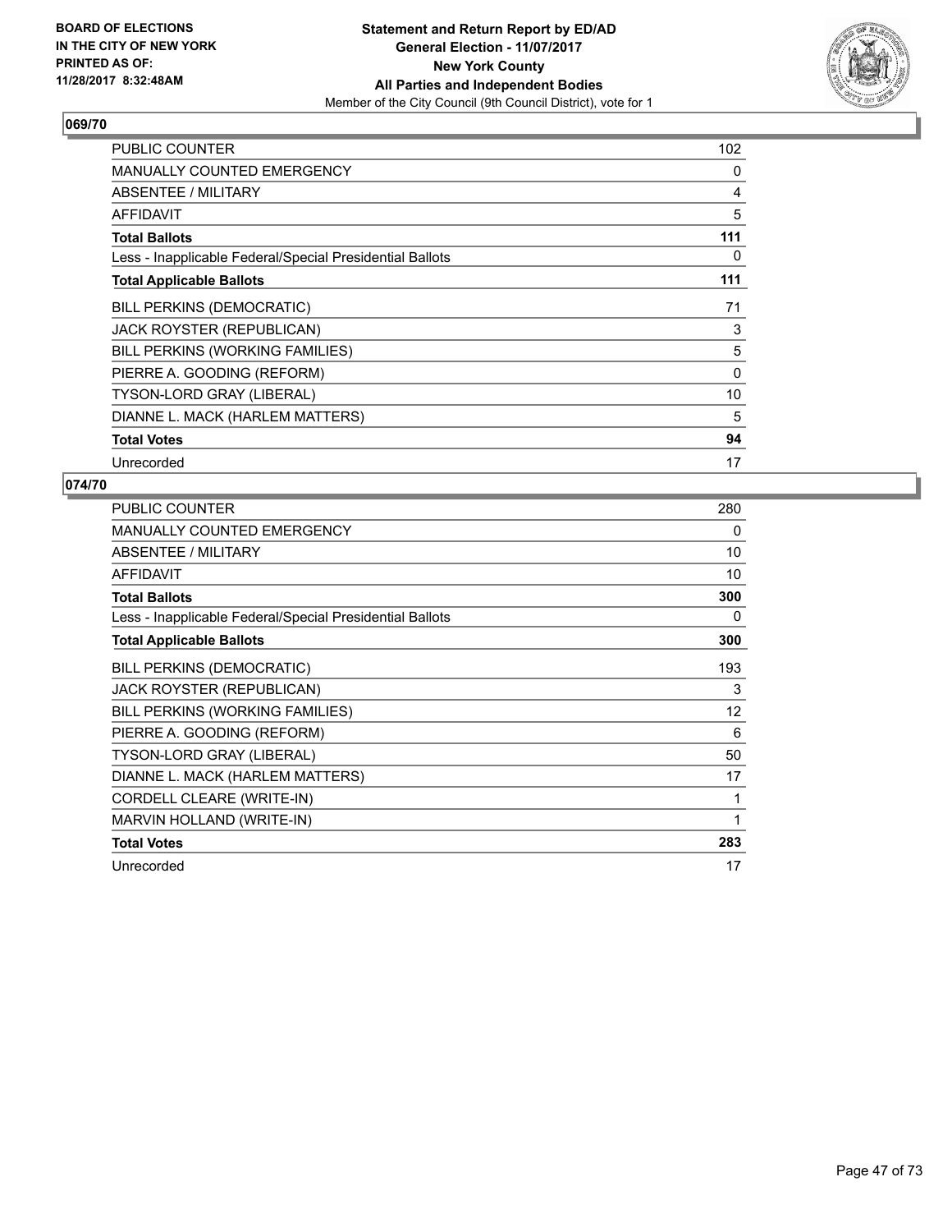BOARD OF ELECTIONS
IN THE CITY OF NEW YORK
PRINTED AS OF:
11/28/2017 8:32:48AM

**Statement and Return Report by ED/AD**
**General Election - 11/07/2017**
**New York County**
**All Parties and Independent Bodies**
Member of the City Council (9th Council District), vote for 1

## 069/70

| | |
|---|---|
| PUBLIC COUNTER | 102 |
| MANUALLY COUNTED EMERGENCY | 0 |
| ABSENTEE / MILITARY | 4 |
| AFFIDAVIT | 5 |
| **Total Ballots** | **111** |
| Less - Inapplicable Federal/Special Presidential Ballots | 0 |
| **Total Applicable Ballots** | **111** |
| BILL PERKINS (DEMOCRATIC) | 71 |
| JACK ROYSTER (REPUBLICAN) | 3 |
| BILL PERKINS (WORKING FAMILIES) | 5 |
| PIERRE A. GOODING (REFORM) | 0 |
| TYSON-LORD GRAY (LIBERAL) | 10 |
| DIANNE L. MACK (HARLEM MATTERS) | 5 |
| **Total Votes** | **94** |
| Unrecorded | 17 |

## 074/70

| | |
|---|---|
| PUBLIC COUNTER | 280 |
| MANUALLY COUNTED EMERGENCY | 0 |
| ABSENTEE / MILITARY | 10 |
| AFFIDAVIT | 10 |
| **Total Ballots** | **300** |
| Less - Inapplicable Federal/Special Presidential Ballots | 0 |
| **Total Applicable Ballots** | **300** |
| BILL PERKINS (DEMOCRATIC) | 193 |
| JACK ROYSTER (REPUBLICAN) | 3 |
| BILL PERKINS (WORKING FAMILIES) | 12 |
| PIERRE A. GOODING (REFORM) | 6 |
| TYSON-LORD GRAY (LIBERAL) | 50 |
| DIANNE L. MACK (HARLEM MATTERS) | 17 |
| CORDELL CLEARE (WRITE-IN) | 1 |
| MARVIN HOLLAND (WRITE-IN) | 1 |
| **Total Votes** | **283** |
| Unrecorded | 17 |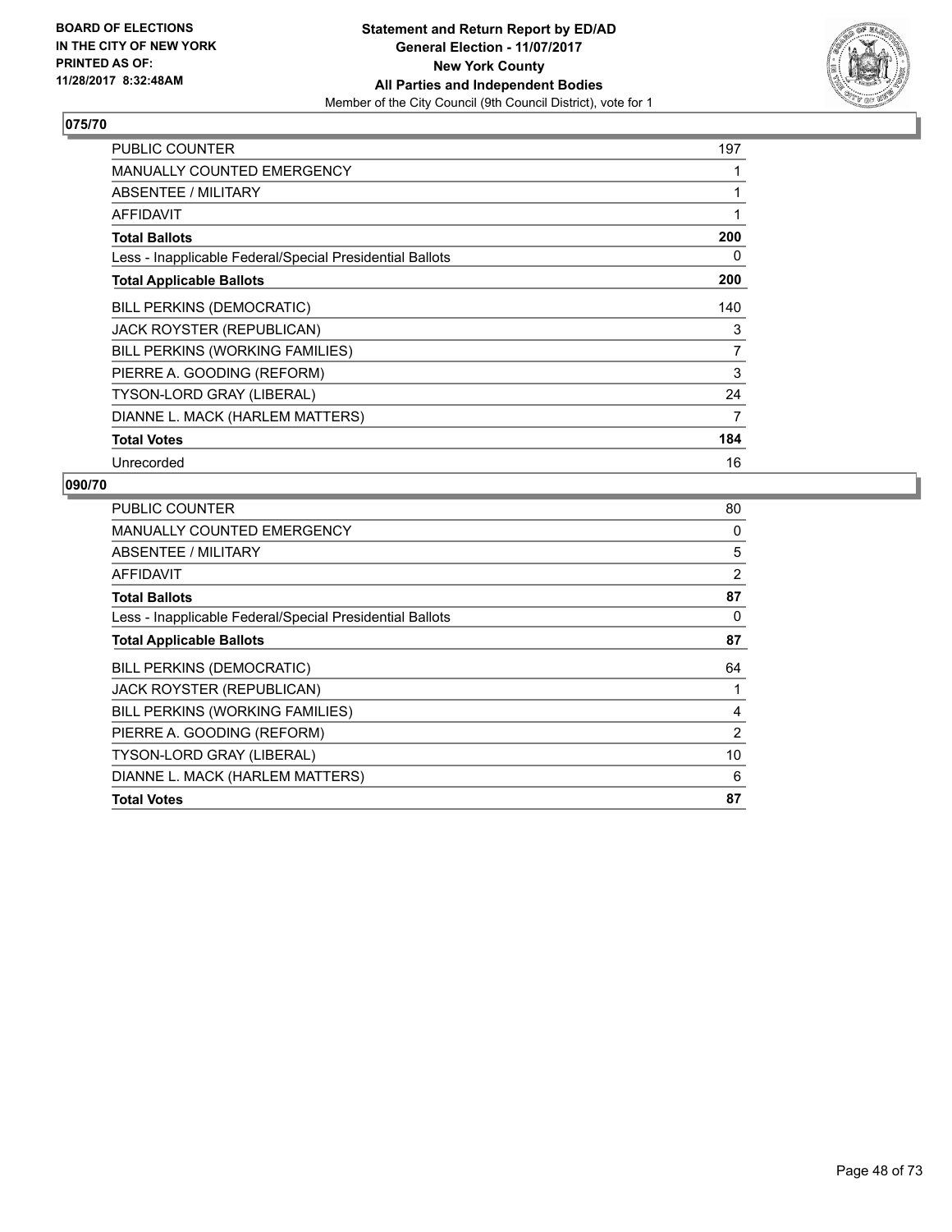BOARD OF ELECTIONS
IN THE CITY OF NEW YORK
PRINTED AS OF:
11/28/2017 8:32:48AM

**Statement and Return Report by ED/AD**
**General Election - 11/07/2017**
**New York County**
**All Parties and Independent Bodies**
Member of the City Council (9th Council District), vote for 1

## 075/70

| | |
|---|---|
| PUBLIC COUNTER | 197 |
| MANUALLY COUNTED EMERGENCY | 1 |
| ABSENTEE / MILITARY | 1 |
| AFFIDAVIT | 1 |
| **Total Ballots** | **200** |
| Less - Inapplicable Federal/Special Presidential Ballots | 0 |
| **Total Applicable Ballots** | **200** |
| BILL PERKINS (DEMOCRATIC) | 140 |
| JACK ROYSTER (REPUBLICAN) | 3 |
| BILL PERKINS (WORKING FAMILIES) | 7 |
| PIERRE A. GOODING (REFORM) | 3 |
| TYSON-LORD GRAY (LIBERAL) | 24 |
| DIANNE L. MACK (HARLEM MATTERS) | 7 |
| **Total Votes** | **184** |
| Unrecorded | 16 |

## 090/70

| | |
|---|---|
| PUBLIC COUNTER | 80 |
| MANUALLY COUNTED EMERGENCY | 0 |
| ABSENTEE / MILITARY | 5 |
| AFFIDAVIT | 2 |
| **Total Ballots** | **87** |
| Less - Inapplicable Federal/Special Presidential Ballots | 0 |
| **Total Applicable Ballots** | **87** |
| BILL PERKINS (DEMOCRATIC) | 64 |
| JACK ROYSTER (REPUBLICAN) | 1 |
| BILL PERKINS (WORKING FAMILIES) | 4 |
| PIERRE A. GOODING (REFORM) | 2 |
| TYSON-LORD GRAY (LIBERAL) | 10 |
| DIANNE L. MACK (HARLEM MATTERS) | 6 |
| **Total Votes** | **87** |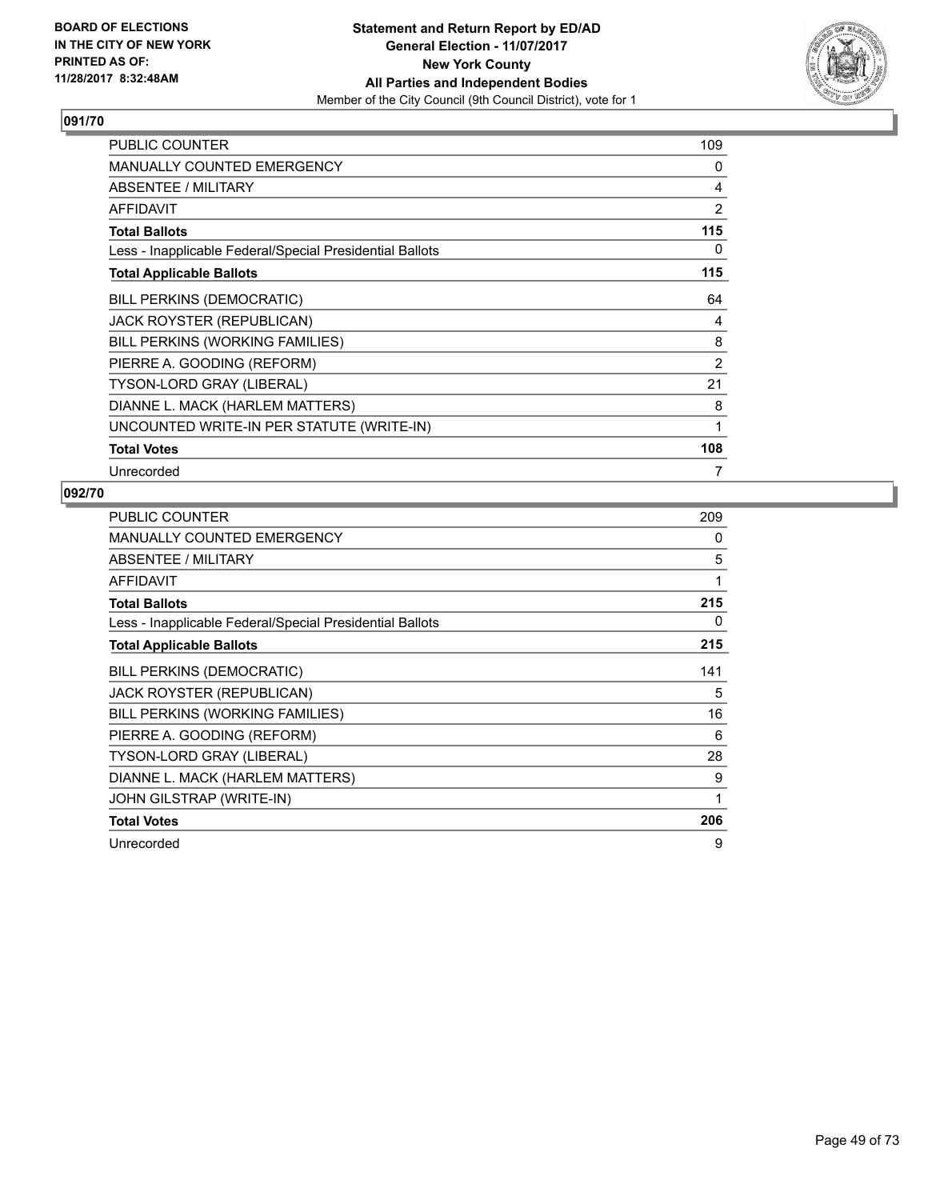BOARD OF ELECTIONS
IN THE CITY OF NEW YORK
PRINTED AS OF:
11/28/2017 8:32:48AM

**Statement and Return Report by ED/AD**
**General Election - 11/07/2017**
**New York County**
**All Parties and Independent Bodies**
Member of the City Council (9th Council District), vote for 1

## 091/70

| | |
|---|---|
| PUBLIC COUNTER | 109 |
| MANUALLY COUNTED EMERGENCY | 0 |
| ABSENTEE / MILITARY | 4 |
| AFFIDAVIT | 2 |
| **Total Ballots** | **115** |
| Less - Inapplicable Federal/Special Presidential Ballots | 0 |
| **Total Applicable Ballots** | **115** |
| BILL PERKINS (DEMOCRATIC) | 64 |
| JACK ROYSTER (REPUBLICAN) | 4 |
| BILL PERKINS (WORKING FAMILIES) | 8 |
| PIERRE A. GOODING (REFORM) | 2 |
| TYSON-LORD GRAY (LIBERAL) | 21 |
| DIANNE L. MACK (HARLEM MATTERS) | 8 |
| UNCOUNTED WRITE-IN PER STATUTE (WRITE-IN) | 1 |
| **Total Votes** | **108** |
| Unrecorded | 7 |

## 092/70

| | |
|---|---|
| PUBLIC COUNTER | 209 |
| MANUALLY COUNTED EMERGENCY | 0 |
| ABSENTEE / MILITARY | 5 |
| AFFIDAVIT | 1 |
| **Total Ballots** | **215** |
| Less - Inapplicable Federal/Special Presidential Ballots | 0 |
| **Total Applicable Ballots** | **215** |
| BILL PERKINS (DEMOCRATIC) | 141 |
| JACK ROYSTER (REPUBLICAN) | 5 |
| BILL PERKINS (WORKING FAMILIES) | 16 |
| PIERRE A. GOODING (REFORM) | 6 |
| TYSON-LORD GRAY (LIBERAL) | 28 |
| DIANNE L. MACK (HARLEM MATTERS) | 9 |
| JOHN GILSTRAP (WRITE-IN) | 1 |
| **Total Votes** | **206** |
| Unrecorded | 9 |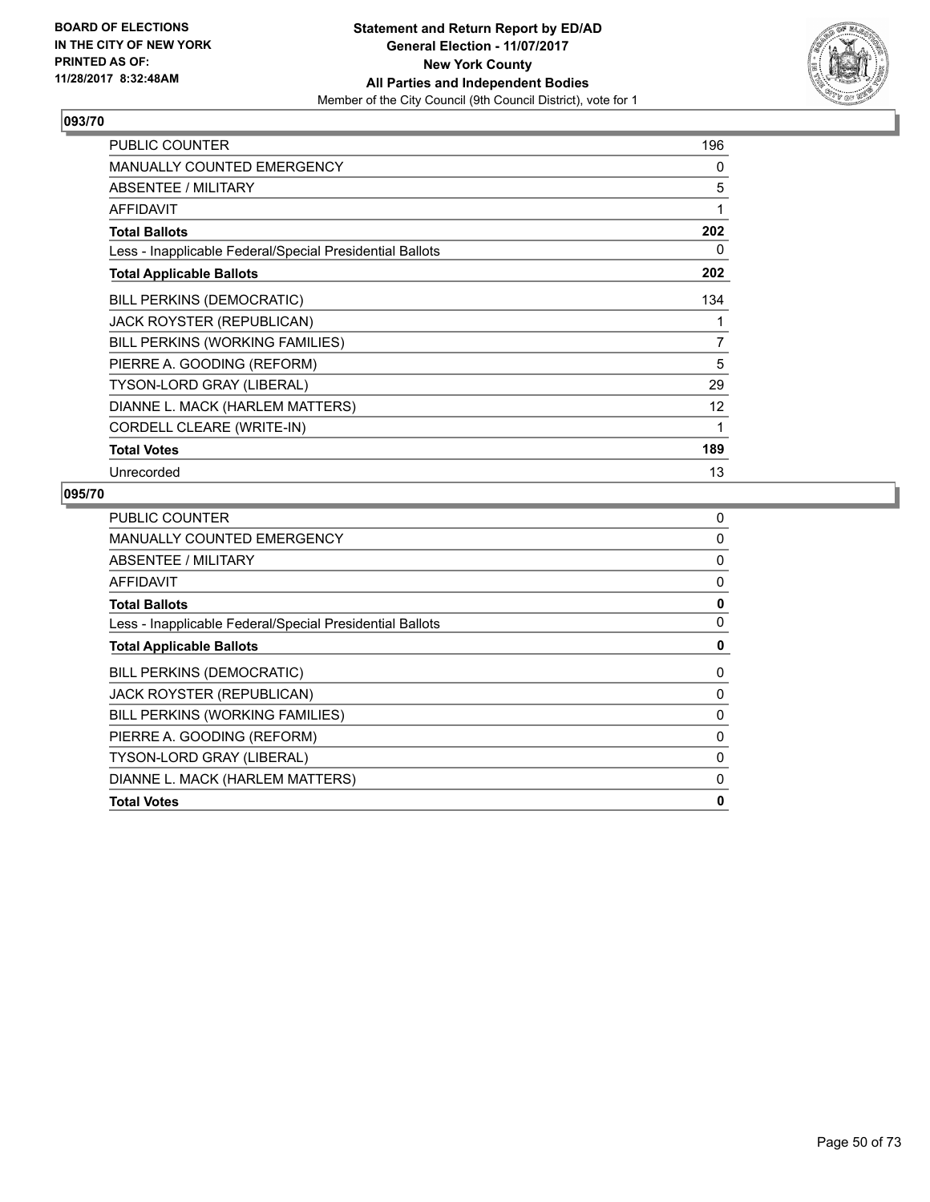BOARD OF ELECTIONS
IN THE CITY OF NEW YORK
PRINTED AS OF:
11/28/2017 8:32:48AM

**Statement and Return Report by ED/AD**
**General Election - 11/07/2017**
**New York County**
**All Parties and Independent Bodies**
Member of the City Council (9th Council District), vote for 1

## 093/70

| | |
|---|---|
| PUBLIC COUNTER | 196 |
| MANUALLY COUNTED EMERGENCY | 0 |
| ABSENTEE / MILITARY | 5 |
| AFFIDAVIT | 1 |
| **Total Ballots** | **202** |
| Less - Inapplicable Federal/Special Presidential Ballots | 0 |
| **Total Applicable Ballots** | **202** |
| BILL PERKINS (DEMOCRATIC) | 134 |
| JACK ROYSTER (REPUBLICAN) | 1 |
| BILL PERKINS (WORKING FAMILIES) | 7 |
| PIERRE A. GOODING (REFORM) | 5 |
| TYSON-LORD GRAY (LIBERAL) | 29 |
| DIANNE L. MACK (HARLEM MATTERS) | 12 |
| CORDELL CLEARE (WRITE-IN) | 1 |
| **Total Votes** | **189** |
| Unrecorded | 13 |

## 095/70

| | |
|---|---|
| PUBLIC COUNTER | 0 |
| MANUALLY COUNTED EMERGENCY | 0 |
| ABSENTEE / MILITARY | 0 |
| AFFIDAVIT | 0 |
| **Total Ballots** | **0** |
| Less - Inapplicable Federal/Special Presidential Ballots | 0 |
| **Total Applicable Ballots** | **0** |
| BILL PERKINS (DEMOCRATIC) | 0 |
| JACK ROYSTER (REPUBLICAN) | 0 |
| BILL PERKINS (WORKING FAMILIES) | 0 |
| PIERRE A. GOODING (REFORM) | 0 |
| TYSON-LORD GRAY (LIBERAL) | 0 |
| DIANNE L. MACK (HARLEM MATTERS) | 0 |
| **Total Votes** | **0** |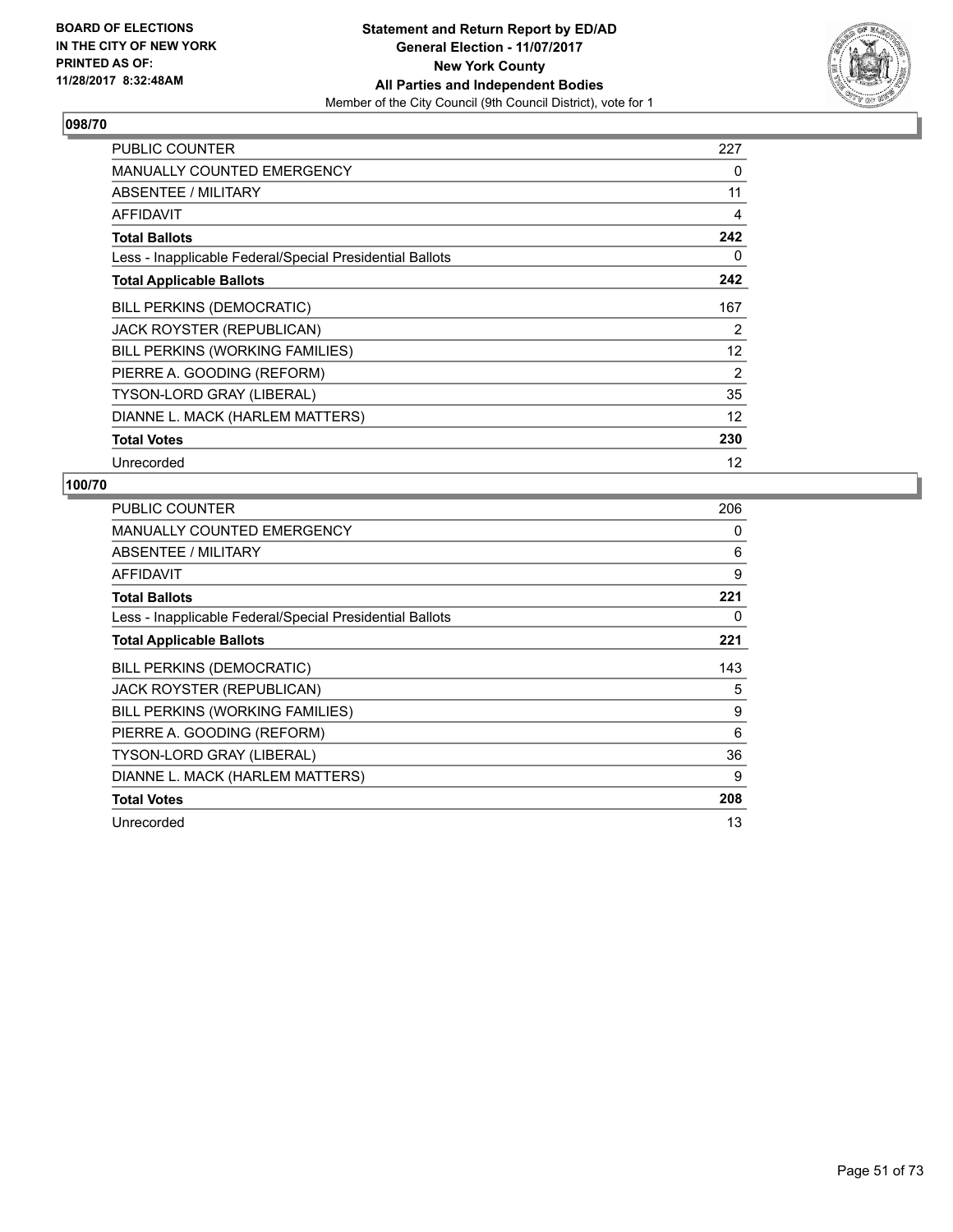**BOARD OF ELECTIONS IN THE CITY OF NEW YORK PRINTED AS OF: 11/28/2017 8:32:48AM**

**Statement and Return Report by ED/AD General Election - 11/07/2017 New York County All Parties and Independent Bodies**
Member of the City Council (9th Council District), vote for 1

## 098/70

| | |
|---|---|
| PUBLIC COUNTER | 227 |
| MANUALLY COUNTED EMERGENCY | 0 |
| ABSENTEE / MILITARY | 11 |
| AFFIDAVIT | 4 |
| **Total Ballots** | **242** |
| Less - Inapplicable Federal/Special Presidential Ballots | 0 |
| **Total Applicable Ballots** | **242** |
| BILL PERKINS (DEMOCRATIC) | 167 |
| JACK ROYSTER (REPUBLICAN) | 2 |
| BILL PERKINS (WORKING FAMILIES) | 12 |
| PIERRE A. GOODING (REFORM) | 2 |
| TYSON-LORD GRAY (LIBERAL) | 35 |
| DIANNE L. MACK (HARLEM MATTERS) | 12 |
| **Total Votes** | **230** |
| Unrecorded | 12 |

## 100/70

| | |
|---|---|
| PUBLIC COUNTER | 206 |
| MANUALLY COUNTED EMERGENCY | 0 |
| ABSENTEE / MILITARY | 6 |
| AFFIDAVIT | 9 |
| **Total Ballots** | **221** |
| Less - Inapplicable Federal/Special Presidential Ballots | 0 |
| **Total Applicable Ballots** | **221** |
| BILL PERKINS (DEMOCRATIC) | 143 |
| JACK ROYSTER (REPUBLICAN) | 5 |
| BILL PERKINS (WORKING FAMILIES) | 9 |
| PIERRE A. GOODING (REFORM) | 6 |
| TYSON-LORD GRAY (LIBERAL) | 36 |
| DIANNE L. MACK (HARLEM MATTERS) | 9 |
| **Total Votes** | **208** |
| Unrecorded | 13 |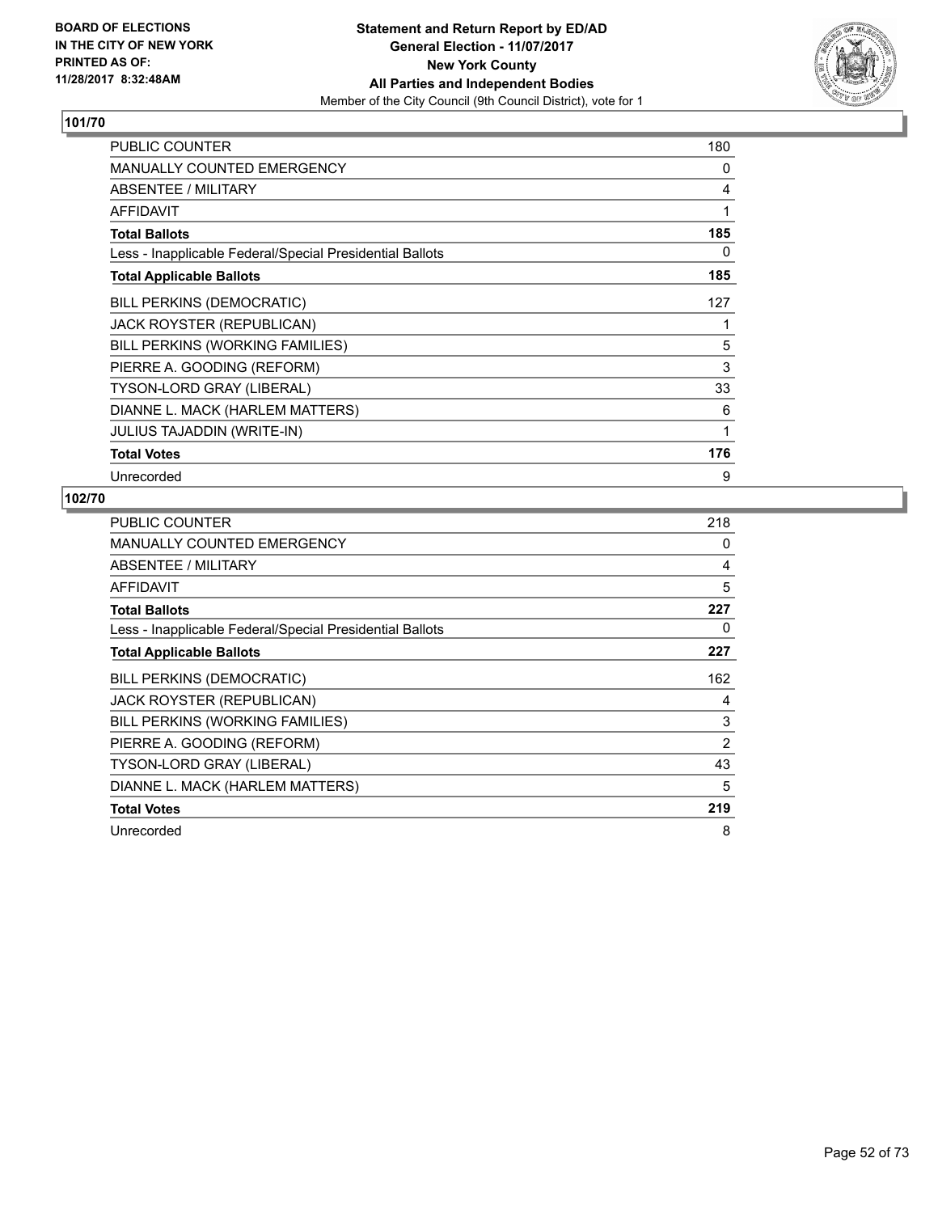BOARD OF ELECTIONS
IN THE CITY OF NEW YORK
PRINTED AS OF:
11/28/2017 8:32:48AM

**Statement and Return Report by ED/AD**
**General Election - 11/07/2017**
**New York County**
**All Parties and Independent Bodies**
Member of the City Council (9th Council District), vote for 1

### 101/70

| | |
|---|---|
| PUBLIC COUNTER | 180 |
| MANUALLY COUNTED EMERGENCY | 0 |
| ABSENTEE / MILITARY | 4 |
| AFFIDAVIT | 1 |
| **Total Ballots** | **185** |
| Less - Inapplicable Federal/Special Presidential Ballots | 0 |
| **Total Applicable Ballots** | **185** |
| BILL PERKINS (DEMOCRATIC) | 127 |
| JACK ROYSTER (REPUBLICAN) | 1 |
| BILL PERKINS (WORKING FAMILIES) | 5 |
| PIERRE A. GOODING (REFORM) | 3 |
| TYSON-LORD GRAY (LIBERAL) | 33 |
| DIANNE L. MACK (HARLEM MATTERS) | 6 |
| JULIUS TAJADDIN (WRITE-IN) | 1 |
| **Total Votes** | **176** |
| Unrecorded | 9 |

### 102/70

| | |
|---|---|
| PUBLIC COUNTER | 218 |
| MANUALLY COUNTED EMERGENCY | 0 |
| ABSENTEE / MILITARY | 4 |
| AFFIDAVIT | 5 |
| **Total Ballots** | **227** |
| Less - Inapplicable Federal/Special Presidential Ballots | 0 |
| **Total Applicable Ballots** | **227** |
| BILL PERKINS (DEMOCRATIC) | 162 |
| JACK ROYSTER (REPUBLICAN) | 4 |
| BILL PERKINS (WORKING FAMILIES) | 3 |
| PIERRE A. GOODING (REFORM) | 2 |
| TYSON-LORD GRAY (LIBERAL) | 43 |
| DIANNE L. MACK (HARLEM MATTERS) | 5 |
| **Total Votes** | **219** |
| Unrecorded | 8 |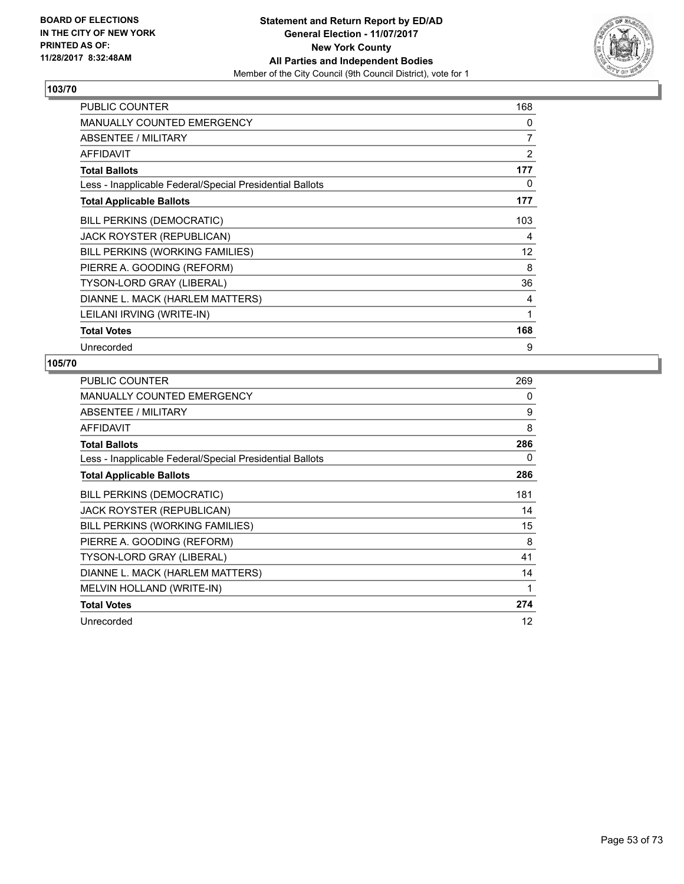BOARD OF ELECTIONS
IN THE CITY OF NEW YORK
PRINTED AS OF:
11/28/2017 8:32:48AM

**Statement and Return Report by ED/AD**
**General Election - 11/07/2017**
**New York County**
**All Parties and Independent Bodies**
Member of the City Council (9th Council District), vote for 1

## 103/70

| | |
|---|---|
| PUBLIC COUNTER | 168 |
| MANUALLY COUNTED EMERGENCY | 0 |
| ABSENTEE / MILITARY | 7 |
| AFFIDAVIT | 2 |
| **Total Ballots** | **177** |
| Less - Inapplicable Federal/Special Presidential Ballots | 0 |
| **Total Applicable Ballots** | **177** |
| BILL PERKINS (DEMOCRATIC) | 103 |
| JACK ROYSTER (REPUBLICAN) | 4 |
| BILL PERKINS (WORKING FAMILIES) | 12 |
| PIERRE A. GOODING (REFORM) | 8 |
| TYSON-LORD GRAY (LIBERAL) | 36 |
| DIANNE L. MACK (HARLEM MATTERS) | 4 |
| LEILANI IRVING (WRITE-IN) | 1 |
| **Total Votes** | **168** |
| Unrecorded | 9 |

## 105/70

| | |
|---|---|
| PUBLIC COUNTER | 269 |
| MANUALLY COUNTED EMERGENCY | 0 |
| ABSENTEE / MILITARY | 9 |
| AFFIDAVIT | 8 |
| **Total Ballots** | **286** |
| Less - Inapplicable Federal/Special Presidential Ballots | 0 |
| **Total Applicable Ballots** | **286** |
| BILL PERKINS (DEMOCRATIC) | 181 |
| JACK ROYSTER (REPUBLICAN) | 14 |
| BILL PERKINS (WORKING FAMILIES) | 15 |
| PIERRE A. GOODING (REFORM) | 8 |
| TYSON-LORD GRAY (LIBERAL) | 41 |
| DIANNE L. MACK (HARLEM MATTERS) | 14 |
| MELVIN HOLLAND (WRITE-IN) | 1 |
| **Total Votes** | **274** |
| Unrecorded | 12 |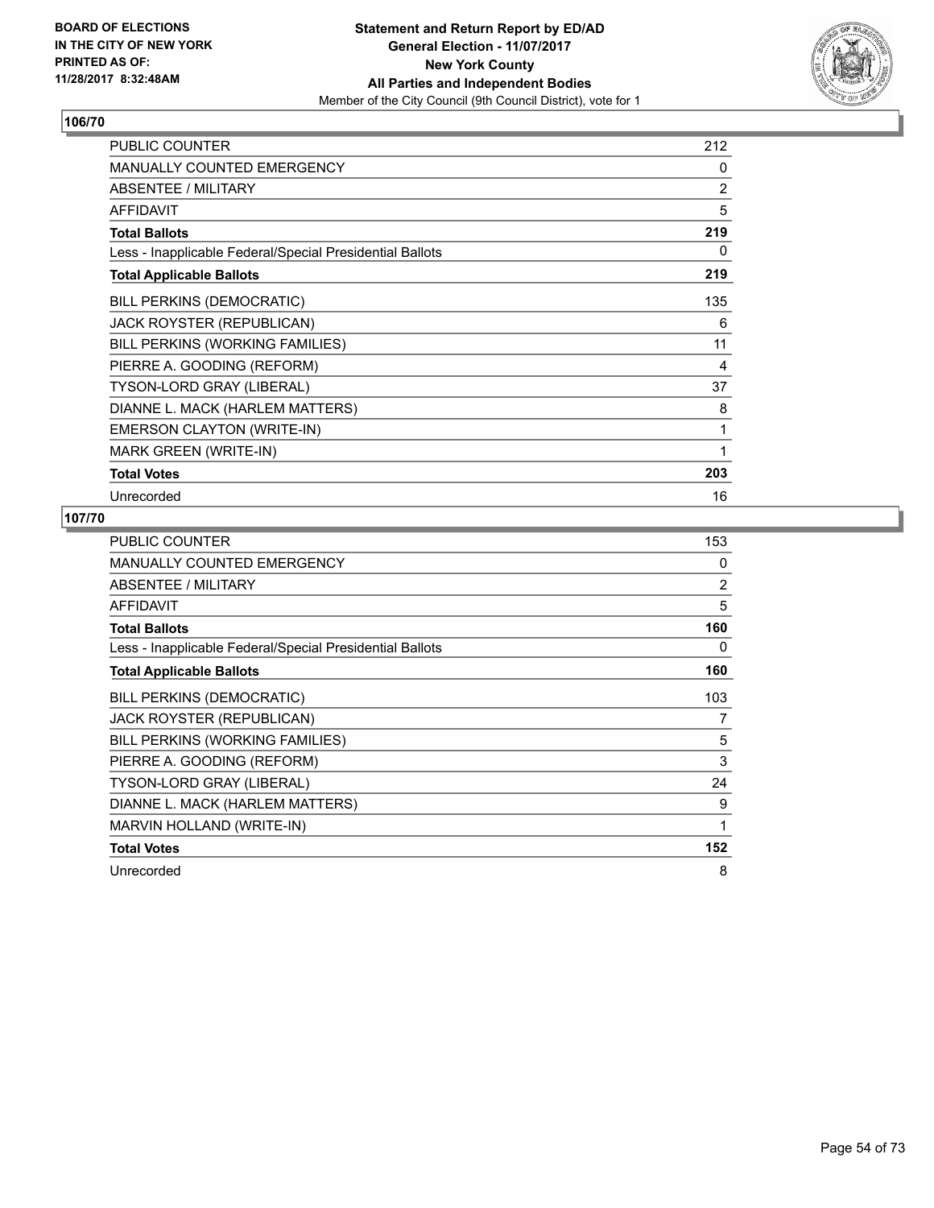BOARD OF ELECTIONS
IN THE CITY OF NEW YORK
PRINTED AS OF:
11/28/2017 8:32:48AM

**Statement and Return Report by ED/AD**
**General Election - 11/07/2017**
**New York County**
**All Parties and Independent Bodies**
Member of the City Council (9th Council District), vote for 1

## 106/70

| | |
|---|---|
| PUBLIC COUNTER | 212 |
| MANUALLY COUNTED EMERGENCY | 0 |
| ABSENTEE / MILITARY | 2 |
| AFFIDAVIT | 5 |
| **Total Ballots** | **219** |
| Less - Inapplicable Federal/Special Presidential Ballots | 0 |
| **Total Applicable Ballots** | **219** |
| BILL PERKINS (DEMOCRATIC) | 135 |
| JACK ROYSTER (REPUBLICAN) | 6 |
| BILL PERKINS (WORKING FAMILIES) | 11 |
| PIERRE A. GOODING (REFORM) | 4 |
| TYSON-LORD GRAY (LIBERAL) | 37 |
| DIANNE L. MACK (HARLEM MATTERS) | 8 |
| EMERSON CLAYTON (WRITE-IN) | 1 |
| MARK GREEN (WRITE-IN) | 1 |
| **Total Votes** | **203** |
| Unrecorded | 16 |

## 107/70

| | |
|---|---|
| PUBLIC COUNTER | 153 |
| MANUALLY COUNTED EMERGENCY | 0 |
| ABSENTEE / MILITARY | 2 |
| AFFIDAVIT | 5 |
| **Total Ballots** | **160** |
| Less - Inapplicable Federal/Special Presidential Ballots | 0 |
| **Total Applicable Ballots** | **160** |
| BILL PERKINS (DEMOCRATIC) | 103 |
| JACK ROYSTER (REPUBLICAN) | 7 |
| BILL PERKINS (WORKING FAMILIES) | 5 |
| PIERRE A. GOODING (REFORM) | 3 |
| TYSON-LORD GRAY (LIBERAL) | 24 |
| DIANNE L. MACK (HARLEM MATTERS) | 9 |
| MARVIN HOLLAND (WRITE-IN) | 1 |
| **Total Votes** | **152** |
| Unrecorded | 8 |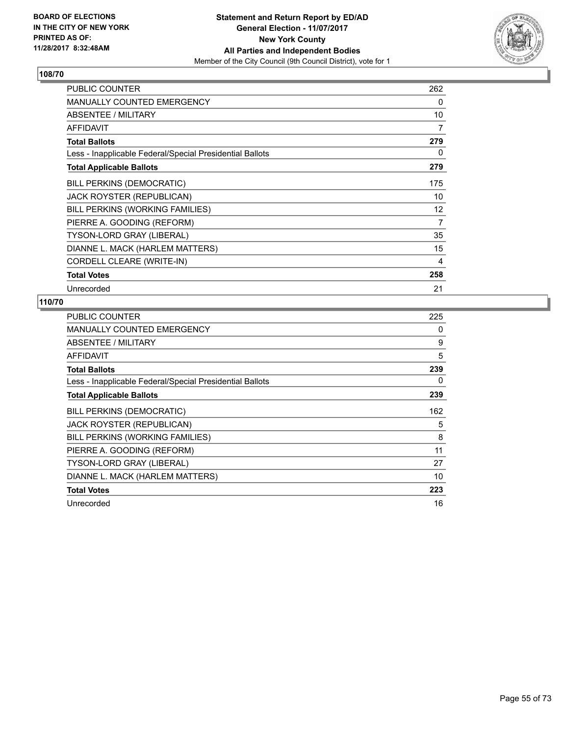**BOARD OF ELECTIONS IN THE CITY OF NEW YORK PRINTED AS OF: 11/28/2017 8:32:48AM**

**Statement and Return Report by ED/AD General Election - 11/07/2017 New York County All Parties and Independent Bodies**

Member of the City Council (9th Council District), vote for 1

## 108/70

| | |
|---|---|
| PUBLIC COUNTER | 262 |
| MANUALLY COUNTED EMERGENCY | 0 |
| ABSENTEE / MILITARY | 10 |
| AFFIDAVIT | 7 |
| **Total Ballots** | **279** |
| Less - Inapplicable Federal/Special Presidential Ballots | 0 |
| **Total Applicable Ballots** | **279** |
| BILL PERKINS (DEMOCRATIC) | 175 |
| JACK ROYSTER (REPUBLICAN) | 10 |
| BILL PERKINS (WORKING FAMILIES) | 12 |
| PIERRE A. GOODING (REFORM) | 7 |
| TYSON-LORD GRAY (LIBERAL) | 35 |
| DIANNE L. MACK (HARLEM MATTERS) | 15 |
| CORDELL CLEARE (WRITE-IN) | 4 |
| **Total Votes** | **258** |
| Unrecorded | 21 |

## 110/70

| | |
|---|---|
| PUBLIC COUNTER | 225 |
| MANUALLY COUNTED EMERGENCY | 0 |
| ABSENTEE / MILITARY | 9 |
| AFFIDAVIT | 5 |
| **Total Ballots** | **239** |
| Less - Inapplicable Federal/Special Presidential Ballots | 0 |
| **Total Applicable Ballots** | **239** |
| BILL PERKINS (DEMOCRATIC) | 162 |
| JACK ROYSTER (REPUBLICAN) | 5 |
| BILL PERKINS (WORKING FAMILIES) | 8 |
| PIERRE A. GOODING (REFORM) | 11 |
| TYSON-LORD GRAY (LIBERAL) | 27 |
| DIANNE L. MACK (HARLEM MATTERS) | 10 |
| **Total Votes** | **223** |
| Unrecorded | 16 |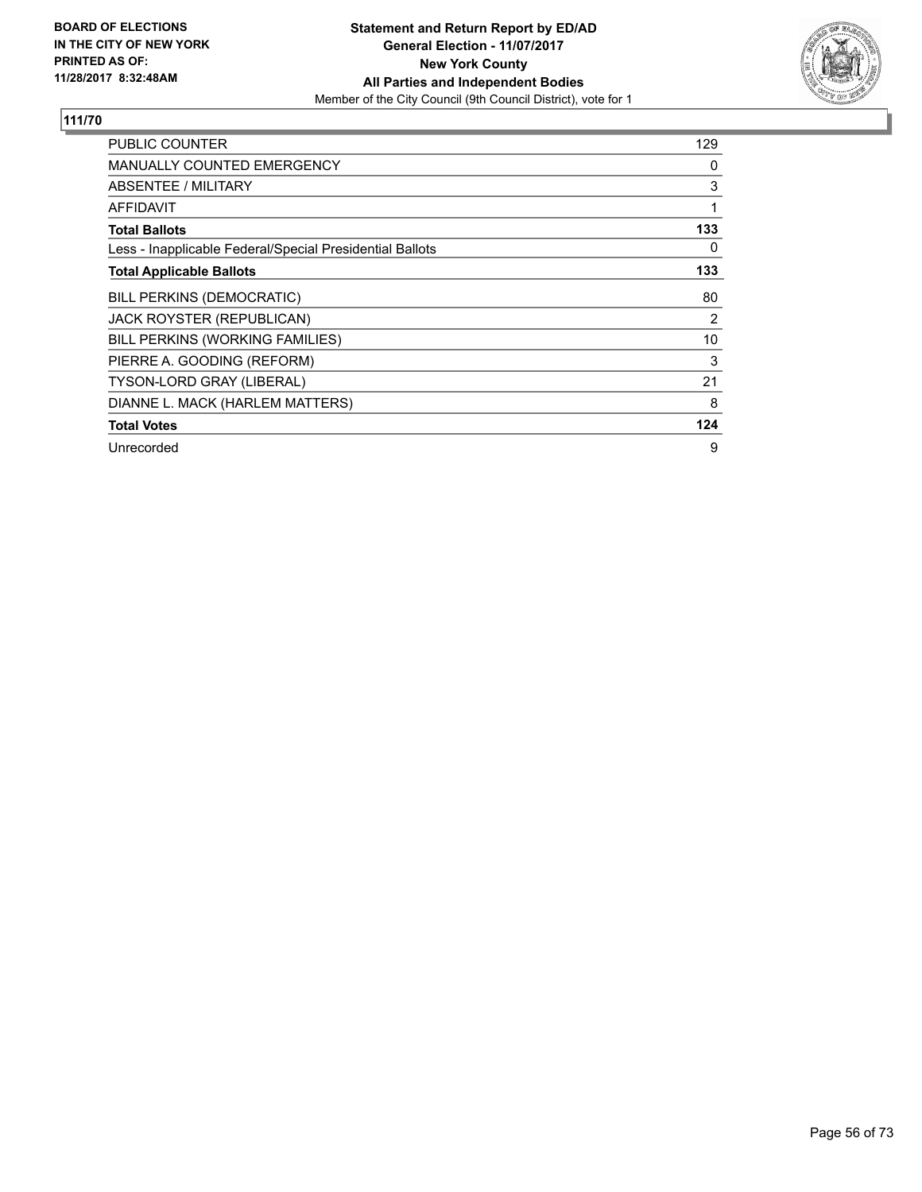BOARD OF ELECTIONS
IN THE CITY OF NEW YORK
PRINTED AS OF:
11/28/2017 8:32:48AM

**Statement and Return Report by ED/AD**
**General Election - 11/07/2017**
**New York County**
**All Parties and Independent Bodies**
Member of the City Council (9th Council District), vote for 1

**111/70**

| | |
|---|---|
| PUBLIC COUNTER | 129 |
| MANUALLY COUNTED EMERGENCY | 0 |
| ABSENTEE / MILITARY | 3 |
| AFFIDAVIT | 1 |
| **Total Ballots** | **133** |
| Less - Inapplicable Federal/Special Presidential Ballots | 0 |
| **Total Applicable Ballots** | **133** |
| BILL PERKINS (DEMOCRATIC) | 80 |
| JACK ROYSTER (REPUBLICAN) | 2 |
| BILL PERKINS (WORKING FAMILIES) | 10 |
| PIERRE A. GOODING (REFORM) | 3 |
| TYSON-LORD GRAY (LIBERAL) | 21 |
| DIANNE L. MACK (HARLEM MATTERS) | 8 |
| **Total Votes** | **124** |
| Unrecorded | 9 |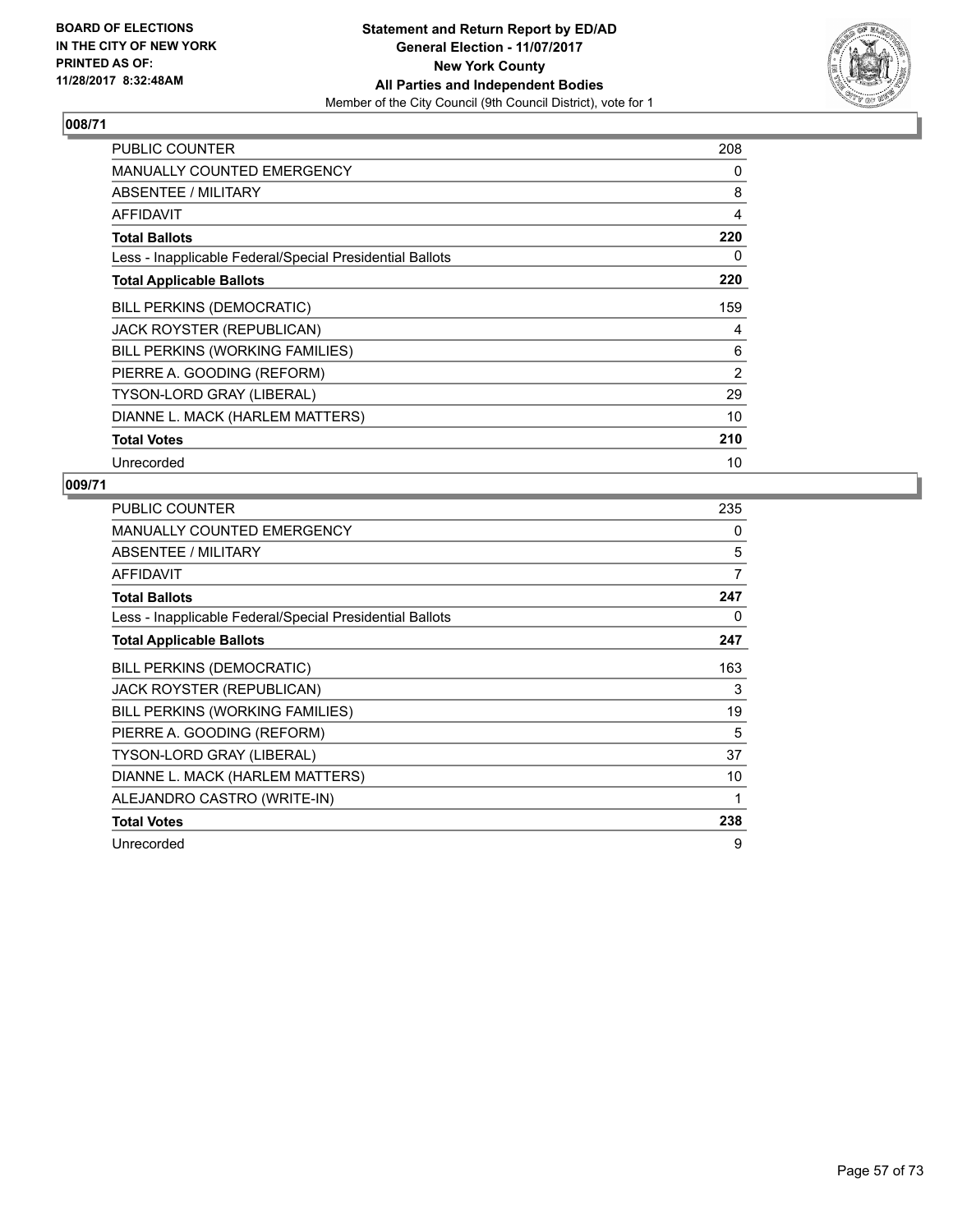BOARD OF ELECTIONS
IN THE CITY OF NEW YORK
PRINTED AS OF:
11/28/2017 8:32:48AM

**Statement and Return Report by ED/AD**
**General Election - 11/07/2017**
**New York County**
**All Parties and Independent Bodies**
Member of the City Council (9th Council District), vote for 1

## 008/71

| | |
|---|---|
| PUBLIC COUNTER | 208 |
| MANUALLY COUNTED EMERGENCY | 0 |
| ABSENTEE / MILITARY | 8 |
| AFFIDAVIT | 4 |
| **Total Ballots** | **220** |
| Less - Inapplicable Federal/Special Presidential Ballots | 0 |
| **Total Applicable Ballots** | **220** |
| BILL PERKINS (DEMOCRATIC) | 159 |
| JACK ROYSTER (REPUBLICAN) | 4 |
| BILL PERKINS (WORKING FAMILIES) | 6 |
| PIERRE A. GOODING (REFORM) | 2 |
| TYSON-LORD GRAY (LIBERAL) | 29 |
| DIANNE L. MACK (HARLEM MATTERS) | 10 |
| **Total Votes** | **210** |
| Unrecorded | 10 |

## 009/71

| | |
|---|---|
| PUBLIC COUNTER | 235 |
| MANUALLY COUNTED EMERGENCY | 0 |
| ABSENTEE / MILITARY | 5 |
| AFFIDAVIT | 7 |
| **Total Ballots** | **247** |
| Less - Inapplicable Federal/Special Presidential Ballots | 0 |
| **Total Applicable Ballots** | **247** |
| BILL PERKINS (DEMOCRATIC) | 163 |
| JACK ROYSTER (REPUBLICAN) | 3 |
| BILL PERKINS (WORKING FAMILIES) | 19 |
| PIERRE A. GOODING (REFORM) | 5 |
| TYSON-LORD GRAY (LIBERAL) | 37 |
| DIANNE L. MACK (HARLEM MATTERS) | 10 |
| ALEJANDRO CASTRO (WRITE-IN) | 1 |
| **Total Votes** | **238** |
| Unrecorded | 9 |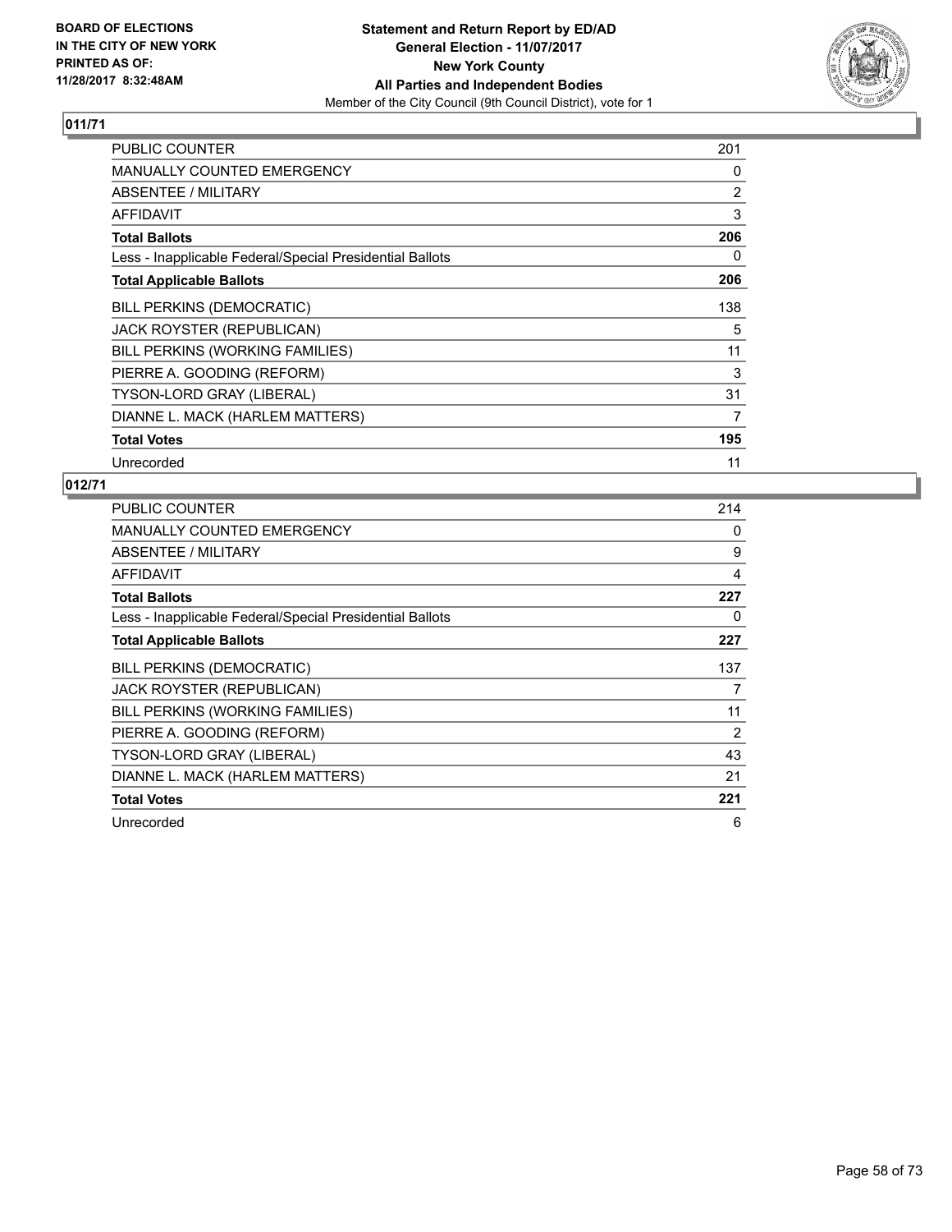BOARD OF ELECTIONS
IN THE CITY OF NEW YORK
PRINTED AS OF:
11/28/2017 8:32:48AM

**Statement and Return Report by ED/AD**
**General Election - 11/07/2017**
**New York County**
**All Parties and Independent Bodies**
Member of the City Council (9th Council District), vote for 1

## 011/71

| | |
|---|---|
| PUBLIC COUNTER | 201 |
| MANUALLY COUNTED EMERGENCY | 0 |
| ABSENTEE / MILITARY | 2 |
| AFFIDAVIT | 3 |
| **Total Ballots** | **206** |
| Less - Inapplicable Federal/Special Presidential Ballots | 0 |
| **Total Applicable Ballots** | **206** |
| BILL PERKINS (DEMOCRATIC) | 138 |
| JACK ROYSTER (REPUBLICAN) | 5 |
| BILL PERKINS (WORKING FAMILIES) | 11 |
| PIERRE A. GOODING (REFORM) | 3 |
| TYSON-LORD GRAY (LIBERAL) | 31 |
| DIANNE L. MACK (HARLEM MATTERS) | 7 |
| **Total Votes** | **195** |
| Unrecorded | 11 |

## 012/71

| | |
|---|---|
| PUBLIC COUNTER | 214 |
| MANUALLY COUNTED EMERGENCY | 0 |
| ABSENTEE / MILITARY | 9 |
| AFFIDAVIT | 4 |
| **Total Ballots** | **227** |
| Less - Inapplicable Federal/Special Presidential Ballots | 0 |
| **Total Applicable Ballots** | **227** |
| BILL PERKINS (DEMOCRATIC) | 137 |
| JACK ROYSTER (REPUBLICAN) | 7 |
| BILL PERKINS (WORKING FAMILIES) | 11 |
| PIERRE A. GOODING (REFORM) | 2 |
| TYSON-LORD GRAY (LIBERAL) | 43 |
| DIANNE L. MACK (HARLEM MATTERS) | 21 |
| **Total Votes** | **221** |
| Unrecorded | 6 |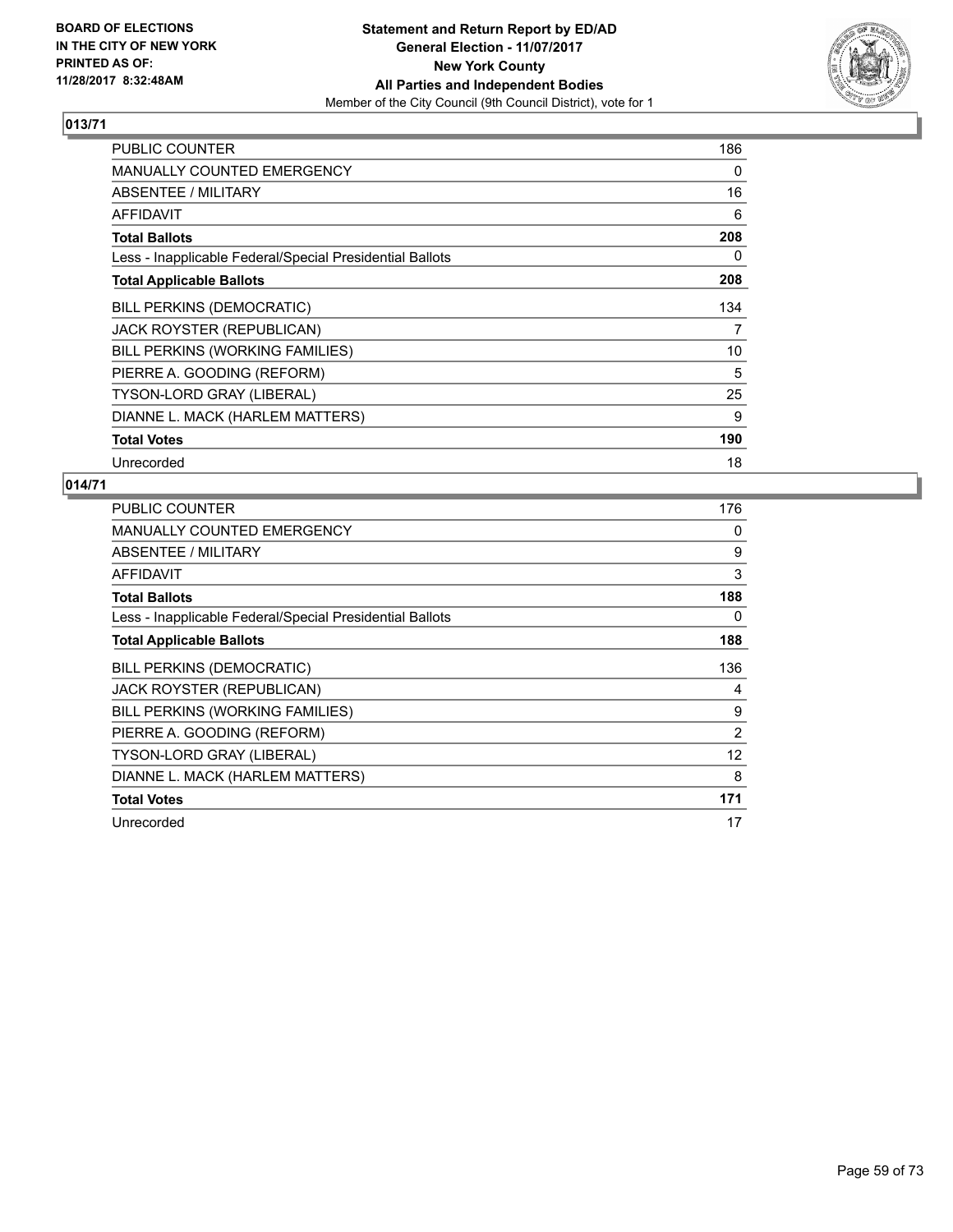BOARD OF ELECTIONS
IN THE CITY OF NEW YORK
PRINTED AS OF:
11/28/2017 8:32:48AM

**Statement and Return Report by ED/AD**
**General Election - 11/07/2017**
**New York County**
**All Parties and Independent Bodies**
Member of the City Council (9th Council District), vote for 1

## 013/71

| | |
|---|---|
| PUBLIC COUNTER | 186 |
| MANUALLY COUNTED EMERGENCY | 0 |
| ABSENTEE / MILITARY | 16 |
| AFFIDAVIT | 6 |
| **Total Ballots** | **208** |
| Less - Inapplicable Federal/Special Presidential Ballots | 0 |
| **Total Applicable Ballots** | **208** |
| BILL PERKINS (DEMOCRATIC) | 134 |
| JACK ROYSTER (REPUBLICAN) | 7 |
| BILL PERKINS (WORKING FAMILIES) | 10 |
| PIERRE A. GOODING (REFORM) | 5 |
| TYSON-LORD GRAY (LIBERAL) | 25 |
| DIANNE L. MACK (HARLEM MATTERS) | 9 |
| **Total Votes** | **190** |
| Unrecorded | 18 |

## 014/71

| | |
|---|---|
| PUBLIC COUNTER | 176 |
| MANUALLY COUNTED EMERGENCY | 0 |
| ABSENTEE / MILITARY | 9 |
| AFFIDAVIT | 3 |
| **Total Ballots** | **188** |
| Less - Inapplicable Federal/Special Presidential Ballots | 0 |
| **Total Applicable Ballots** | **188** |
| BILL PERKINS (DEMOCRATIC) | 136 |
| JACK ROYSTER (REPUBLICAN) | 4 |
| BILL PERKINS (WORKING FAMILIES) | 9 |
| PIERRE A. GOODING (REFORM) | 2 |
| TYSON-LORD GRAY (LIBERAL) | 12 |
| DIANNE L. MACK (HARLEM MATTERS) | 8 |
| **Total Votes** | **171** |
| Unrecorded | 17 |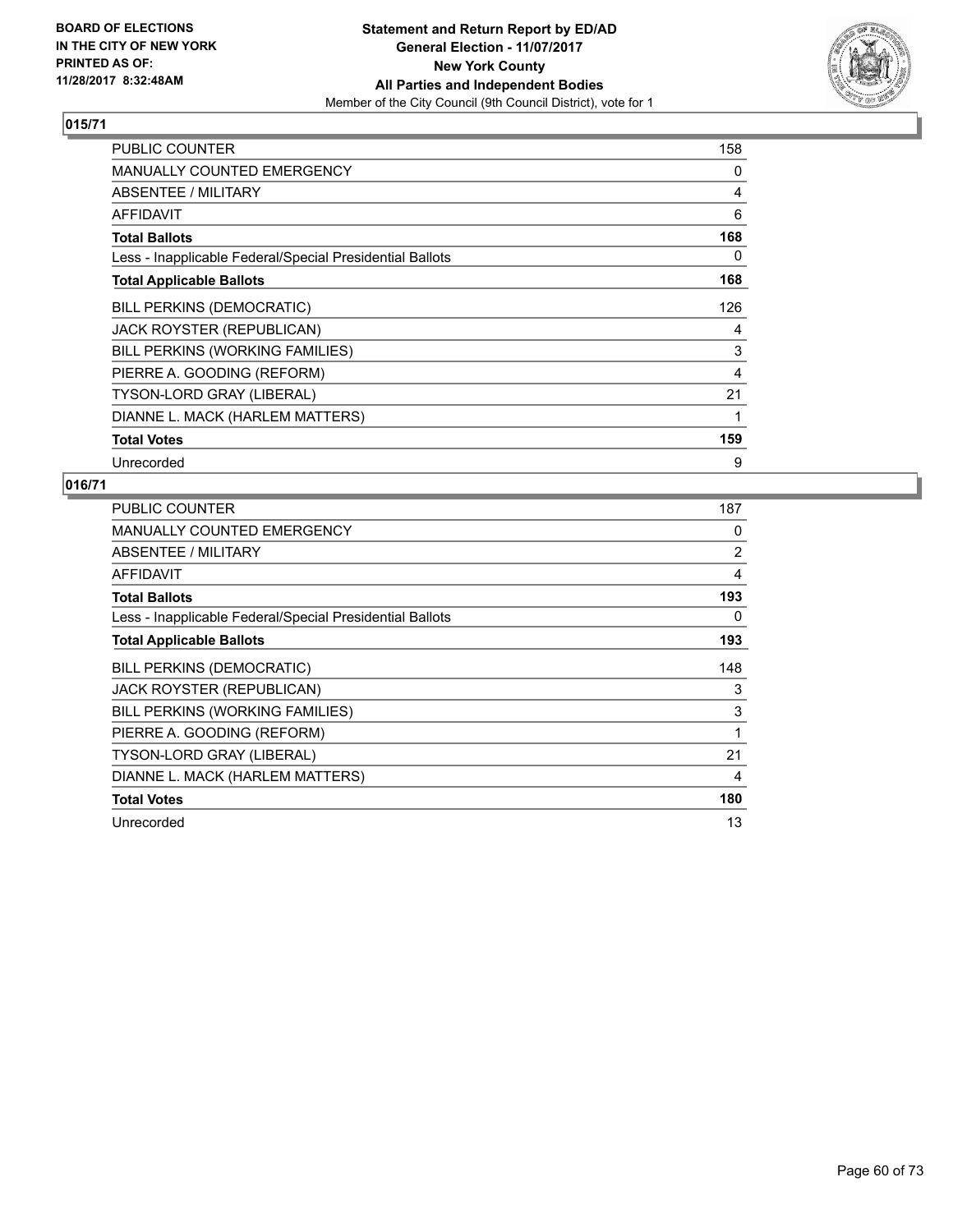**BOARD OF ELECTIONS IN THE CITY OF NEW YORK PRINTED AS OF: 11/28/2017 8:32:48AM**

**Statement and Return Report by ED/AD**
**General Election - 11/07/2017**
**New York County**
**All Parties and Independent Bodies**
Member of the City Council (9th Council District), vote for 1

## 015/71

| | |
|---|---|
| PUBLIC COUNTER | 158 |
| MANUALLY COUNTED EMERGENCY | 0 |
| ABSENTEE / MILITARY | 4 |
| AFFIDAVIT | 6 |
| **Total Ballots** | **168** |
| Less - Inapplicable Federal/Special Presidential Ballots | 0 |
| **Total Applicable Ballots** | **168** |
| BILL PERKINS (DEMOCRATIC) | 126 |
| JACK ROYSTER (REPUBLICAN) | 4 |
| BILL PERKINS (WORKING FAMILIES) | 3 |
| PIERRE A. GOODING (REFORM) | 4 |
| TYSON-LORD GRAY (LIBERAL) | 21 |
| DIANNE L. MACK (HARLEM MATTERS) | 1 |
| **Total Votes** | **159** |
| Unrecorded | 9 |

## 016/71

| | |
|---|---|
| PUBLIC COUNTER | 187 |
| MANUALLY COUNTED EMERGENCY | 0 |
| ABSENTEE / MILITARY | 2 |
| AFFIDAVIT | 4 |
| **Total Ballots** | **193** |
| Less - Inapplicable Federal/Special Presidential Ballots | 0 |
| **Total Applicable Ballots** | **193** |
| BILL PERKINS (DEMOCRATIC) | 148 |
| JACK ROYSTER (REPUBLICAN) | 3 |
| BILL PERKINS (WORKING FAMILIES) | 3 |
| PIERRE A. GOODING (REFORM) | 1 |
| TYSON-LORD GRAY (LIBERAL) | 21 |
| DIANNE L. MACK (HARLEM MATTERS) | 4 |
| **Total Votes** | **180** |
| Unrecorded | 13 |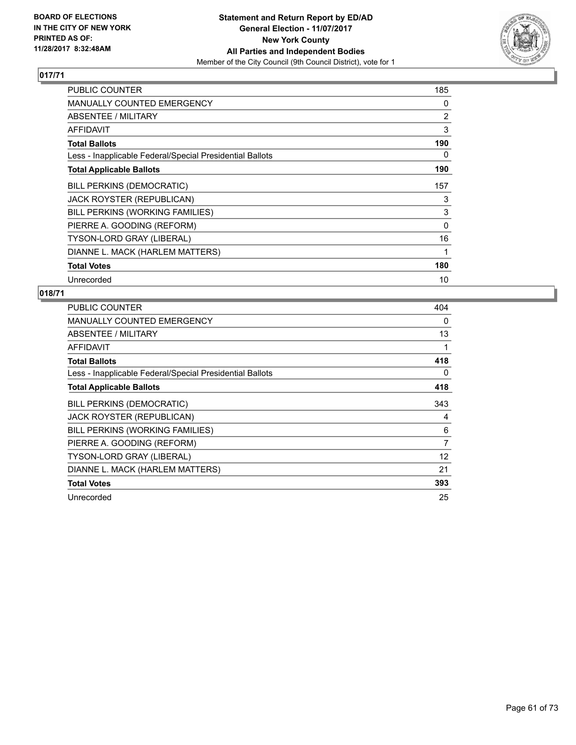BOARD OF ELECTIONS
IN THE CITY OF NEW YORK
PRINTED AS OF:
11/28/2017 8:32:48AM

**Statement and Return Report by ED/AD**
**General Election - 11/07/2017**
**New York County**
**All Parties and Independent Bodies**
Member of the City Council (9th Council District), vote for 1

## 017/71

| | |
|---|---|
| PUBLIC COUNTER | 185 |
| MANUALLY COUNTED EMERGENCY | 0 |
| ABSENTEE / MILITARY | 2 |
| AFFIDAVIT | 3 |
| **Total Ballots** | **190** |
| Less - Inapplicable Federal/Special Presidential Ballots | 0 |
| **Total Applicable Ballots** | **190** |
| BILL PERKINS (DEMOCRATIC) | 157 |
| JACK ROYSTER (REPUBLICAN) | 3 |
| BILL PERKINS (WORKING FAMILIES) | 3 |
| PIERRE A. GOODING (REFORM) | 0 |
| TYSON-LORD GRAY (LIBERAL) | 16 |
| DIANNE L. MACK (HARLEM MATTERS) | 1 |
| **Total Votes** | **180** |
| Unrecorded | 10 |

## 018/71

| | |
|---|---|
| PUBLIC COUNTER | 404 |
| MANUALLY COUNTED EMERGENCY | 0 |
| ABSENTEE / MILITARY | 13 |
| AFFIDAVIT | 1 |
| **Total Ballots** | **418** |
| Less - Inapplicable Federal/Special Presidential Ballots | 0 |
| **Total Applicable Ballots** | **418** |
| BILL PERKINS (DEMOCRATIC) | 343 |
| JACK ROYSTER (REPUBLICAN) | 4 |
| BILL PERKINS (WORKING FAMILIES) | 6 |
| PIERRE A. GOODING (REFORM) | 7 |
| TYSON-LORD GRAY (LIBERAL) | 12 |
| DIANNE L. MACK (HARLEM MATTERS) | 21 |
| **Total Votes** | **393** |
| Unrecorded | 25 |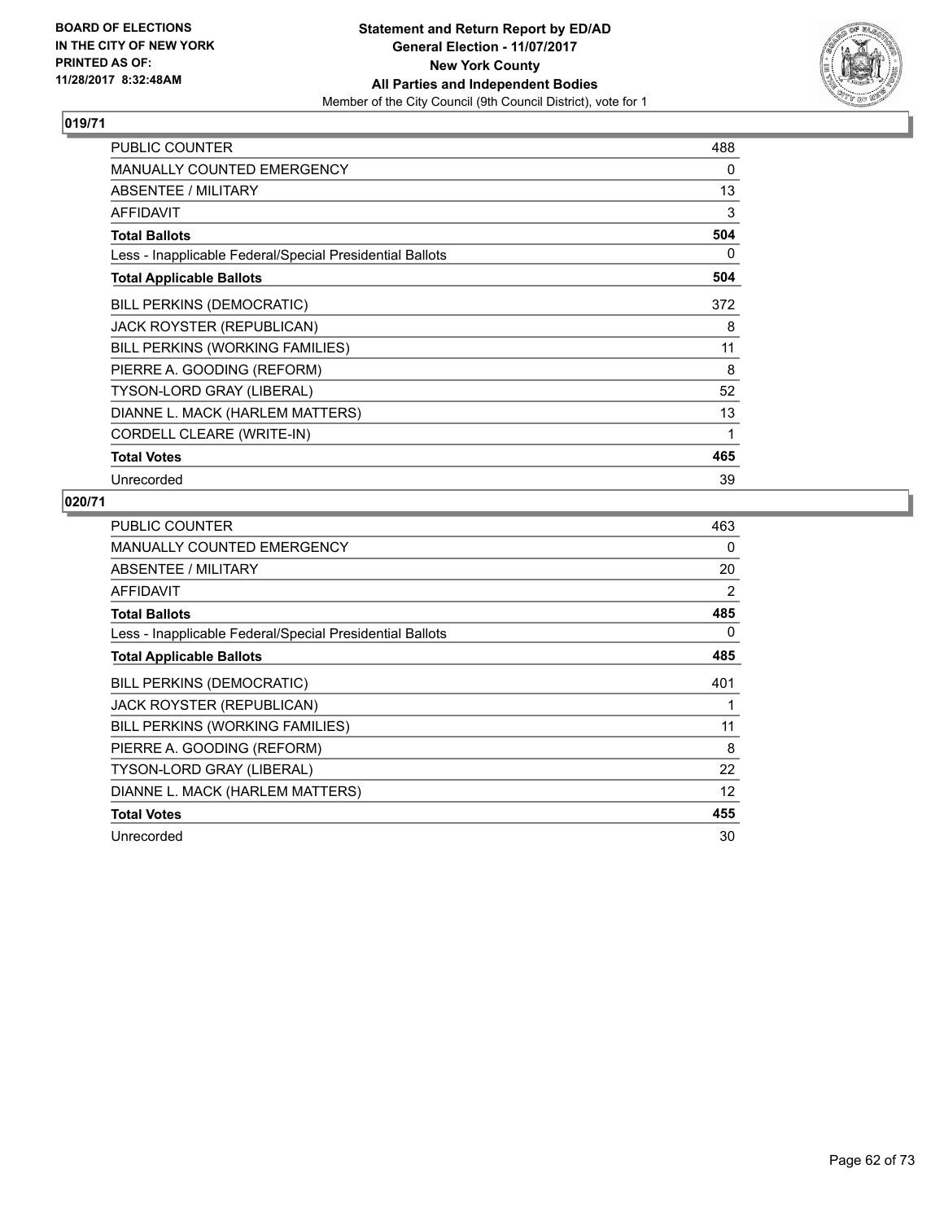BOARD OF ELECTIONS
IN THE CITY OF NEW YORK
PRINTED AS OF:
11/28/2017 8:32:48AM

**Statement and Return Report by ED/AD**
**General Election - 11/07/2017**
**New York County**
**All Parties and Independent Bodies**
Member of the City Council (9th Council District), vote for 1

## 019/71

| | |
|---|---|
| PUBLIC COUNTER | 488 |
| MANUALLY COUNTED EMERGENCY | 0 |
| ABSENTEE / MILITARY | 13 |
| AFFIDAVIT | 3 |
| **Total Ballots** | **504** |
| Less - Inapplicable Federal/Special Presidential Ballots | 0 |
| **Total Applicable Ballots** | **504** |
| BILL PERKINS (DEMOCRATIC) | 372 |
| JACK ROYSTER (REPUBLICAN) | 8 |
| BILL PERKINS (WORKING FAMILIES) | 11 |
| PIERRE A. GOODING (REFORM) | 8 |
| TYSON-LORD GRAY (LIBERAL) | 52 |
| DIANNE L. MACK (HARLEM MATTERS) | 13 |
| CORDELL CLEARE (WRITE-IN) | 1 |
| **Total Votes** | **465** |
| Unrecorded | 39 |

## 020/71

| | |
|---|---|
| PUBLIC COUNTER | 463 |
| MANUALLY COUNTED EMERGENCY | 0 |
| ABSENTEE / MILITARY | 20 |
| AFFIDAVIT | 2 |
| **Total Ballots** | **485** |
| Less - Inapplicable Federal/Special Presidential Ballots | 0 |
| **Total Applicable Ballots** | **485** |
| BILL PERKINS (DEMOCRATIC) | 401 |
| JACK ROYSTER (REPUBLICAN) | 1 |
| BILL PERKINS (WORKING FAMILIES) | 11 |
| PIERRE A. GOODING (REFORM) | 8 |
| TYSON-LORD GRAY (LIBERAL) | 22 |
| DIANNE L. MACK (HARLEM MATTERS) | 12 |
| **Total Votes** | **455** |
| Unrecorded | 30 |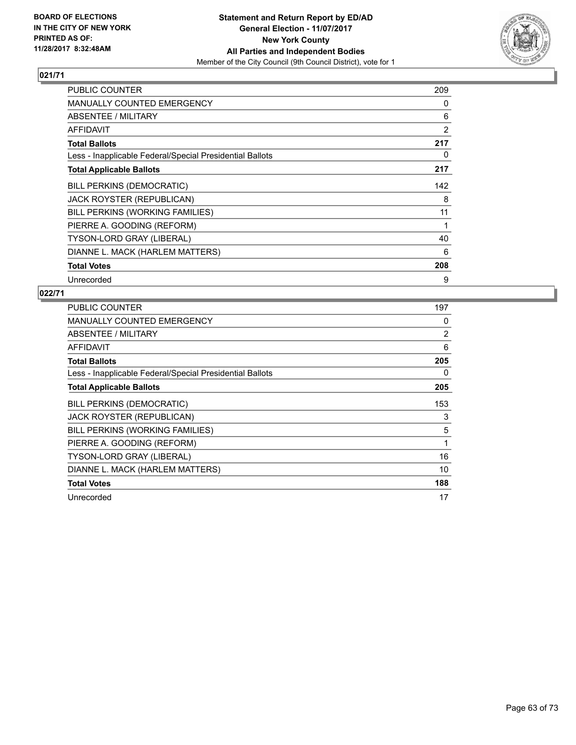**Statement and Return Report by ED/AD**
**General Election - 11/07/2017**
**New York County**
**All Parties and Independent Bodies**
Member of the City Council (9th Council District), vote for 1

BOARD OF ELECTIONS
IN THE CITY OF NEW YORK
PRINTED AS OF:
11/28/2017 8:32:48AM

## 021/71

| | |
|---|---|
| PUBLIC COUNTER | 209 |
| MANUALLY COUNTED EMERGENCY | 0 |
| ABSENTEE / MILITARY | 6 |
| AFFIDAVIT | 2 |
| **Total Ballots** | **217** |
| Less - Inapplicable Federal/Special Presidential Ballots | 0 |
| **Total Applicable Ballots** | **217** |
| BILL PERKINS (DEMOCRATIC) | 142 |
| JACK ROYSTER (REPUBLICAN) | 8 |
| BILL PERKINS (WORKING FAMILIES) | 11 |
| PIERRE A. GOODING (REFORM) | 1 |
| TYSON-LORD GRAY (LIBERAL) | 40 |
| DIANNE L. MACK (HARLEM MATTERS) | 6 |
| **Total Votes** | **208** |
| Unrecorded | 9 |

## 022/71

| | |
|---|---|
| PUBLIC COUNTER | 197 |
| MANUALLY COUNTED EMERGENCY | 0 |
| ABSENTEE / MILITARY | 2 |
| AFFIDAVIT | 6 |
| **Total Ballots** | **205** |
| Less - Inapplicable Federal/Special Presidential Ballots | 0 |
| **Total Applicable Ballots** | **205** |
| BILL PERKINS (DEMOCRATIC) | 153 |
| JACK ROYSTER (REPUBLICAN) | 3 |
| BILL PERKINS (WORKING FAMILIES) | 5 |
| PIERRE A. GOODING (REFORM) | 1 |
| TYSON-LORD GRAY (LIBERAL) | 16 |
| DIANNE L. MACK (HARLEM MATTERS) | 10 |
| **Total Votes** | **188** |
| Unrecorded | 17 |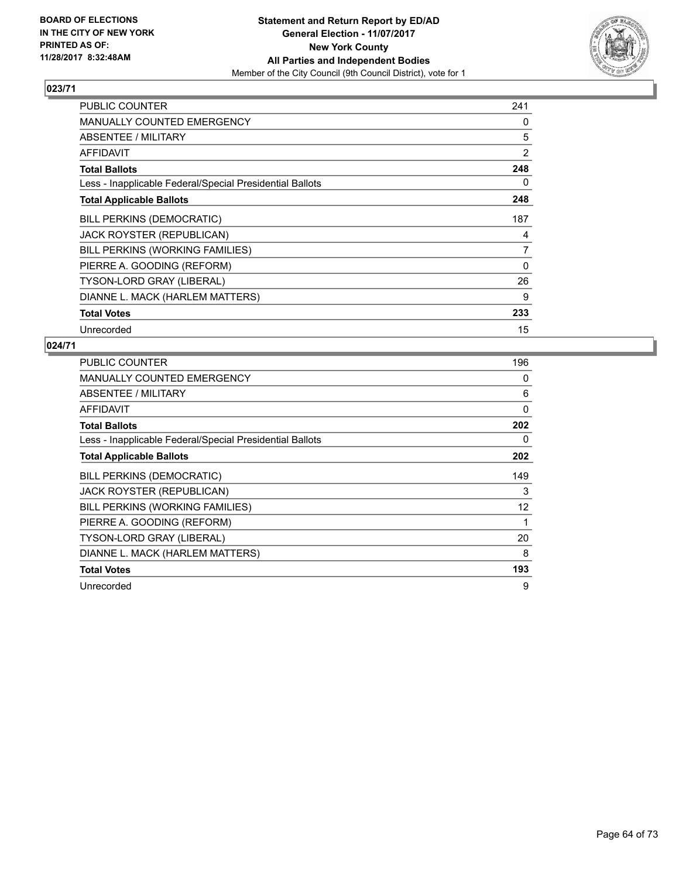**BOARD OF ELECTIONS IN THE CITY OF NEW YORK PRINTED AS OF: 11/28/2017 8:32:48AM**

**Statement and Return Report by ED/AD**
**General Election - 11/07/2017**
**New York County**
**All Parties and Independent Bodies**
Member of the City Council (9th Council District), vote for 1

### 023/71

| | |
|---|---|
| PUBLIC COUNTER | 241 |
| MANUALLY COUNTED EMERGENCY | 0 |
| ABSENTEE / MILITARY | 5 |
| AFFIDAVIT | 2 |
| **Total Ballots** | **248** |
| Less - Inapplicable Federal/Special Presidential Ballots | 0 |
| **Total Applicable Ballots** | **248** |
| BILL PERKINS (DEMOCRATIC) | 187 |
| JACK ROYSTER (REPUBLICAN) | 4 |
| BILL PERKINS (WORKING FAMILIES) | 7 |
| PIERRE A. GOODING (REFORM) | 0 |
| TYSON-LORD GRAY (LIBERAL) | 26 |
| DIANNE L. MACK (HARLEM MATTERS) | 9 |
| **Total Votes** | **233** |
| Unrecorded | 15 |

### 024/71

| | |
|---|---|
| PUBLIC COUNTER | 196 |
| MANUALLY COUNTED EMERGENCY | 0 |
| ABSENTEE / MILITARY | 6 |
| AFFIDAVIT | 0 |
| **Total Ballots** | **202** |
| Less - Inapplicable Federal/Special Presidential Ballots | 0 |
| **Total Applicable Ballots** | **202** |
| BILL PERKINS (DEMOCRATIC) | 149 |
| JACK ROYSTER (REPUBLICAN) | 3 |
| BILL PERKINS (WORKING FAMILIES) | 12 |
| PIERRE A. GOODING (REFORM) | 1 |
| TYSON-LORD GRAY (LIBERAL) | 20 |
| DIANNE L. MACK (HARLEM MATTERS) | 8 |
| **Total Votes** | **193** |
| Unrecorded | 9 |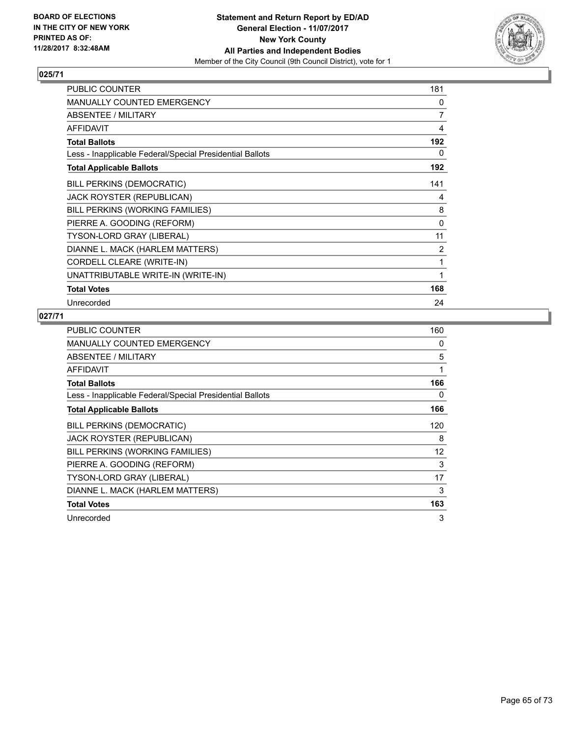BOARD OF ELECTIONS
IN THE CITY OF NEW YORK
PRINTED AS OF:
11/28/2017 8:32:48AM

**Statement and Return Report by ED/AD**
**General Election - 11/07/2017**
**New York County**
**All Parties and Independent Bodies**
Member of the City Council (9th Council District), vote for 1

### 025/71

| | |
|---|---|
| PUBLIC COUNTER | 181 |
| MANUALLY COUNTED EMERGENCY | 0 |
| ABSENTEE / MILITARY | 7 |
| AFFIDAVIT | 4 |
| **Total Ballots** | **192** |
| Less - Inapplicable Federal/Special Presidential Ballots | 0 |
| **Total Applicable Ballots** | **192** |
| BILL PERKINS (DEMOCRATIC) | 141 |
| JACK ROYSTER (REPUBLICAN) | 4 |
| BILL PERKINS (WORKING FAMILIES) | 8 |
| PIERRE A. GOODING (REFORM) | 0 |
| TYSON-LORD GRAY (LIBERAL) | 11 |
| DIANNE L. MACK (HARLEM MATTERS) | 2 |
| CORDELL CLEARE (WRITE-IN) | 1 |
| UNATTRIBUTABLE WRITE-IN (WRITE-IN) | 1 |
| **Total Votes** | **168** |
| Unrecorded | 24 |

### 027/71

| | |
|---|---|
| PUBLIC COUNTER | 160 |
| MANUALLY COUNTED EMERGENCY | 0 |
| ABSENTEE / MILITARY | 5 |
| AFFIDAVIT | 1 |
| **Total Ballots** | **166** |
| Less - Inapplicable Federal/Special Presidential Ballots | 0 |
| **Total Applicable Ballots** | **166** |
| BILL PERKINS (DEMOCRATIC) | 120 |
| JACK ROYSTER (REPUBLICAN) | 8 |
| BILL PERKINS (WORKING FAMILIES) | 12 |
| PIERRE A. GOODING (REFORM) | 3 |
| TYSON-LORD GRAY (LIBERAL) | 17 |
| DIANNE L. MACK (HARLEM MATTERS) | 3 |
| **Total Votes** | **163** |
| Unrecorded | 3 |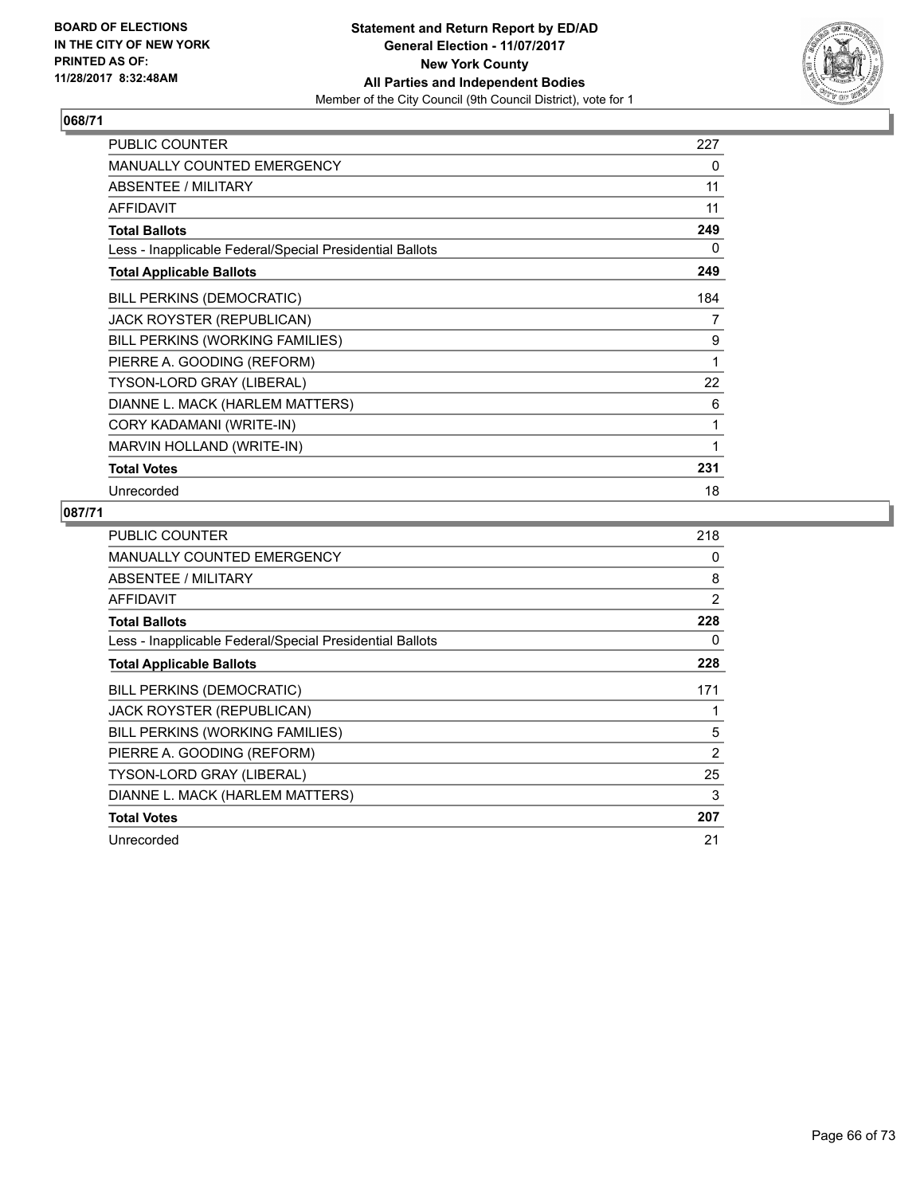**BOARD OF ELECTIONS IN THE CITY OF NEW YORK PRINTED AS OF: 11/28/2017 8:32:48AM**

**Statement and Return Report by ED/AD General Election - 11/07/2017 New York County All Parties and Independent Bodies**
Member of the City Council (9th Council District), vote for 1

## 068/71

| | |
|---|---|
| PUBLIC COUNTER | 227 |
| MANUALLY COUNTED EMERGENCY | 0 |
| ABSENTEE / MILITARY | 11 |
| AFFIDAVIT | 11 |
| **Total Ballots** | **249** |
| Less - Inapplicable Federal/Special Presidential Ballots | 0 |
| **Total Applicable Ballots** | **249** |
| BILL PERKINS (DEMOCRATIC) | 184 |
| JACK ROYSTER (REPUBLICAN) | 7 |
| BILL PERKINS (WORKING FAMILIES) | 9 |
| PIERRE A. GOODING (REFORM) | 1 |
| TYSON-LORD GRAY (LIBERAL) | 22 |
| DIANNE L. MACK (HARLEM MATTERS) | 6 |
| CORY KADAMANI (WRITE-IN) | 1 |
| MARVIN HOLLAND (WRITE-IN) | 1 |
| **Total Votes** | **231** |
| Unrecorded | 18 |

## 087/71

| | |
|---|---|
| PUBLIC COUNTER | 218 |
| MANUALLY COUNTED EMERGENCY | 0 |
| ABSENTEE / MILITARY | 8 |
| AFFIDAVIT | 2 |
| **Total Ballots** | **228** |
| Less - Inapplicable Federal/Special Presidential Ballots | 0 |
| **Total Applicable Ballots** | **228** |
| BILL PERKINS (DEMOCRATIC) | 171 |
| JACK ROYSTER (REPUBLICAN) | 1 |
| BILL PERKINS (WORKING FAMILIES) | 5 |
| PIERRE A. GOODING (REFORM) | 2 |
| TYSON-LORD GRAY (LIBERAL) | 25 |
| DIANNE L. MACK (HARLEM MATTERS) | 3 |
| **Total Votes** | **207** |
| Unrecorded | 21 |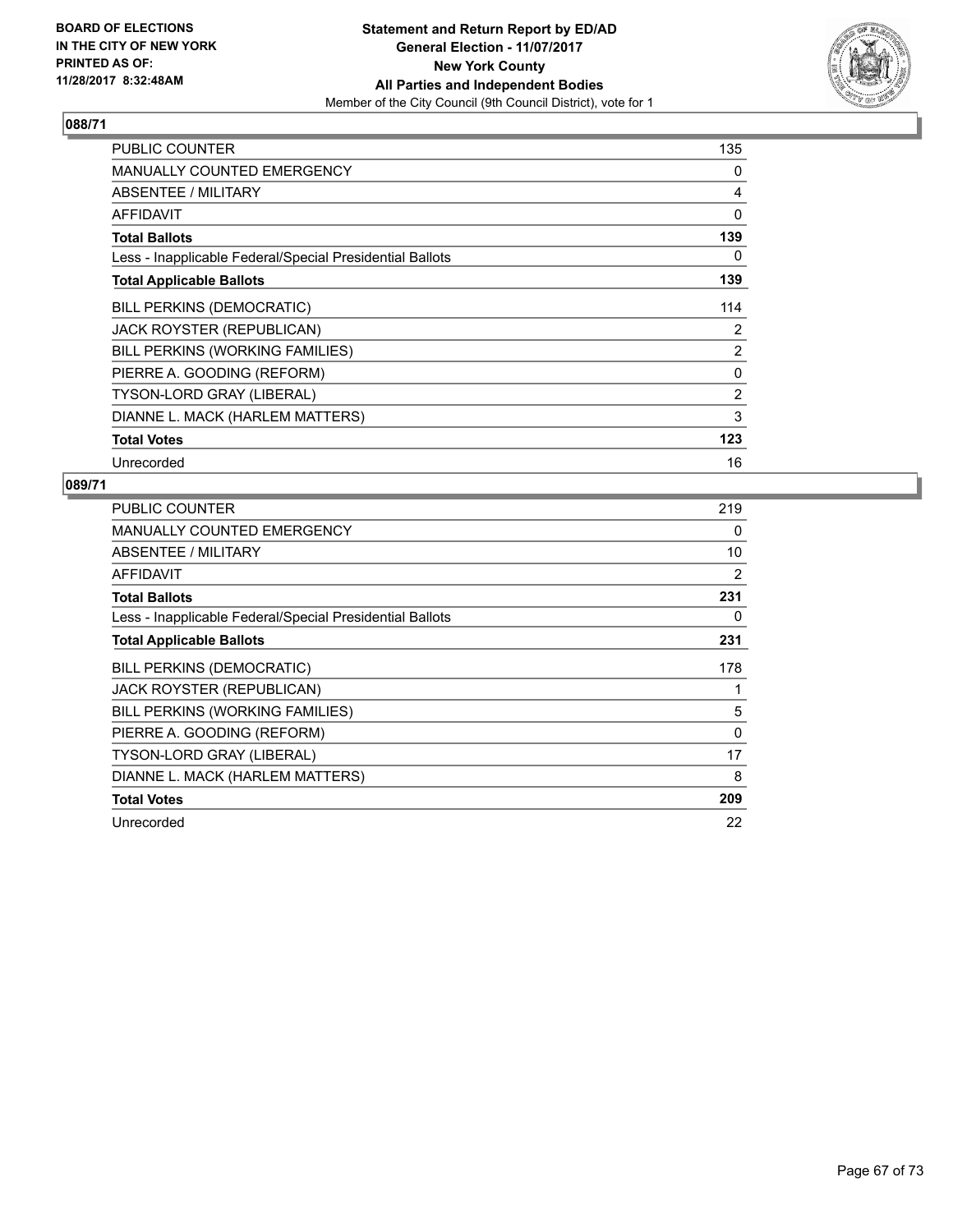BOARD OF ELECTIONS
IN THE CITY OF NEW YORK
PRINTED AS OF:
11/28/2017 8:32:48AM

**Statement and Return Report by ED/AD**
**General Election - 11/07/2017**
**New York County**
**All Parties and Independent Bodies**
Member of the City Council (9th Council District), vote for 1

## 088/71

| | |
|---|---|
| PUBLIC COUNTER | 135 |
| MANUALLY COUNTED EMERGENCY | 0 |
| ABSENTEE / MILITARY | 4 |
| AFFIDAVIT | 0 |
| **Total Ballots** | **139** |
| Less - Inapplicable Federal/Special Presidential Ballots | 0 |
| **Total Applicable Ballots** | **139** |
| BILL PERKINS (DEMOCRATIC) | 114 |
| JACK ROYSTER (REPUBLICAN) | 2 |
| BILL PERKINS (WORKING FAMILIES) | 2 |
| PIERRE A. GOODING (REFORM) | 0 |
| TYSON-LORD GRAY (LIBERAL) | 2 |
| DIANNE L. MACK (HARLEM MATTERS) | 3 |
| **Total Votes** | **123** |
| Unrecorded | 16 |

## 089/71

| | |
|---|---|
| PUBLIC COUNTER | 219 |
| MANUALLY COUNTED EMERGENCY | 0 |
| ABSENTEE / MILITARY | 10 |
| AFFIDAVIT | 2 |
| **Total Ballots** | **231** |
| Less - Inapplicable Federal/Special Presidential Ballots | 0 |
| **Total Applicable Ballots** | **231** |
| BILL PERKINS (DEMOCRATIC) | 178 |
| JACK ROYSTER (REPUBLICAN) | 1 |
| BILL PERKINS (WORKING FAMILIES) | 5 |
| PIERRE A. GOODING (REFORM) | 0 |
| TYSON-LORD GRAY (LIBERAL) | 17 |
| DIANNE L. MACK (HARLEM MATTERS) | 8 |
| **Total Votes** | **209** |
| Unrecorded | 22 |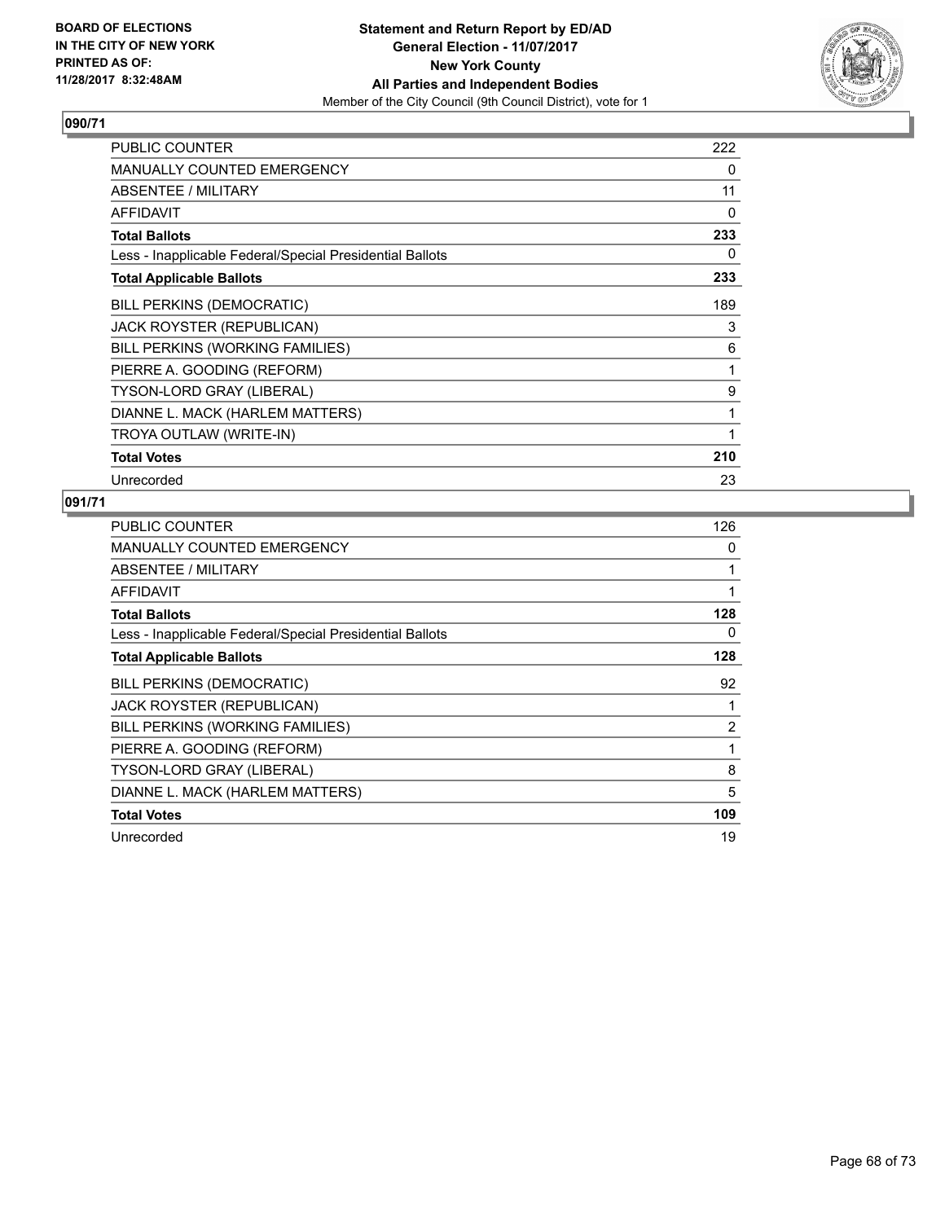BOARD OF ELECTIONS
IN THE CITY OF NEW YORK
PRINTED AS OF:
11/28/2017 8:32:48AM

**Statement and Return Report by ED/AD**
**General Election - 11/07/2017**
**New York County**
**All Parties and Independent Bodies**
Member of the City Council (9th Council District), vote for 1

## 090/71

| | |
|---|---|
| PUBLIC COUNTER | 222 |
| MANUALLY COUNTED EMERGENCY | 0 |
| ABSENTEE / MILITARY | 11 |
| AFFIDAVIT | 0 |
| **Total Ballots** | **233** |
| Less - Inapplicable Federal/Special Presidential Ballots | 0 |
| **Total Applicable Ballots** | **233** |
| BILL PERKINS (DEMOCRATIC) | 189 |
| JACK ROYSTER (REPUBLICAN) | 3 |
| BILL PERKINS (WORKING FAMILIES) | 6 |
| PIERRE A. GOODING (REFORM) | 1 |
| TYSON-LORD GRAY (LIBERAL) | 9 |
| DIANNE L. MACK (HARLEM MATTERS) | 1 |
| TROYA OUTLAW (WRITE-IN) | 1 |
| **Total Votes** | **210** |
| Unrecorded | 23 |

## 091/71

| | |
|---|---|
| PUBLIC COUNTER | 126 |
| MANUALLY COUNTED EMERGENCY | 0 |
| ABSENTEE / MILITARY | 1 |
| AFFIDAVIT | 1 |
| **Total Ballots** | **128** |
| Less - Inapplicable Federal/Special Presidential Ballots | 0 |
| **Total Applicable Ballots** | **128** |
| BILL PERKINS (DEMOCRATIC) | 92 |
| JACK ROYSTER (REPUBLICAN) | 1 |
| BILL PERKINS (WORKING FAMILIES) | 2 |
| PIERRE A. GOODING (REFORM) | 1 |
| TYSON-LORD GRAY (LIBERAL) | 8 |
| DIANNE L. MACK (HARLEM MATTERS) | 5 |
| **Total Votes** | **109** |
| Unrecorded | 19 |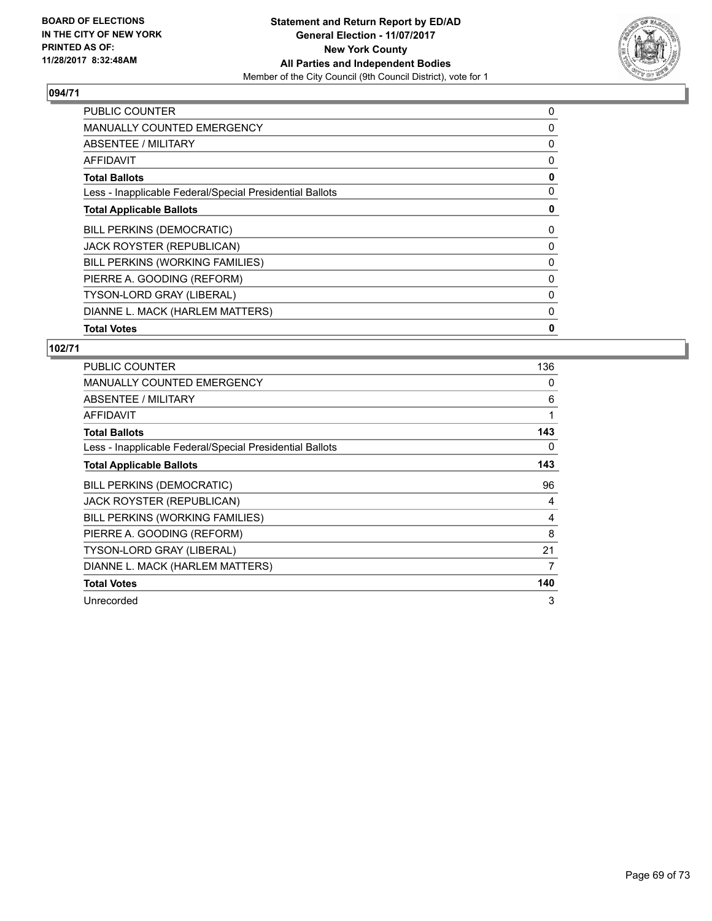BOARD OF ELECTIONS
IN THE CITY OF NEW YORK
PRINTED AS OF:
11/28/2017 8:32:48AM

**Statement and Return Report by ED/AD**
**General Election - 11/07/2017**
**New York County**
**All Parties and Independent Bodies**
Member of the City Council (9th Council District), vote for 1

### 094/71

| | |
|---|---|
| PUBLIC COUNTER | 0 |
| MANUALLY COUNTED EMERGENCY | 0 |
| ABSENTEE / MILITARY | 0 |
| AFFIDAVIT | 0 |
| **Total Ballots** | **0** |
| Less - Inapplicable Federal/Special Presidential Ballots | 0 |
| **Total Applicable Ballots** | **0** |
| BILL PERKINS (DEMOCRATIC) | 0 |
| JACK ROYSTER (REPUBLICAN) | 0 |
| BILL PERKINS (WORKING FAMILIES) | 0 |
| PIERRE A. GOODING (REFORM) | 0 |
| TYSON-LORD GRAY (LIBERAL) | 0 |
| DIANNE L. MACK (HARLEM MATTERS) | 0 |
| **Total Votes** | **0** |

### 102/71

| | |
|---|---|
| PUBLIC COUNTER | 136 |
| MANUALLY COUNTED EMERGENCY | 0 |
| ABSENTEE / MILITARY | 6 |
| AFFIDAVIT | 1 |
| **Total Ballots** | **143** |
| Less - Inapplicable Federal/Special Presidential Ballots | 0 |
| **Total Applicable Ballots** | **143** |
| BILL PERKINS (DEMOCRATIC) | 96 |
| JACK ROYSTER (REPUBLICAN) | 4 |
| BILL PERKINS (WORKING FAMILIES) | 4 |
| PIERRE A. GOODING (REFORM) | 8 |
| TYSON-LORD GRAY (LIBERAL) | 21 |
| DIANNE L. MACK (HARLEM MATTERS) | 7 |
| **Total Votes** | **140** |
| Unrecorded | 3 |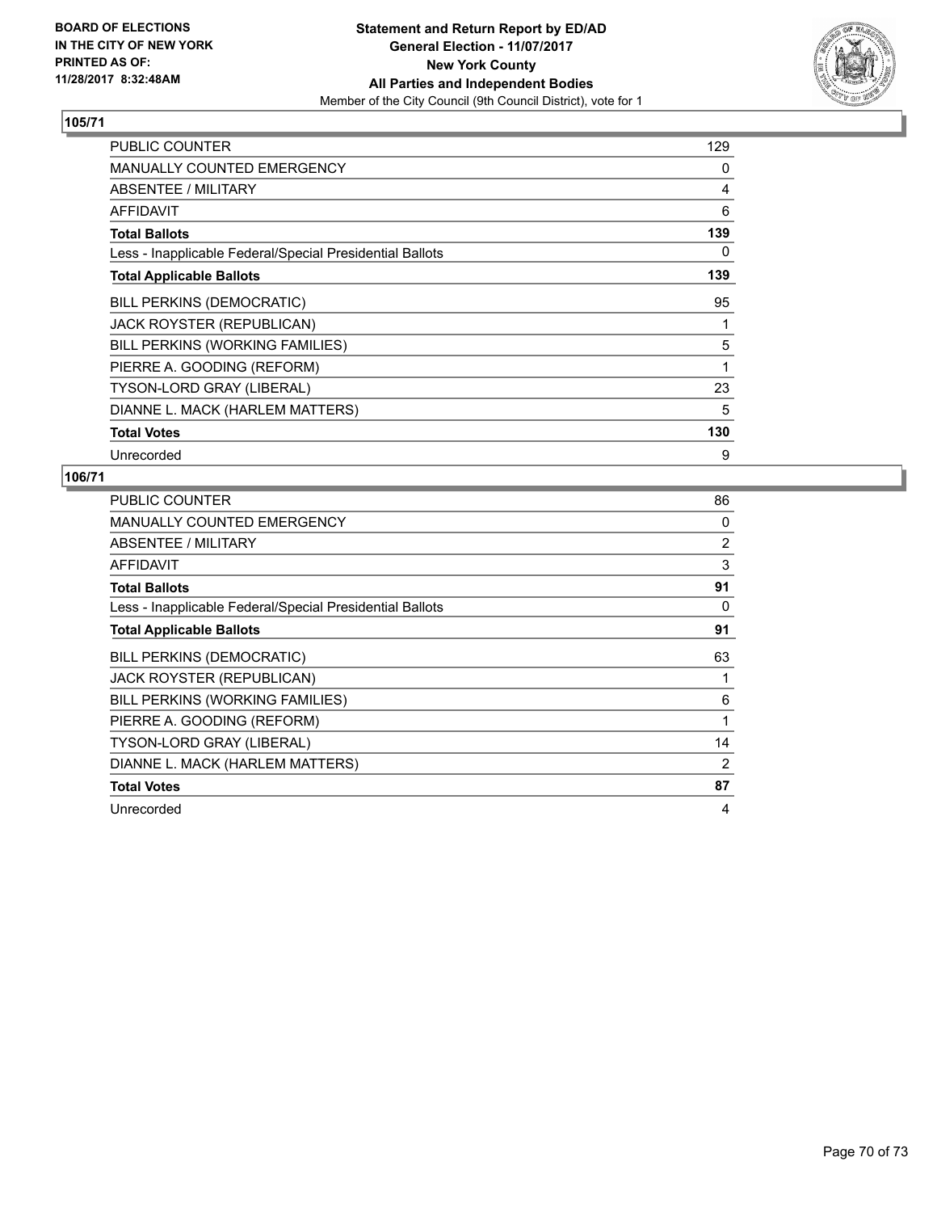**BOARD OF ELECTIONS IN THE CITY OF NEW YORK PRINTED AS OF: 11/28/2017 8:32:48AM**

**Statement and Return Report by ED/AD**
**General Election - 11/07/2017**
**New York County**
**All Parties and Independent Bodies**
Member of the City Council (9th Council District), vote for 1

## 105/71

| | |
|---|---|
| PUBLIC COUNTER | 129 |
| MANUALLY COUNTED EMERGENCY | 0 |
| ABSENTEE / MILITARY | 4 |
| AFFIDAVIT | 6 |
| **Total Ballots** | **139** |
| Less - Inapplicable Federal/Special Presidential Ballots | 0 |
| **Total Applicable Ballots** | **139** |
| BILL PERKINS (DEMOCRATIC) | 95 |
| JACK ROYSTER (REPUBLICAN) | 1 |
| BILL PERKINS (WORKING FAMILIES) | 5 |
| PIERRE A. GOODING (REFORM) | 1 |
| TYSON-LORD GRAY (LIBERAL) | 23 |
| DIANNE L. MACK (HARLEM MATTERS) | 5 |
| **Total Votes** | **130** |
| Unrecorded | 9 |

## 106/71

| | |
|---|---|
| PUBLIC COUNTER | 86 |
| MANUALLY COUNTED EMERGENCY | 0 |
| ABSENTEE / MILITARY | 2 |
| AFFIDAVIT | 3 |
| **Total Ballots** | **91** |
| Less - Inapplicable Federal/Special Presidential Ballots | 0 |
| **Total Applicable Ballots** | **91** |
| BILL PERKINS (DEMOCRATIC) | 63 |
| JACK ROYSTER (REPUBLICAN) | 1 |
| BILL PERKINS (WORKING FAMILIES) | 6 |
| PIERRE A. GOODING (REFORM) | 1 |
| TYSON-LORD GRAY (LIBERAL) | 14 |
| DIANNE L. MACK (HARLEM MATTERS) | 2 |
| **Total Votes** | **87** |
| Unrecorded | 4 |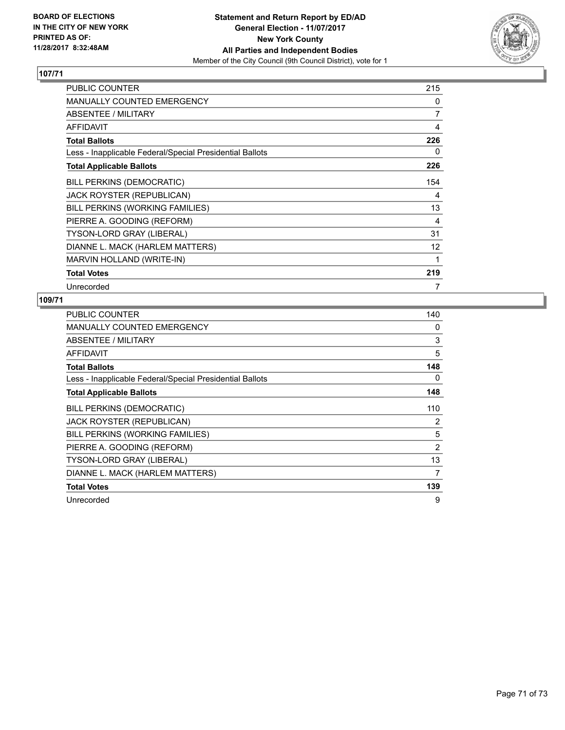**BOARD OF ELECTIONS IN THE CITY OF NEW YORK PRINTED AS OF: 11/28/2017 8:32:48AM**

**Statement and Return Report by ED/AD**
**General Election - 11/07/2017**
**New York County**
**All Parties and Independent Bodies**
Member of the City Council (9th Council District), vote for 1

## 107/71

| | |
|---|---|
| PUBLIC COUNTER | 215 |
| MANUALLY COUNTED EMERGENCY | 0 |
| ABSENTEE / MILITARY | 7 |
| AFFIDAVIT | 4 |
| **Total Ballots** | **226** |
| Less - Inapplicable Federal/Special Presidential Ballots | 0 |
| **Total Applicable Ballots** | **226** |
| BILL PERKINS (DEMOCRATIC) | 154 |
| JACK ROYSTER (REPUBLICAN) | 4 |
| BILL PERKINS (WORKING FAMILIES) | 13 |
| PIERRE A. GOODING (REFORM) | 4 |
| TYSON-LORD GRAY (LIBERAL) | 31 |
| DIANNE L. MACK (HARLEM MATTERS) | 12 |
| MARVIN HOLLAND (WRITE-IN) | 1 |
| **Total Votes** | **219** |
| Unrecorded | 7 |

## 109/71

| | |
|---|---|
| PUBLIC COUNTER | 140 |
| MANUALLY COUNTED EMERGENCY | 0 |
| ABSENTEE / MILITARY | 3 |
| AFFIDAVIT | 5 |
| **Total Ballots** | **148** |
| Less - Inapplicable Federal/Special Presidential Ballots | 0 |
| **Total Applicable Ballots** | **148** |
| BILL PERKINS (DEMOCRATIC) | 110 |
| JACK ROYSTER (REPUBLICAN) | 2 |
| BILL PERKINS (WORKING FAMILIES) | 5 |
| PIERRE A. GOODING (REFORM) | 2 |
| TYSON-LORD GRAY (LIBERAL) | 13 |
| DIANNE L. MACK (HARLEM MATTERS) | 7 |
| **Total Votes** | **139** |
| Unrecorded | 9 |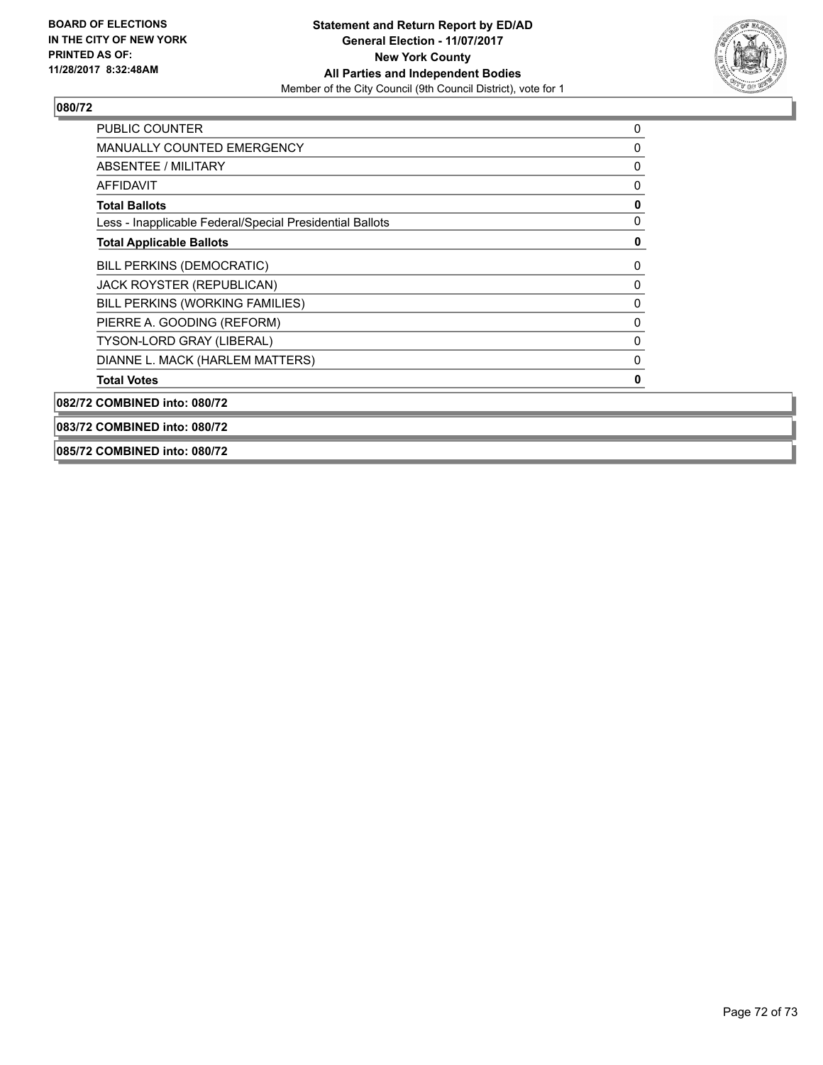**BOARD OF ELECTIONS IN THE CITY OF NEW YORK PRINTED AS OF: 11/28/2017 8:32:48AM**

**Statement and Return Report by ED/AD**
**General Election - 11/07/2017**
**New York County**
**All Parties and Independent Bodies**
Member of the City Council (9th Council District), vote for 1

## 080/72

| | |
|---|---|
| PUBLIC COUNTER | 0 |
| MANUALLY COUNTED EMERGENCY | 0 |
| ABSENTEE / MILITARY | 0 |
| AFFIDAVIT | 0 |
| **Total Ballots** | **0** |
| Less - Inapplicable Federal/Special Presidential Ballots | 0 |
| **Total Applicable Ballots** | **0** |
| BILL PERKINS (DEMOCRATIC) | 0 |
| JACK ROYSTER (REPUBLICAN) | 0 |
| BILL PERKINS (WORKING FAMILIES) | 0 |
| PIERRE A. GOODING (REFORM) | 0 |
| TYSON-LORD GRAY (LIBERAL) | 0 |
| DIANNE L. MACK (HARLEM MATTERS) | 0 |
| **Total Votes** | **0** |

**082/72 COMBINED into: 080/72**

**083/72 COMBINED into: 080/72**

**085/72 COMBINED into: 080/72**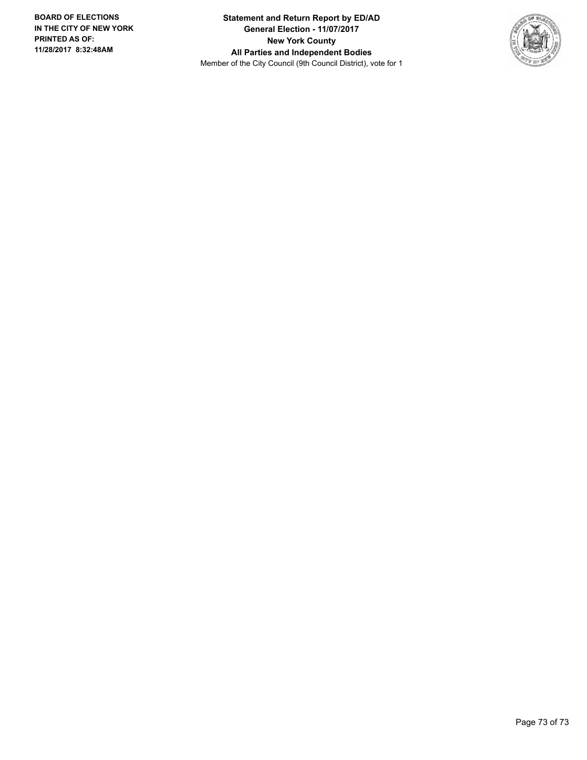**BOARD OF ELECTIONS**
**IN THE CITY OF NEW YORK**
**PRINTED AS OF:**
**11/28/2017 8:32:48AM**

**Statement and Return Report by ED/AD**
**General Election - 11/07/2017**
**New York County**
**All Parties and Independent Bodies**
Member of the City Council (9th Council District), vote for 1